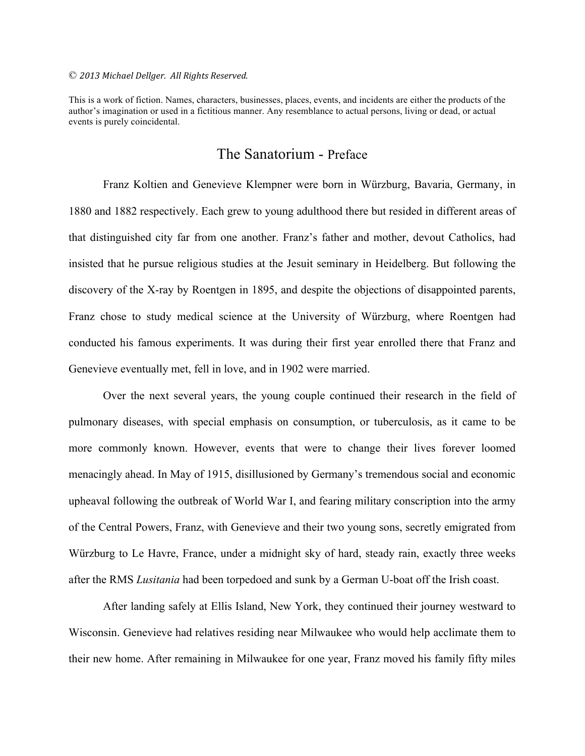*© 2013 Michael Dellger. All Rights Reserved.*

This is a work of fiction. Names, characters, businesses, places, events, and incidents are either the products of the author's imagination or used in a fictitious manner. Any resemblance to actual persons, living or dead, or actual events is purely coincidental.

# The Sanatorium - Preface

Franz Koltien and Genevieve Klempner were born in Würzburg, Bavaria, Germany, in 1880 and 1882 respectively. Each grew to young adulthood there but resided in different areas of that distinguished city far from one another. Franz's father and mother, devout Catholics, had insisted that he pursue religious studies at the Jesuit seminary in Heidelberg. But following the discovery of the X-ray by Roentgen in 1895, and despite the objections of disappointed parents, Franz chose to study medical science at the University of Würzburg, where Roentgen had conducted his famous experiments. It was during their first year enrolled there that Franz and Genevieve eventually met, fell in love, and in 1902 were married.

Over the next several years, the young couple continued their research in the field of pulmonary diseases, with special emphasis on consumption, or tuberculosis, as it came to be more commonly known. However, events that were to change their lives forever loomed menacingly ahead. In May of 1915, disillusioned by Germany's tremendous social and economic upheaval following the outbreak of World War I, and fearing military conscription into the army of the Central Powers, Franz, with Genevieve and their two young sons, secretly emigrated from Würzburg to Le Havre, France, under a midnight sky of hard, steady rain, exactly three weeks after the RMS *Lusitania* had been torpedoed and sunk by a German U-boat off the Irish coast.

After landing safely at Ellis Island, New York, they continued their journey westward to Wisconsin. Genevieve had relatives residing near Milwaukee who would help acclimate them to their new home. After remaining in Milwaukee for one year, Franz moved his family fifty miles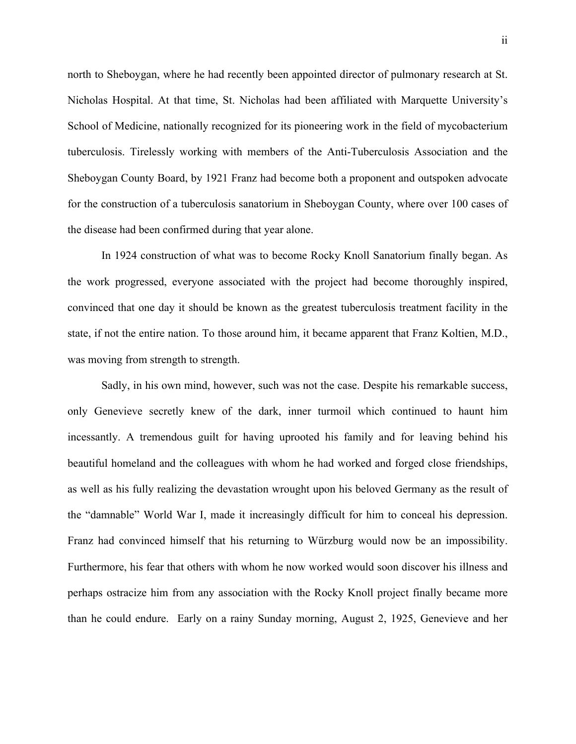north to Sheboygan, where he had recently been appointed director of pulmonary research at St. Nicholas Hospital. At that time, St. Nicholas had been affiliated with Marquette University's School of Medicine, nationally recognized for its pioneering work in the field of mycobacterium tuberculosis. Tirelessly working with members of the Anti-Tuberculosis Association and the Sheboygan County Board, by 1921 Franz had become both a proponent and outspoken advocate for the construction of a tuberculosis sanatorium in Sheboygan County, where over 100 cases of the disease had been confirmed during that year alone.

In 1924 construction of what was to become Rocky Knoll Sanatorium finally began. As the work progressed, everyone associated with the project had become thoroughly inspired, convinced that one day it should be known as the greatest tuberculosis treatment facility in the state, if not the entire nation. To those around him, it became apparent that Franz Koltien, M.D., was moving from strength to strength.

Sadly, in his own mind, however, such was not the case. Despite his remarkable success, only Genevieve secretly knew of the dark, inner turmoil which continued to haunt him incessantly. A tremendous guilt for having uprooted his family and for leaving behind his beautiful homeland and the colleagues with whom he had worked and forged close friendships, as well as his fully realizing the devastation wrought upon his beloved Germany as the result of the "damnable" World War I, made it increasingly difficult for him to conceal his depression. Franz had convinced himself that his returning to Würzburg would now be an impossibility. Furthermore, his fear that others with whom he now worked would soon discover his illness and perhaps ostracize him from any association with the Rocky Knoll project finally became more than he could endure. Early on a rainy Sunday morning, August 2, 1925, Genevieve and her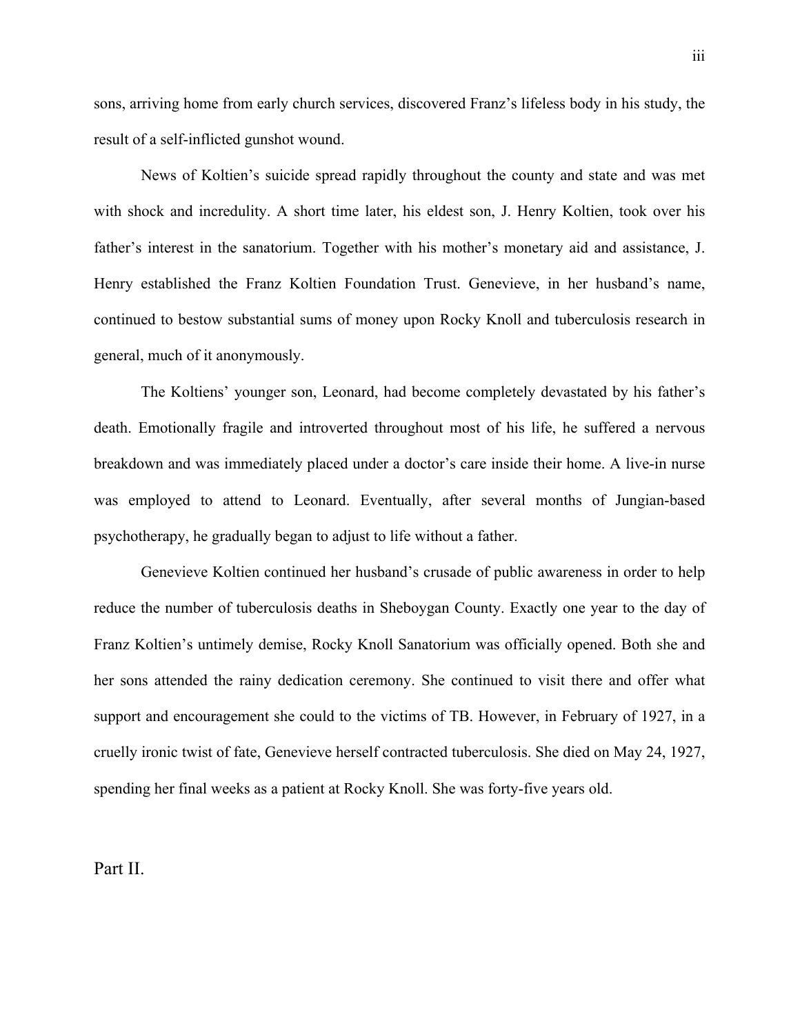sons, arriving home from early church services, discovered Franz's lifeless body in his study, the result of a self-inflicted gunshot wound.

News of Koltien's suicide spread rapidly throughout the county and state and was met with shock and incredulity. A short time later, his eldest son, J. Henry Koltien, took over his father's interest in the sanatorium. Together with his mother's monetary aid and assistance, J. Henry established the Franz Koltien Foundation Trust. Genevieve, in her husband's name, continued to bestow substantial sums of money upon Rocky Knoll and tuberculosis research in general, much of it anonymously.

The Koltiens' younger son, Leonard, had become completely devastated by his father's death. Emotionally fragile and introverted throughout most of his life, he suffered a nervous breakdown and was immediately placed under a doctor's care inside their home. A live-in nurse was employed to attend to Leonard. Eventually, after several months of Jungian-based psychotherapy, he gradually began to adjust to life without a father.

Genevieve Koltien continued her husband's crusade of public awareness in order to help reduce the number of tuberculosis deaths in Sheboygan County. Exactly one year to the day of Franz Koltien's untimely demise, Rocky Knoll Sanatorium was officially opened. Both she and her sons attended the rainy dedication ceremony. She continued to visit there and offer what support and encouragement she could to the victims of TB. However, in February of 1927, in a cruelly ironic twist of fate, Genevieve herself contracted tuberculosis. She died on May 24, 1927, spending her final weeks as a patient at Rocky Knoll. She was forty-five years old.

## Part II.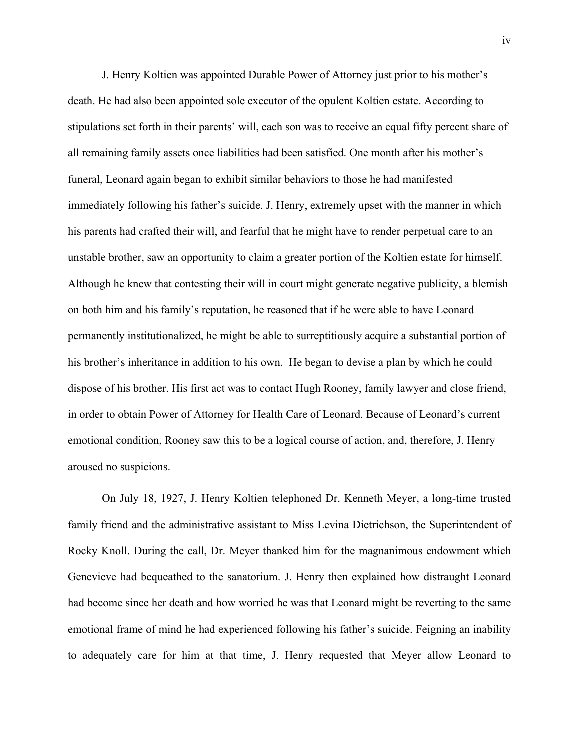J. Henry Koltien was appointed Durable Power of Attorney just prior to his mother's death. He had also been appointed sole executor of the opulent Koltien estate. According to stipulations set forth in their parents' will, each son was to receive an equal fifty percent share of all remaining family assets once liabilities had been satisfied. One month after his mother's funeral, Leonard again began to exhibit similar behaviors to those he had manifested immediately following his father's suicide. J. Henry, extremely upset with the manner in which his parents had crafted their will, and fearful that he might have to render perpetual care to an unstable brother, saw an opportunity to claim a greater portion of the Koltien estate for himself. Although he knew that contesting their will in court might generate negative publicity, a blemish on both him and his family's reputation, he reasoned that if he were able to have Leonard permanently institutionalized, he might be able to surreptitiously acquire a substantial portion of his brother's inheritance in addition to his own. He began to devise a plan by which he could dispose of his brother. His first act was to contact Hugh Rooney, family lawyer and close friend, in order to obtain Power of Attorney for Health Care of Leonard. Because of Leonard's current emotional condition, Rooney saw this to be a logical course of action, and, therefore, J. Henry aroused no suspicions.

On July 18, 1927, J. Henry Koltien telephoned Dr. Kenneth Meyer, a long-time trusted family friend and the administrative assistant to Miss Levina Dietrichson, the Superintendent of Rocky Knoll. During the call, Dr. Meyer thanked him for the magnanimous endowment which Genevieve had bequeathed to the sanatorium. J. Henry then explained how distraught Leonard had become since her death and how worried he was that Leonard might be reverting to the same emotional frame of mind he had experienced following his father's suicide. Feigning an inability to adequately care for him at that time, J. Henry requested that Meyer allow Leonard to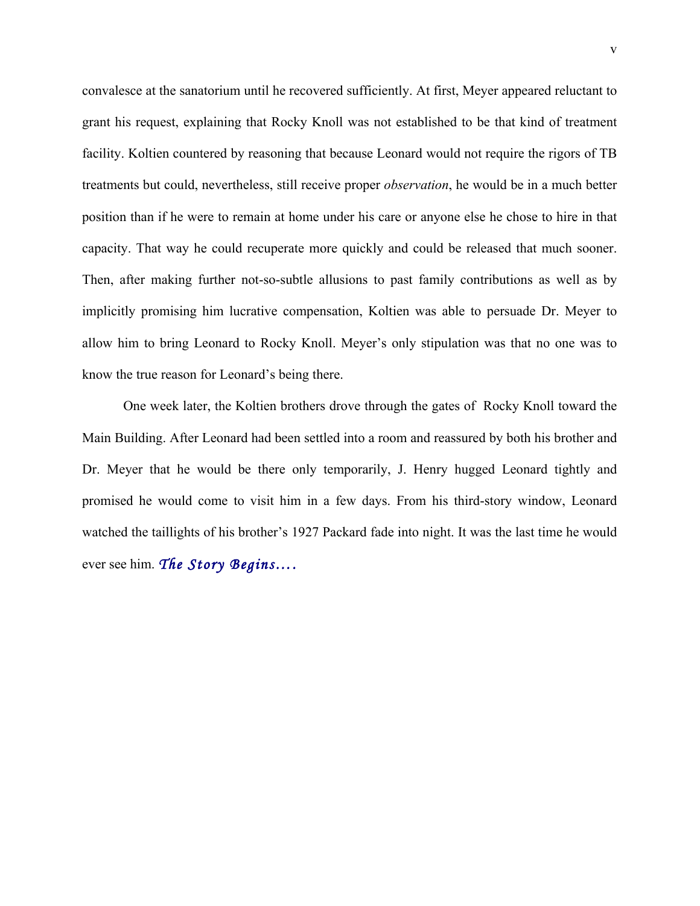convalesce at the sanatorium until he recovered sufficiently. At first, Meyer appeared reluctant to grant his request, explaining that Rocky Knoll was not established to be that kind of treatment facility. Koltien countered by reasoning that because Leonard would not require the rigors of TB treatments but could, nevertheless, still receive proper *observation*, he would be in a much better position than if he were to remain at home under his care or anyone else he chose to hire in that capacity. That way he could recuperate more quickly and could be released that much sooner. Then, after making further not-so-subtle allusions to past family contributions as well as by implicitly promising him lucrative compensation, Koltien was able to persuade Dr. Meyer to allow him to bring Leonard to Rocky Knoll. Meyer's only stipulation was that no one was to know the true reason for Leonard's being there.

One week later, the Koltien brothers drove through the gates of Rocky Knoll toward the Main Building. After Leonard had been settled into a room and reassured by both his brother and Dr. Meyer that he would be there only temporarily, J. Henry hugged Leonard tightly and promised he would come to visit him in a few days. From his third-story window, Leonard watched the taillights of his brother's 1927 Packard fade into night. It was the last time he would ever see him. *The Story Begins….*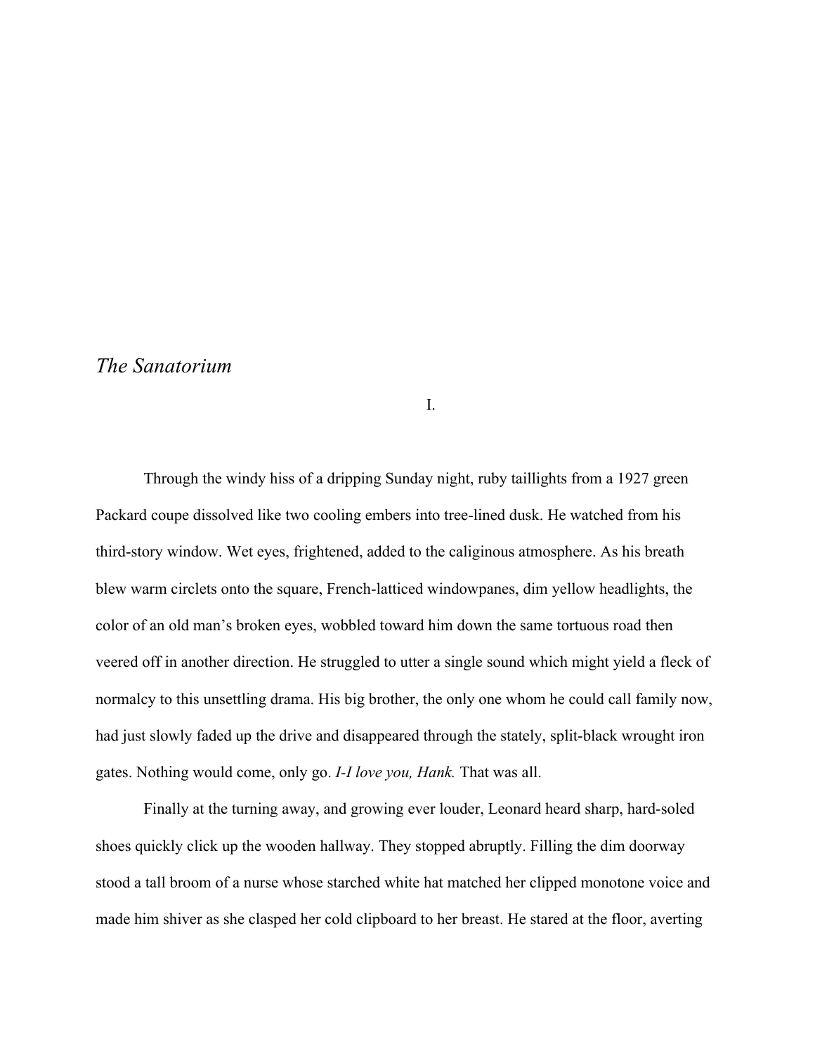## *The Sanatorium*

I.

Through the windy hiss of a dripping Sunday night, ruby taillights from a 1927 green Packard coupe dissolved like two cooling embers into tree-lined dusk. He watched from his third-story window. Wet eyes, frightened, added to the caliginous atmosphere. As his breath blew warm circlets onto the square, French-latticed windowpanes, dim yellow headlights, the color of an old man's broken eyes, wobbled toward him down the same tortuous road then veered off in another direction. He struggled to utter a single sound which might yield a fleck of normalcy to this unsettling drama. His big brother, the only one whom he could call family now, had just slowly faded up the drive and disappeared through the stately, split-black wrought iron gates. Nothing would come, only go. *I-I love you, Hank.* That was all.

Finally at the turning away, and growing ever louder, Leonard heard sharp, hard-soled shoes quickly click up the wooden hallway. They stopped abruptly. Filling the dim doorway stood a tall broom of a nurse whose starched white hat matched her clipped monotone voice and made him shiver as she clasped her cold clipboard to her breast. He stared at the floor, averting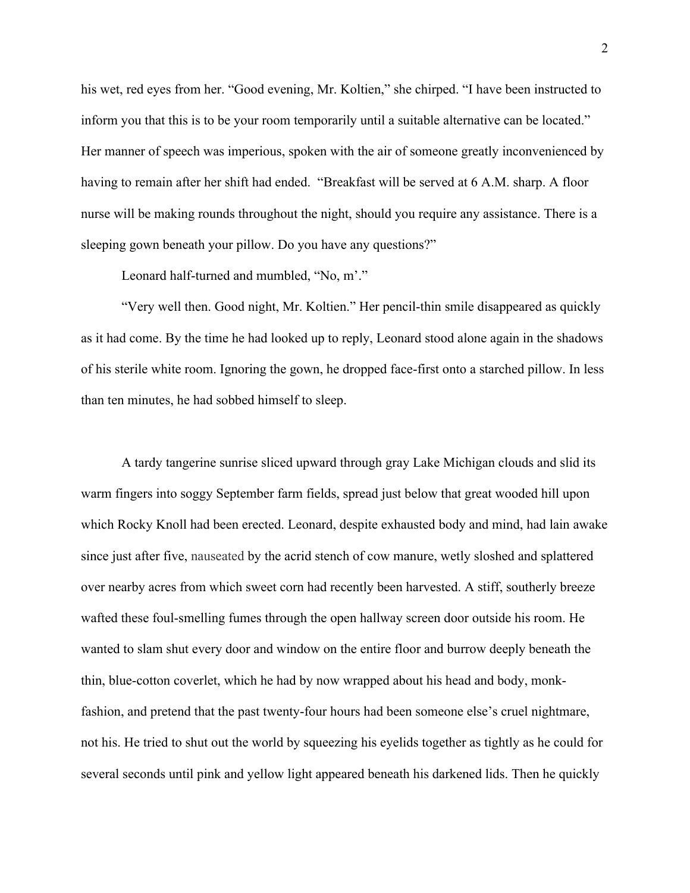his wet, red eyes from her. "Good evening, Mr. Koltien," she chirped. "I have been instructed to inform you that this is to be your room temporarily until a suitable alternative can be located." Her manner of speech was imperious, spoken with the air of someone greatly inconvenienced by having to remain after her shift had ended. "Breakfast will be served at 6 A.M. sharp. A floor nurse will be making rounds throughout the night, should you require any assistance. There is a sleeping gown beneath your pillow. Do you have any questions?"

Leonard half-turned and mumbled, "No, m'."

"Very well then. Good night, Mr. Koltien." Her pencil-thin smile disappeared as quickly as it had come. By the time he had looked up to reply, Leonard stood alone again in the shadows of his sterile white room. Ignoring the gown, he dropped face-first onto a starched pillow. In less than ten minutes, he had sobbed himself to sleep.

A tardy tangerine sunrise sliced upward through gray Lake Michigan clouds and slid its warm fingers into soggy September farm fields, spread just below that great wooded hill upon which Rocky Knoll had been erected. Leonard, despite exhausted body and mind, had lain awake since just after five, nauseated by the acrid stench of cow manure, wetly sloshed and splattered over nearby acres from which sweet corn had recently been harvested. A stiff, southerly breeze wafted these foul-smelling fumes through the open hallway screen door outside his room. He wanted to slam shut every door and window on the entire floor and burrow deeply beneath the thin, blue-cotton coverlet, which he had by now wrapped about his head and body, monk-fashion, and pretend that the past twenty-four hours had been someone else's cruel nightmare, not his. He tried to shut out the world by squeezing his eyelids together as tightly as he could for several seconds until pink and yellow light appeared beneath his darkened lids. Then he quickly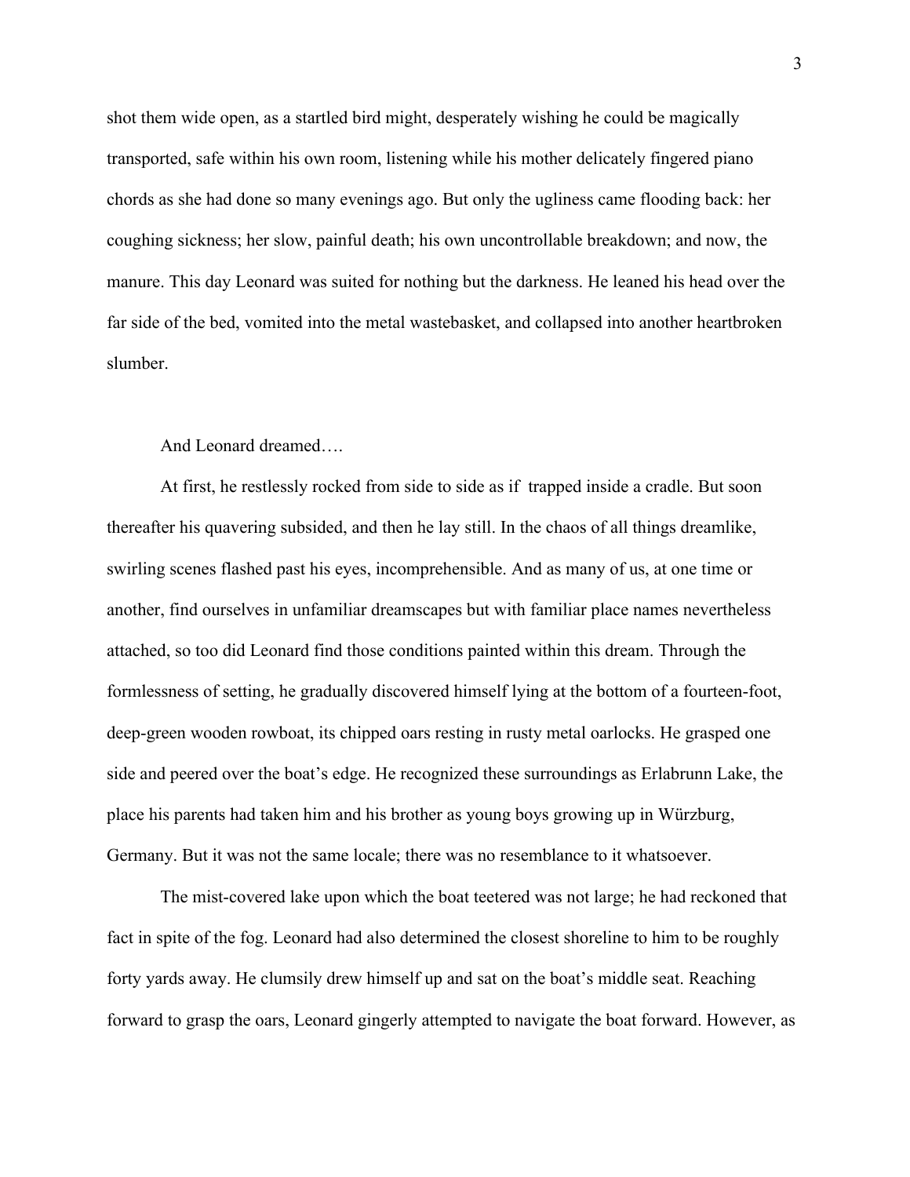shot them wide open, as a startled bird might, desperately wishing he could be magically transported, safe within his own room, listening while his mother delicately fingered piano chords as she had done so many evenings ago. But only the ugliness came flooding back: her coughing sickness; her slow, painful death; his own uncontrollable breakdown; and now, the manure. This day Leonard was suited for nothing but the darkness. He leaned his head over the far side of the bed, vomited into the metal wastebasket, and collapsed into another heartbroken slumber.

And Leonard dreamed….

At first, he restlessly rocked from side to side as if trapped inside a cradle. But soon thereafter his quavering subsided, and then he lay still. In the chaos of all things dreamlike, swirling scenes flashed past his eyes, incomprehensible. And as many of us, at one time or another, find ourselves in unfamiliar dreamscapes but with familiar place names nevertheless attached, so too did Leonard find those conditions painted within this dream. Through the formlessness of setting, he gradually discovered himself lying at the bottom of a fourteen-foot, deep-green wooden rowboat, its chipped oars resting in rusty metal oarlocks. He grasped one side and peered over the boat's edge. He recognized these surroundings as Erlabrunn Lake, the place his parents had taken him and his brother as young boys growing up in Würzburg, Germany. But it was not the same locale; there was no resemblance to it whatsoever.

The mist-covered lake upon which the boat teetered was not large; he had reckoned that fact in spite of the fog. Leonard had also determined the closest shoreline to him to be roughly forty yards away. He clumsily drew himself up and sat on the boat's middle seat. Reaching forward to grasp the oars, Leonard gingerly attempted to navigate the boat forward. However, as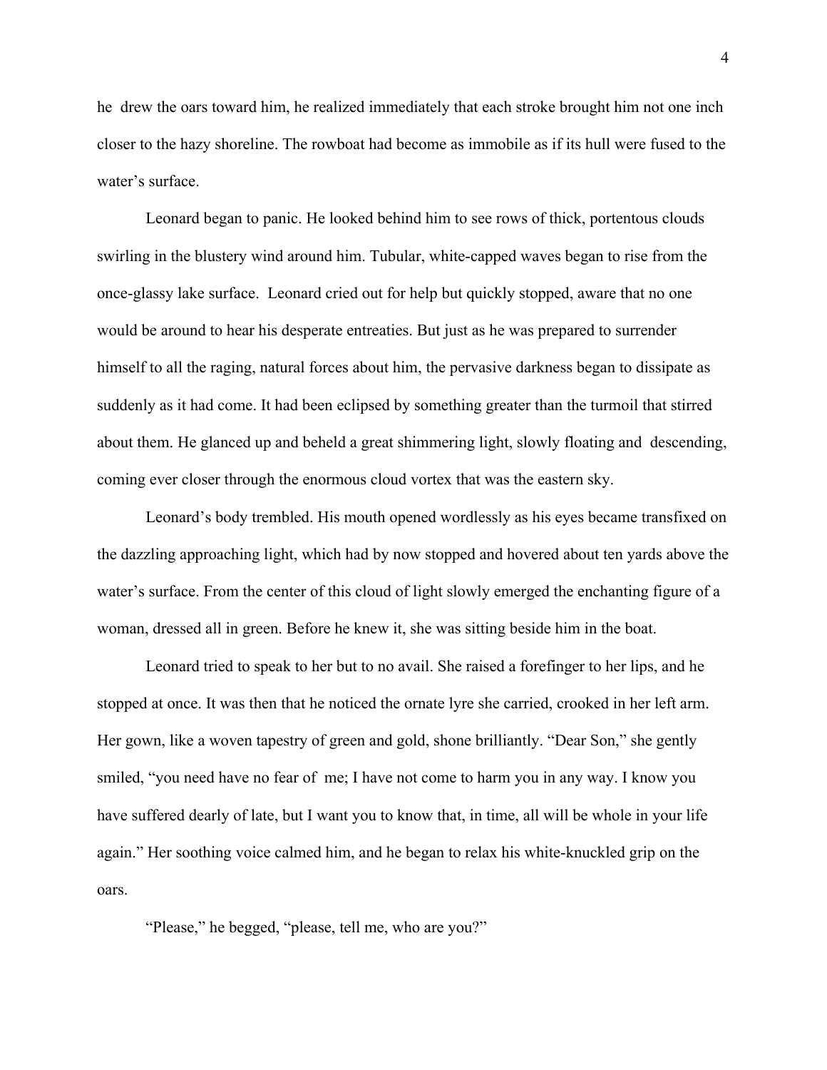he drew the oars toward him, he realized immediately that each stroke brought him not one inch closer to the hazy shoreline. The rowboat had become as immobile as if its hull were fused to the water's surface.

Leonard began to panic. He looked behind him to see rows of thick, portentous clouds swirling in the blustery wind around him. Tubular, white-capped waves began to rise from the once-glassy lake surface. Leonard cried out for help but quickly stopped, aware that no one would be around to hear his desperate entreaties. But just as he was prepared to surrender himself to all the raging, natural forces about him, the pervasive darkness began to dissipate as suddenly as it had come. It had been eclipsed by something greater than the turmoil that stirred about them. He glanced up and beheld a great shimmering light, slowly floating and descending, coming ever closer through the enormous cloud vortex that was the eastern sky.

Leonard's body trembled. His mouth opened wordlessly as his eyes became transfixed on the dazzling approaching light, which had by now stopped and hovered about ten yards above the water's surface. From the center of this cloud of light slowly emerged the enchanting figure of a woman, dressed all in green. Before he knew it, she was sitting beside him in the boat.

Leonard tried to speak to her but to no avail. She raised a forefinger to her lips, and he stopped at once. It was then that he noticed the ornate lyre she carried, crooked in her left arm. Her gown, like a woven tapestry of green and gold, shone brilliantly. "Dear Son," she gently smiled, "you need have no fear of me; I have not come to harm you in any way. I know you have suffered dearly of late, but I want you to know that, in time, all will be whole in your life again." Her soothing voice calmed him, and he began to relax his white-knuckled grip on the oars.

"Please," he begged, "please, tell me, who are you?"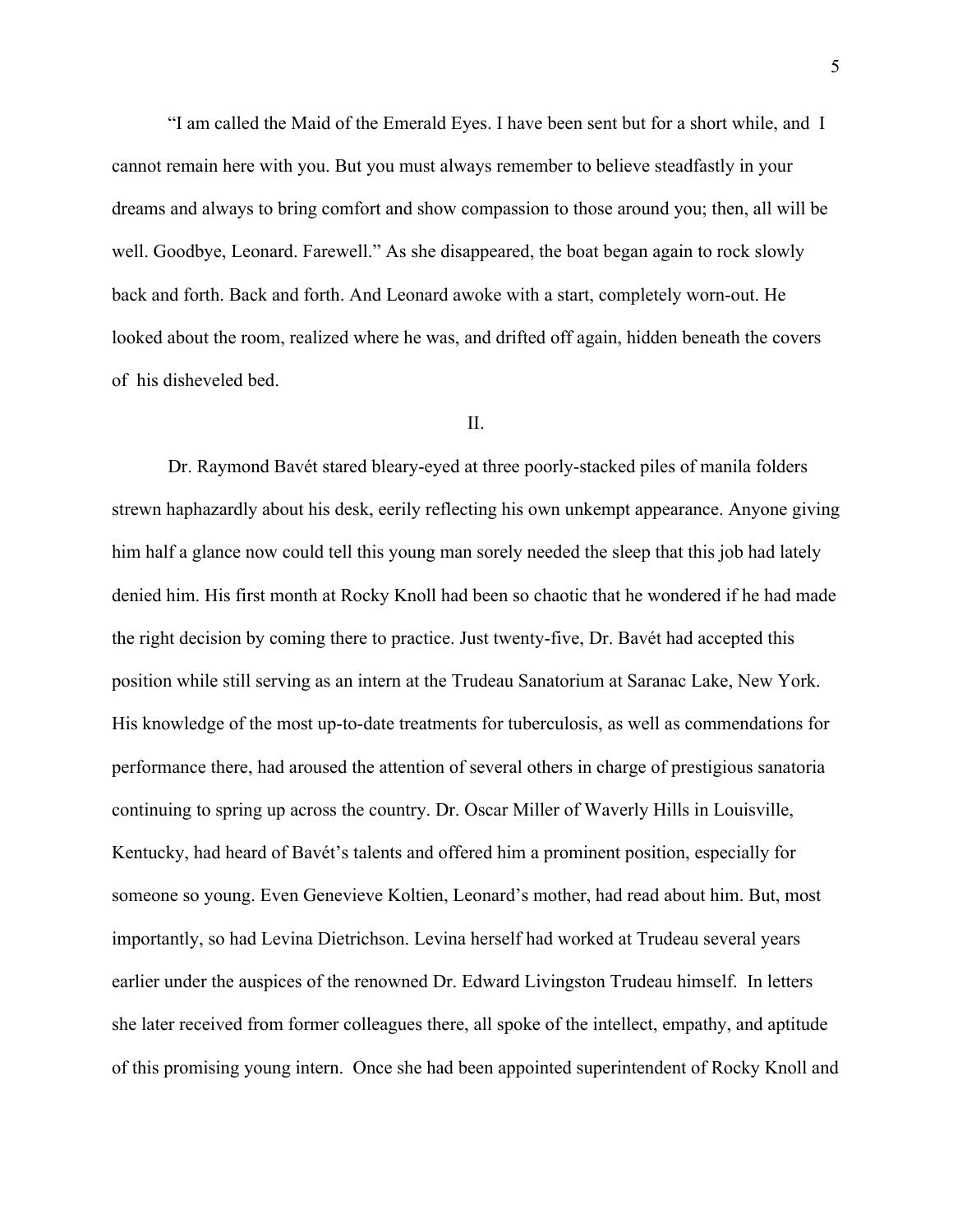"I am called the Maid of the Emerald Eyes. I have been sent but for a short while, and I cannot remain here with you. But you must always remember to believe steadfastly in your dreams and always to bring comfort and show compassion to those around you; then, all will be well. Goodbye, Leonard. Farewell." As she disappeared, the boat began again to rock slowly back and forth. Back and forth. And Leonard awoke with a start, completely worn-out. He looked about the room, realized where he was, and drifted off again, hidden beneath the covers of his disheveled bed.

## II.

Dr. Raymond Bavét stared bleary-eyed at three poorly-stacked piles of manila folders strewn haphazardly about his desk, eerily reflecting his own unkempt appearance. Anyone giving him half a glance now could tell this young man sorely needed the sleep that this job had lately denied him. His first month at Rocky Knoll had been so chaotic that he wondered if he had made the right decision by coming there to practice. Just twenty-five, Dr. Bavét had accepted this position while still serving as an intern at the Trudeau Sanatorium at Saranac Lake, New York. His knowledge of the most up-to-date treatments for tuberculosis, as well as commendations for performance there, had aroused the attention of several others in charge of prestigious sanatoria continuing to spring up across the country. Dr. Oscar Miller of Waverly Hills in Louisville, Kentucky, had heard of Bavét's talents and offered him a prominent position, especially for someone so young. Even Genevieve Koltien, Leonard's mother, had read about him. But, most importantly, so had Levina Dietrichson. Levina herself had worked at Trudeau several years earlier under the auspices of the renowned Dr. Edward Livingston Trudeau himself. In letters she later received from former colleagues there, all spoke of the intellect, empathy, and aptitude of this promising young intern. Once she had been appointed superintendent of Rocky Knoll and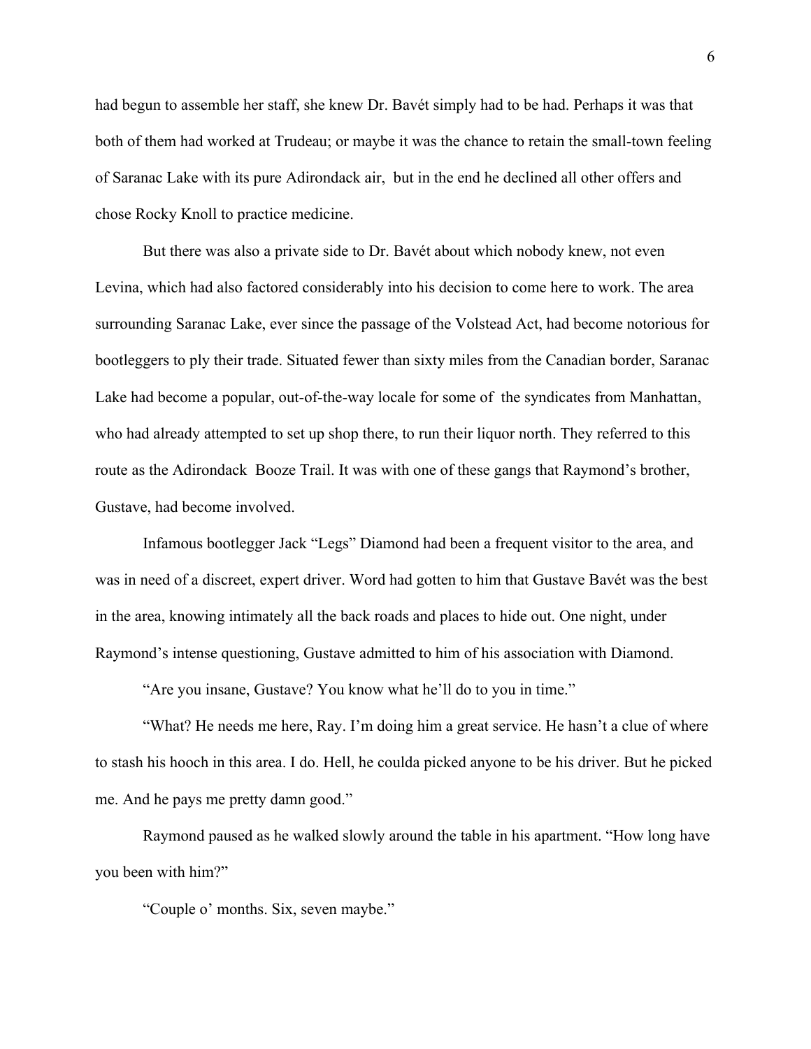had begun to assemble her staff, she knew Dr. Bavét simply had to be had. Perhaps it was that both of them had worked at Trudeau; or maybe it was the chance to retain the small-town feeling of Saranac Lake with its pure Adirondack air, but in the end he declined all other offers and chose Rocky Knoll to practice medicine.

But there was also a private side to Dr. Bavét about which nobody knew, not even Levina, which had also factored considerably into his decision to come here to work. The area surrounding Saranac Lake, ever since the passage of the Volstead Act, had become notorious for bootleggers to ply their trade. Situated fewer than sixty miles from the Canadian border, Saranac Lake had become a popular, out-of-the-way locale for some of the syndicates from Manhattan, who had already attempted to set up shop there, to run their liquor north. They referred to this route as the Adirondack Booze Trail. It was with one of these gangs that Raymond's brother, Gustave, had become involved.

Infamous bootlegger Jack "Legs" Diamond had been a frequent visitor to the area, and was in need of a discreet, expert driver. Word had gotten to him that Gustave Bavét was the best in the area, knowing intimately all the back roads and places to hide out. One night, under Raymond's intense questioning, Gustave admitted to him of his association with Diamond.

"Are you insane, Gustave? You know what he'll do to you in time."

"What? He needs me here, Ray. I'm doing him a great service. He hasn't a clue of where to stash his hooch in this area. I do. Hell, he coulda picked anyone to be his driver. But he picked me. And he pays me pretty damn good."

Raymond paused as he walked slowly around the table in his apartment. "How long have you been with him?"

"Couple o' months. Six, seven maybe."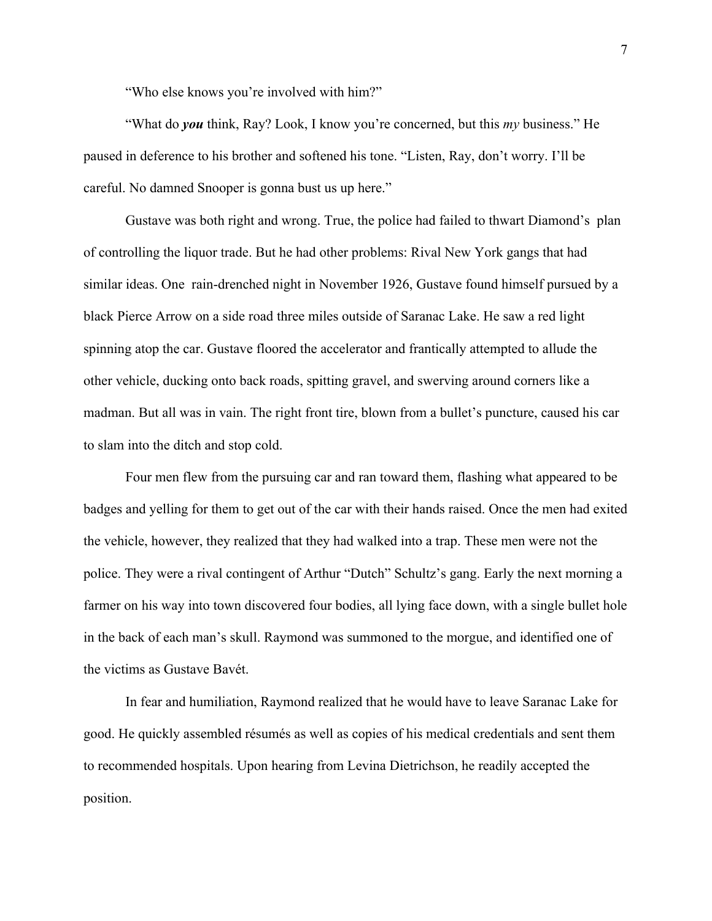"Who else knows you're involved with him?"

"What do ***you*** think, Ray? Look, I know you're concerned, but this *my* business." He paused in deference to his brother and softened his tone. "Listen, Ray, don't worry. I'll be careful. No damned Snooper is gonna bust us up here."

Gustave was both right and wrong. True, the police had failed to thwart Diamond's plan of controlling the liquor trade. But he had other problems: Rival New York gangs that had similar ideas. One rain-drenched night in November 1926, Gustave found himself pursued by a black Pierce Arrow on a side road three miles outside of Saranac Lake. He saw a red light spinning atop the car. Gustave floored the accelerator and frantically attempted to allude the other vehicle, ducking onto back roads, spitting gravel, and swerving around corners like a madman. But all was in vain. The right front tire, blown from a bullet's puncture, caused his car to slam into the ditch and stop cold.

Four men flew from the pursuing car and ran toward them, flashing what appeared to be badges and yelling for them to get out of the car with their hands raised. Once the men had exited the vehicle, however, they realized that they had walked into a trap. These men were not the police. They were a rival contingent of Arthur "Dutch" Schultz's gang. Early the next morning a farmer on his way into town discovered four bodies, all lying face down, with a single bullet hole in the back of each man's skull. Raymond was summoned to the morgue, and identified one of the victims as Gustave Bavét.

In fear and humiliation, Raymond realized that he would have to leave Saranac Lake for good. He quickly assembled résumés as well as copies of his medical credentials and sent them to recommended hospitals. Upon hearing from Levina Dietrichson, he readily accepted the position.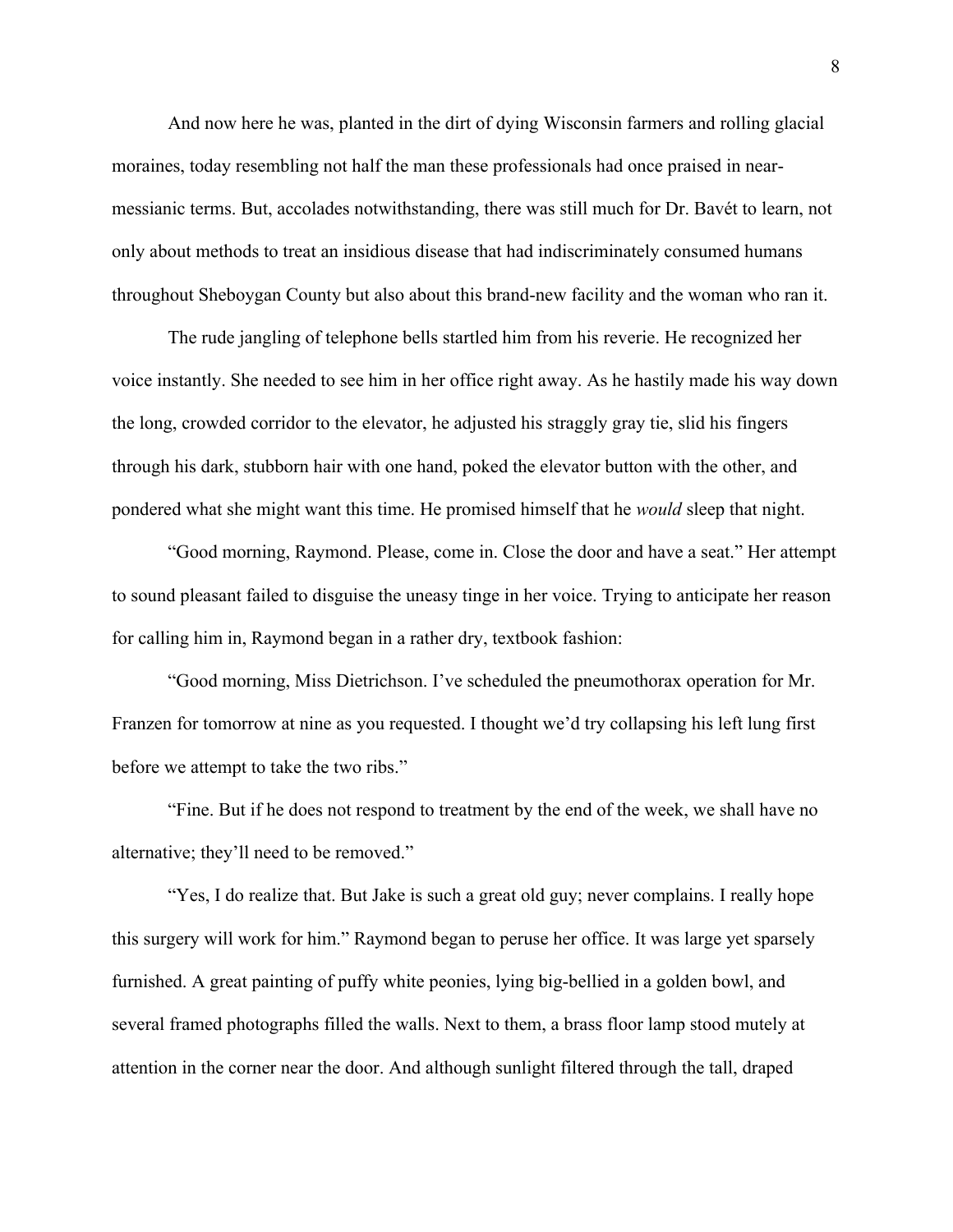And now here he was, planted in the dirt of dying Wisconsin farmers and rolling glacial moraines, today resembling not half the man these professionals had once praised in near-messianic terms. But, accolades notwithstanding, there was still much for Dr. Bavét to learn, not only about methods to treat an insidious disease that had indiscriminately consumed humans throughout Sheboygan County but also about this brand-new facility and the woman who ran it.

The rude jangling of telephone bells startled him from his reverie. He recognized her voice instantly. She needed to see him in her office right away. As he hastily made his way down the long, crowded corridor to the elevator, he adjusted his straggly gray tie, slid his fingers through his dark, stubborn hair with one hand, poked the elevator button with the other, and pondered what she might want this time. He promised himself that he *would* sleep that night.

"Good morning, Raymond. Please, come in. Close the door and have a seat." Her attempt to sound pleasant failed to disguise the uneasy tinge in her voice. Trying to anticipate her reason for calling him in, Raymond began in a rather dry, textbook fashion:

"Good morning, Miss Dietrichson. I've scheduled the pneumothorax operation for Mr. Franzen for tomorrow at nine as you requested. I thought we'd try collapsing his left lung first before we attempt to take the two ribs."

"Fine. But if he does not respond to treatment by the end of the week, we shall have no alternative; they'll need to be removed."

"Yes, I do realize that. But Jake is such a great old guy; never complains. I really hope this surgery will work for him." Raymond began to peruse her office. It was large yet sparsely furnished. A great painting of puffy white peonies, lying big-bellied in a golden bowl, and several framed photographs filled the walls. Next to them, a brass floor lamp stood mutely at attention in the corner near the door. And although sunlight filtered through the tall, draped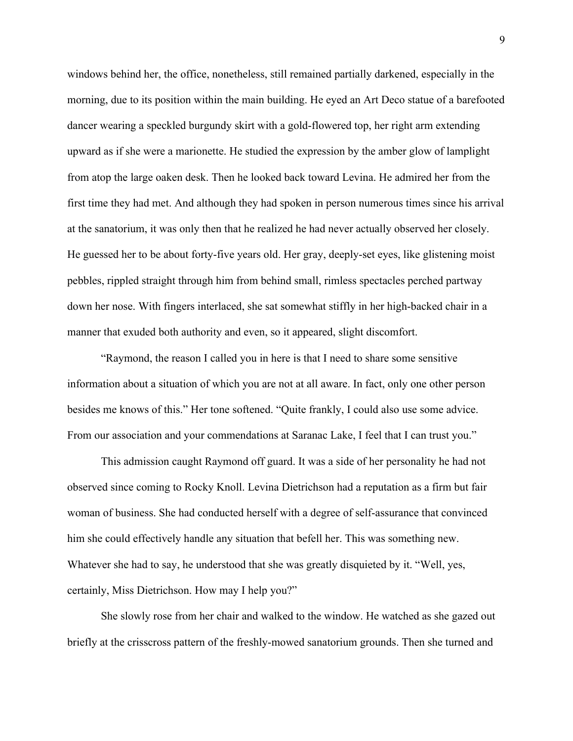windows behind her, the office, nonetheless, still remained partially darkened, especially in the morning, due to its position within the main building. He eyed an Art Deco statue of a barefooted dancer wearing a speckled burgundy skirt with a gold-flowered top, her right arm extending upward as if she were a marionette. He studied the expression by the amber glow of lamplight from atop the large oaken desk. Then he looked back toward Levina. He admired her from the first time they had met. And although they had spoken in person numerous times since his arrival at the sanatorium, it was only then that he realized he had never actually observed her closely. He guessed her to be about forty-five years old. Her gray, deeply-set eyes, like glistening moist pebbles, rippled straight through him from behind small, rimless spectacles perched partway down her nose. With fingers interlaced, she sat somewhat stiffly in her high-backed chair in a manner that exuded both authority and even, so it appeared, slight discomfort.

"Raymond, the reason I called you in here is that I need to share some sensitive information about a situation of which you are not at all aware. In fact, only one other person besides me knows of this." Her tone softened. "Quite frankly, I could also use some advice. From our association and your commendations at Saranac Lake, I feel that I can trust you."

This admission caught Raymond off guard. It was a side of her personality he had not observed since coming to Rocky Knoll. Levina Dietrichson had a reputation as a firm but fair woman of business. She had conducted herself with a degree of self-assurance that convinced him she could effectively handle any situation that befell her. This was something new. Whatever she had to say, he understood that she was greatly disquieted by it. "Well, yes, certainly, Miss Dietrichson. How may I help you?"

She slowly rose from her chair and walked to the window. He watched as she gazed out briefly at the crisscross pattern of the freshly-mowed sanatorium grounds. Then she turned and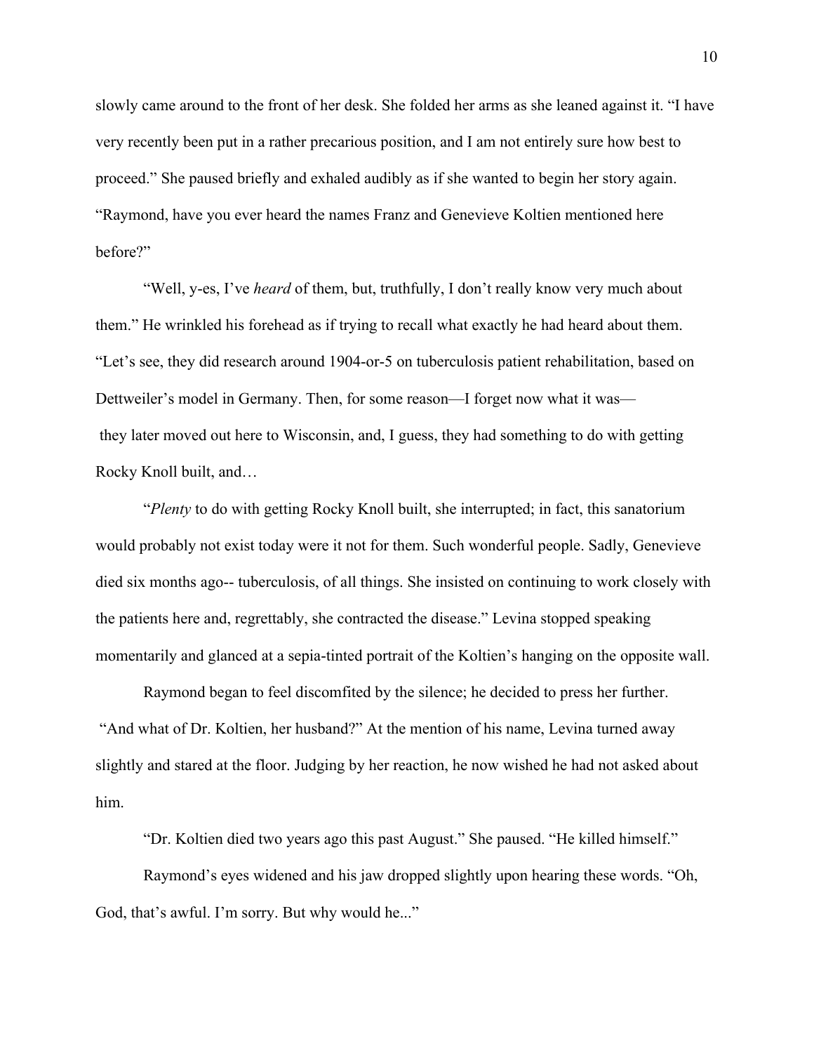slowly came around to the front of her desk. She folded her arms as she leaned against it. "I have very recently been put in a rather precarious position, and I am not entirely sure how best to proceed." She paused briefly and exhaled audibly as if she wanted to begin her story again. "Raymond, have you ever heard the names Franz and Genevieve Koltien mentioned here before?"

"Well, y-es, I've *heard* of them, but, truthfully, I don't really know very much about them." He wrinkled his forehead as if trying to recall what exactly he had heard about them. "Let's see, they did research around 1904-or-5 on tuberculosis patient rehabilitation, based on Dettweiler's model in Germany. Then, for some reason—I forget now what it was— they later moved out here to Wisconsin, and, I guess, they had something to do with getting Rocky Knoll built, and…

"*Plenty* to do with getting Rocky Knoll built, she interrupted; in fact, this sanatorium would probably not exist today were it not for them. Such wonderful people. Sadly, Genevieve died six months ago-- tuberculosis, of all things. She insisted on continuing to work closely with the patients here and, regrettably, she contracted the disease." Levina stopped speaking momentarily and glanced at a sepia-tinted portrait of the Koltien's hanging on the opposite wall.

Raymond began to feel discomfited by the silence; he decided to press her further. "And what of Dr. Koltien, her husband?" At the mention of his name, Levina turned away slightly and stared at the floor. Judging by her reaction, he now wished he had not asked about him.

"Dr. Koltien died two years ago this past August." She paused. "He killed himself."

Raymond's eyes widened and his jaw dropped slightly upon hearing these words. "Oh, God, that's awful. I'm sorry. But why would he..."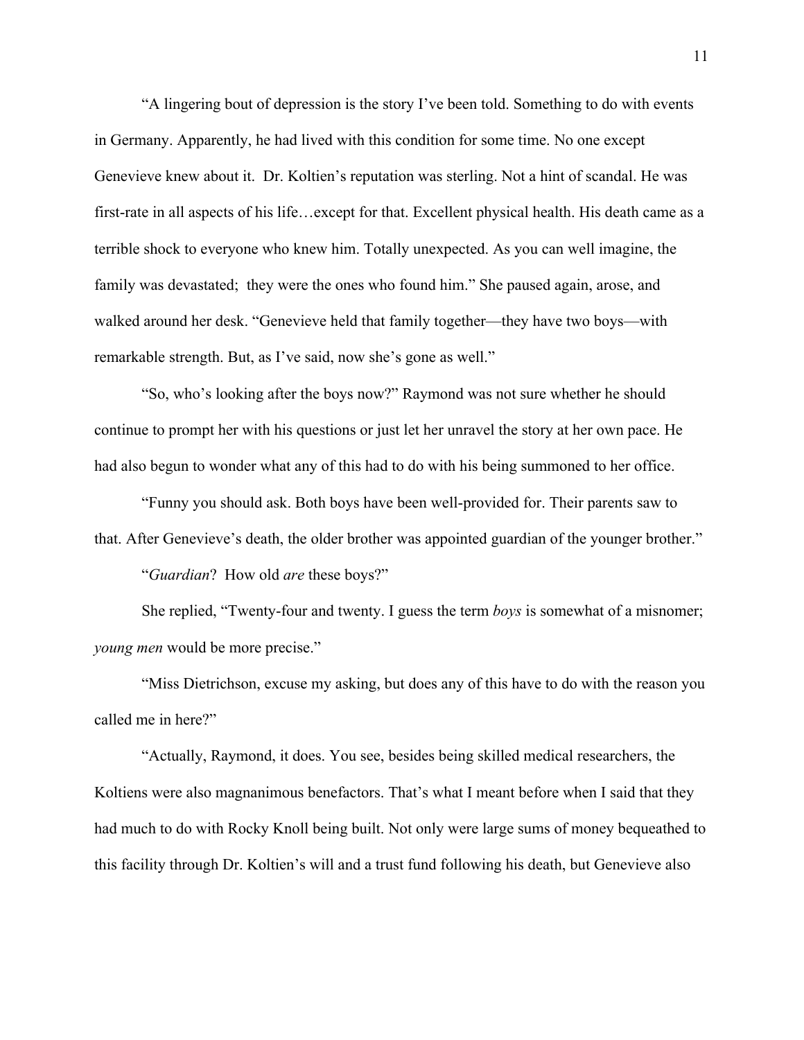"A lingering bout of depression is the story I've been told. Something to do with events in Germany. Apparently, he had lived with this condition for some time. No one except Genevieve knew about it. Dr. Koltien's reputation was sterling. Not a hint of scandal. He was first-rate in all aspects of his life…except for that. Excellent physical health. His death came as a terrible shock to everyone who knew him. Totally unexpected. As you can well imagine, the family was devastated; they were the ones who found him." She paused again, arose, and walked around her desk. "Genevieve held that family together—they have two boys—with remarkable strength. But, as I've said, now she's gone as well."

"So, who's looking after the boys now?" Raymond was not sure whether he should continue to prompt her with his questions or just let her unravel the story at her own pace. He had also begun to wonder what any of this had to do with his being summoned to her office.

"Funny you should ask. Both boys have been well-provided for. Their parents saw to that. After Genevieve's death, the older brother was appointed guardian of the younger brother."

"*Guardian*? How old *are* these boys?"

She replied, "Twenty-four and twenty. I guess the term *boys* is somewhat of a misnomer; *young men* would be more precise."

"Miss Dietrichson, excuse my asking, but does any of this have to do with the reason you called me in here?"

"Actually, Raymond, it does. You see, besides being skilled medical researchers, the Koltiens were also magnanimous benefactors. That's what I meant before when I said that they had much to do with Rocky Knoll being built. Not only were large sums of money bequeathed to this facility through Dr. Koltien's will and a trust fund following his death, but Genevieve also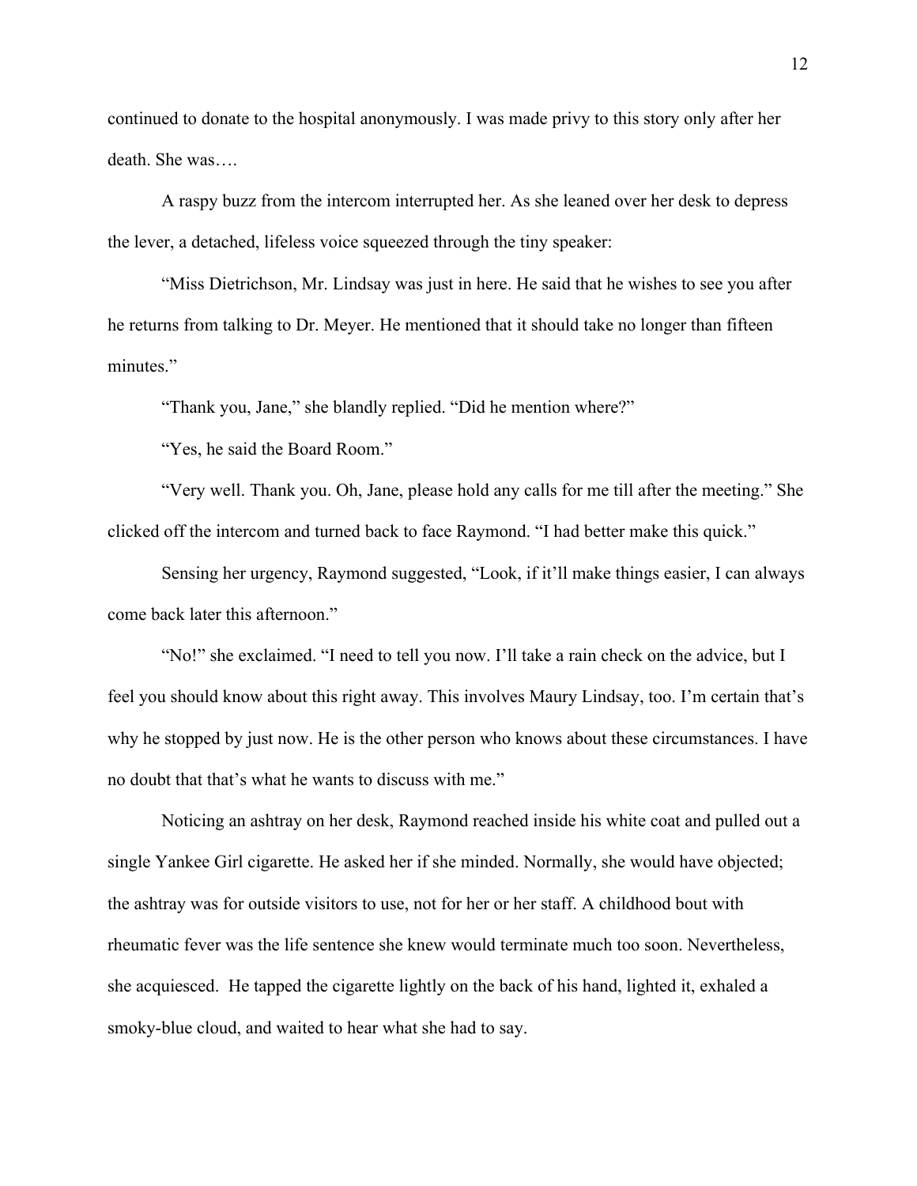continued to donate to the hospital anonymously. I was made privy to this story only after her death. She was….

A raspy buzz from the intercom interrupted her. As she leaned over her desk to depress the lever, a detached, lifeless voice squeezed through the tiny speaker:

"Miss Dietrichson, Mr. Lindsay was just in here. He said that he wishes to see you after he returns from talking to Dr. Meyer. He mentioned that it should take no longer than fifteen minutes."

"Thank you, Jane," she blandly replied. "Did he mention where?"

"Yes, he said the Board Room."

"Very well. Thank you. Oh, Jane, please hold any calls for me till after the meeting." She clicked off the intercom and turned back to face Raymond. "I had better make this quick."

Sensing her urgency, Raymond suggested, "Look, if it'll make things easier, I can always come back later this afternoon."

"No!" she exclaimed. "I need to tell you now. I'll take a rain check on the advice, but I feel you should know about this right away. This involves Maury Lindsay, too. I'm certain that's why he stopped by just now. He is the other person who knows about these circumstances. I have no doubt that that's what he wants to discuss with me."

Noticing an ashtray on her desk, Raymond reached inside his white coat and pulled out a single Yankee Girl cigarette. He asked her if she minded. Normally, she would have objected; the ashtray was for outside visitors to use, not for her or her staff. A childhood bout with rheumatic fever was the life sentence she knew would terminate much too soon. Nevertheless, she acquiesced. He tapped the cigarette lightly on the back of his hand, lighted it, exhaled a smoky-blue cloud, and waited to hear what she had to say.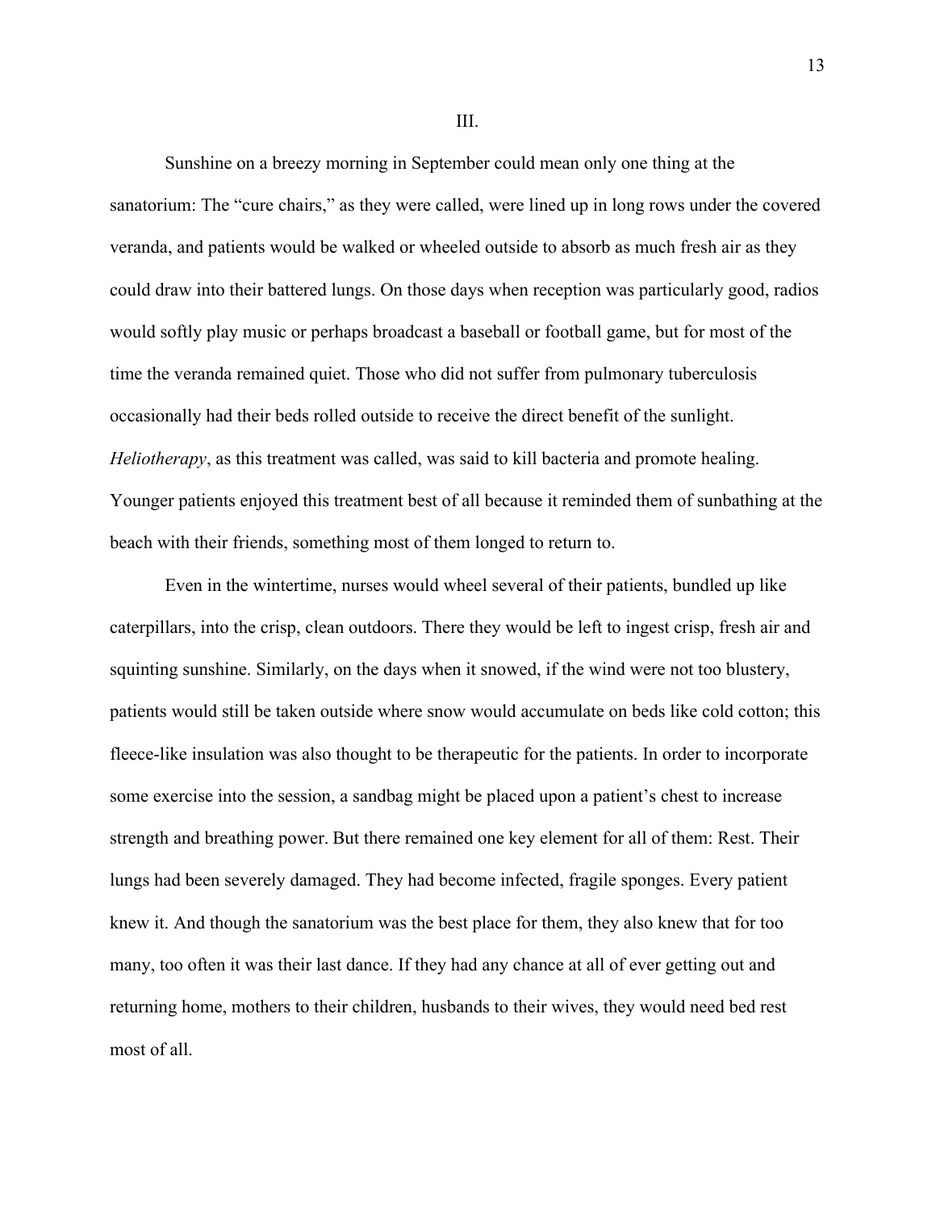## III.

Sunshine on a breezy morning in September could mean only one thing at the sanatorium: The "cure chairs," as they were called, were lined up in long rows under the covered veranda, and patients would be walked or wheeled outside to absorb as much fresh air as they could draw into their battered lungs. On those days when reception was particularly good, radios would softly play music or perhaps broadcast a baseball or football game, but for most of the time the veranda remained quiet. Those who did not suffer from pulmonary tuberculosis occasionally had their beds rolled outside to receive the direct benefit of the sunlight. *Heliotherapy*, as this treatment was called, was said to kill bacteria and promote healing. Younger patients enjoyed this treatment best of all because it reminded them of sunbathing at the beach with their friends, something most of them longed to return to.

Even in the wintertime, nurses would wheel several of their patients, bundled up like caterpillars, into the crisp, clean outdoors. There they would be left to ingest crisp, fresh air and squinting sunshine. Similarly, on the days when it snowed, if the wind were not too blustery, patients would still be taken outside where snow would accumulate on beds like cold cotton; this fleece-like insulation was also thought to be therapeutic for the patients. In order to incorporate some exercise into the session, a sandbag might be placed upon a patient's chest to increase strength and breathing power. But there remained one key element for all of them: Rest. Their lungs had been severely damaged. They had become infected, fragile sponges. Every patient knew it. And though the sanatorium was the best place for them, they also knew that for too many, too often it was their last dance. If they had any chance at all of ever getting out and returning home, mothers to their children, husbands to their wives, they would need bed rest most of all.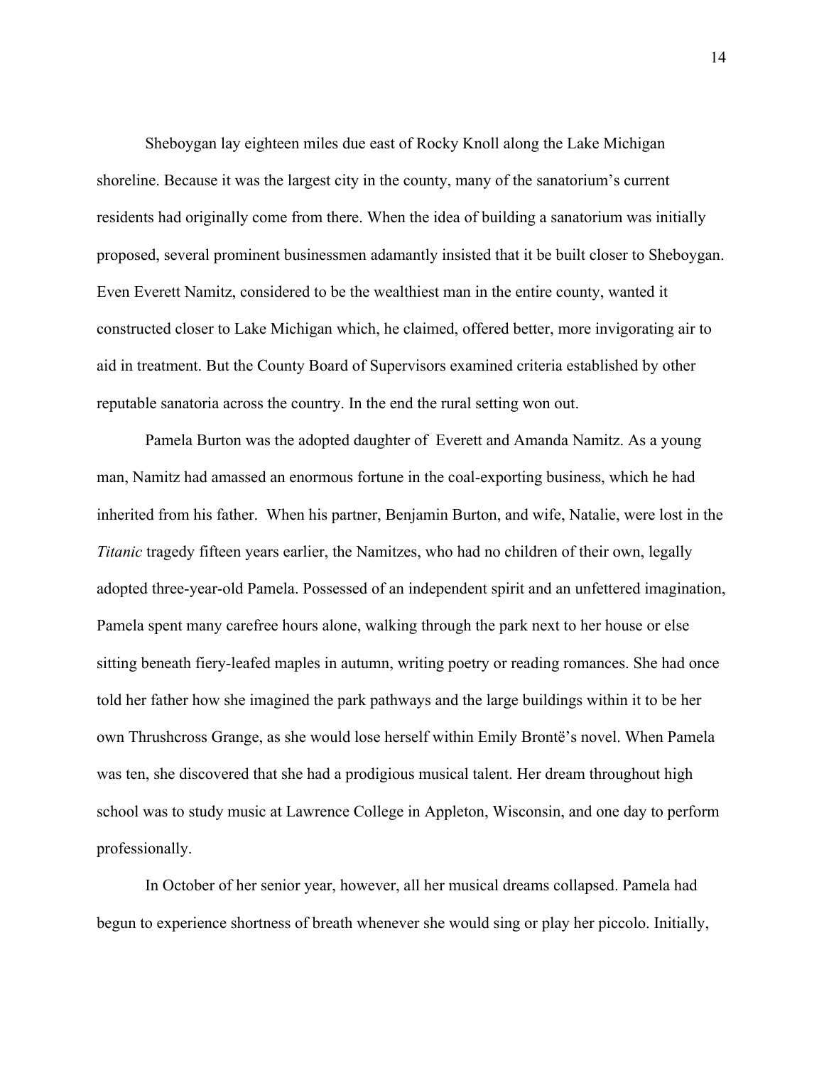Sheboygan lay eighteen miles due east of Rocky Knoll along the Lake Michigan shoreline. Because it was the largest city in the county, many of the sanatorium's current residents had originally come from there. When the idea of building a sanatorium was initially proposed, several prominent businessmen adamantly insisted that it be built closer to Sheboygan. Even Everett Namitz, considered to be the wealthiest man in the entire county, wanted it constructed closer to Lake Michigan which, he claimed, offered better, more invigorating air to aid in treatment. But the County Board of Supervisors examined criteria established by other reputable sanatoria across the country. In the end the rural setting won out.

Pamela Burton was the adopted daughter of Everett and Amanda Namitz. As a young man, Namitz had amassed an enormous fortune in the coal-exporting business, which he had inherited from his father. When his partner, Benjamin Burton, and wife, Natalie, were lost in the *Titanic* tragedy fifteen years earlier, the Namitzes, who had no children of their own, legally adopted three-year-old Pamela. Possessed of an independent spirit and an unfettered imagination, Pamela spent many carefree hours alone, walking through the park next to her house or else sitting beneath fiery-leafed maples in autumn, writing poetry or reading romances. She had once told her father how she imagined the park pathways and the large buildings within it to be her own Thrushcross Grange, as she would lose herself within Emily Brontë's novel. When Pamela was ten, she discovered that she had a prodigious musical talent. Her dream throughout high school was to study music at Lawrence College in Appleton, Wisconsin, and one day to perform professionally.

In October of her senior year, however, all her musical dreams collapsed. Pamela had begun to experience shortness of breath whenever she would sing or play her piccolo. Initially,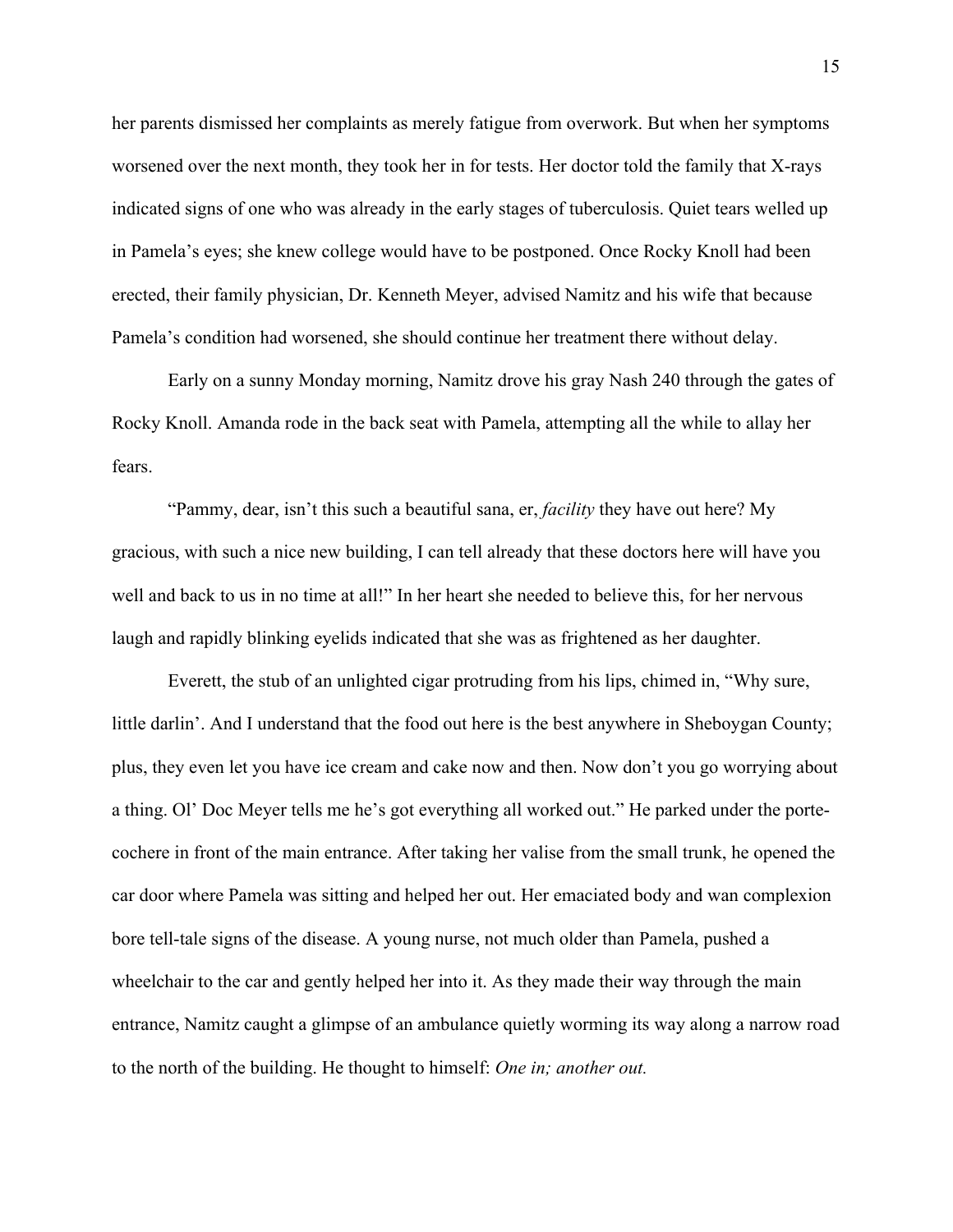her parents dismissed her complaints as merely fatigue from overwork. But when her symptoms worsened over the next month, they took her in for tests. Her doctor told the family that X-rays indicated signs of one who was already in the early stages of tuberculosis. Quiet tears welled up in Pamela's eyes; she knew college would have to be postponed. Once Rocky Knoll had been erected, their family physician, Dr. Kenneth Meyer, advised Namitz and his wife that because Pamela's condition had worsened, she should continue her treatment there without delay.

Early on a sunny Monday morning, Namitz drove his gray Nash 240 through the gates of Rocky Knoll. Amanda rode in the back seat with Pamela, attempting all the while to allay her fears.

"Pammy, dear, isn't this such a beautiful sana, er, *facility* they have out here? My gracious, with such a nice new building, I can tell already that these doctors here will have you well and back to us in no time at all!" In her heart she needed to believe this, for her nervous laugh and rapidly blinking eyelids indicated that she was as frightened as her daughter.

Everett, the stub of an unlighted cigar protruding from his lips, chimed in, "Why sure, little darlin'. And I understand that the food out here is the best anywhere in Sheboygan County; plus, they even let you have ice cream and cake now and then. Now don't you go worrying about a thing. Ol' Doc Meyer tells me he's got everything all worked out." He parked under the porte-cochere in front of the main entrance. After taking her valise from the small trunk, he opened the car door where Pamela was sitting and helped her out. Her emaciated body and wan complexion bore tell-tale signs of the disease. A young nurse, not much older than Pamela, pushed a wheelchair to the car and gently helped her into it. As they made their way through the main entrance, Namitz caught a glimpse of an ambulance quietly worming its way along a narrow road to the north of the building. He thought to himself: *One in; another out.*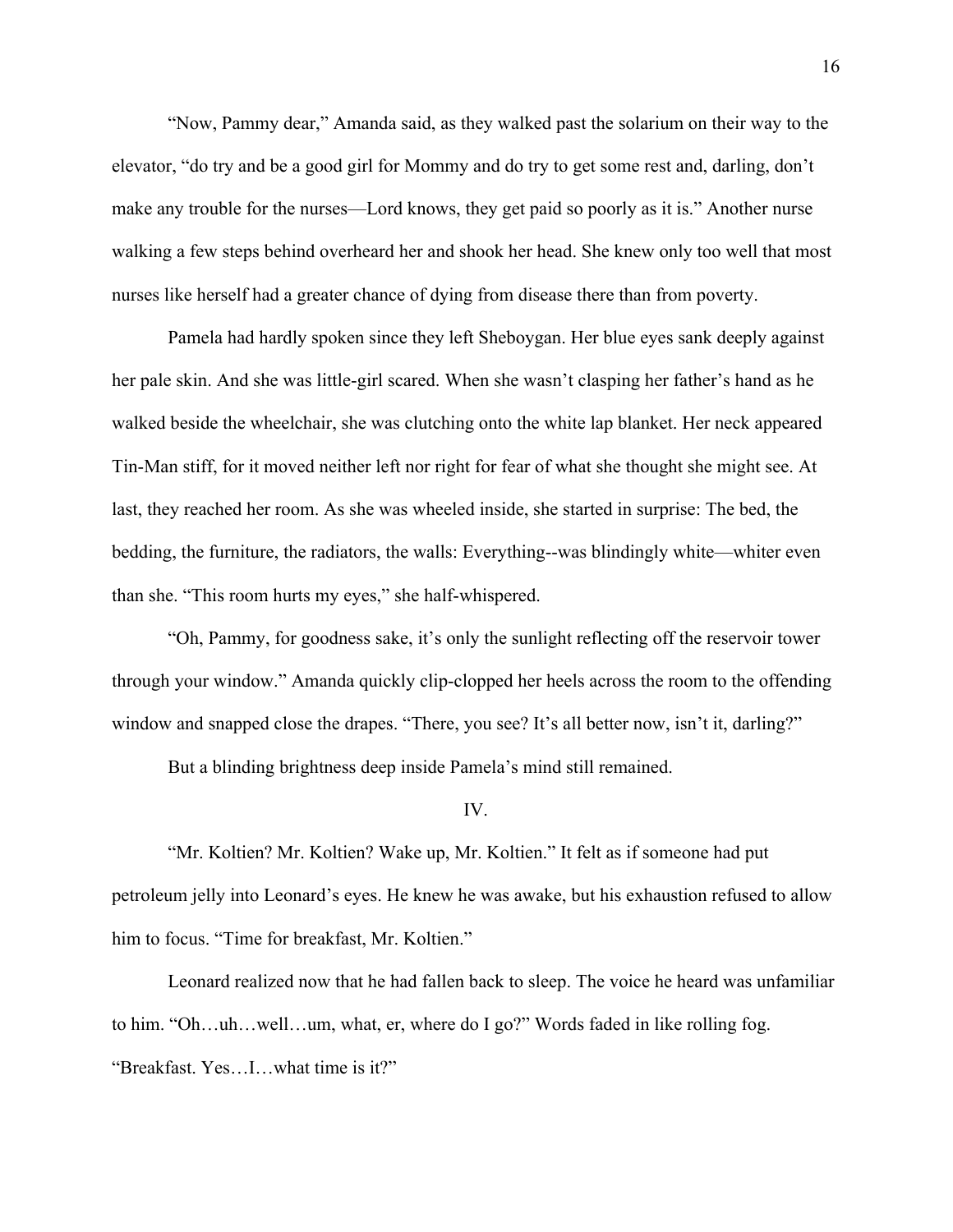"Now, Pammy dear," Amanda said, as they walked past the solarium on their way to the elevator, "do try and be a good girl for Mommy and do try to get some rest and, darling, don't make any trouble for the nurses—Lord knows, they get paid so poorly as it is." Another nurse walking a few steps behind overheard her and shook her head. She knew only too well that most nurses like herself had a greater chance of dying from disease there than from poverty.

Pamela had hardly spoken since they left Sheboygan. Her blue eyes sank deeply against her pale skin. And she was little-girl scared. When she wasn't clasping her father's hand as he walked beside the wheelchair, she was clutching onto the white lap blanket. Her neck appeared Tin-Man stiff, for it moved neither left nor right for fear of what she thought she might see. At last, they reached her room. As she was wheeled inside, she started in surprise: The bed, the bedding, the furniture, the radiators, the walls: Everything--was blindingly white—whiter even than she. "This room hurts my eyes," she half-whispered.

"Oh, Pammy, for goodness sake, it's only the sunlight reflecting off the reservoir tower through your window." Amanda quickly clip-clopped her heels across the room to the offending window and snapped close the drapes. "There, you see? It's all better now, isn't it, darling?"

But a blinding brightness deep inside Pamela's mind still remained.

## IV.

"Mr. Koltien? Mr. Koltien? Wake up, Mr. Koltien." It felt as if someone had put petroleum jelly into Leonard's eyes. He knew he was awake, but his exhaustion refused to allow him to focus. "Time for breakfast, Mr. Koltien."

Leonard realized now that he had fallen back to sleep. The voice he heard was unfamiliar to him. "Oh…uh…well…um, what, er, where do I go?" Words faded in like rolling fog. "Breakfast. Yes…I…what time is it?"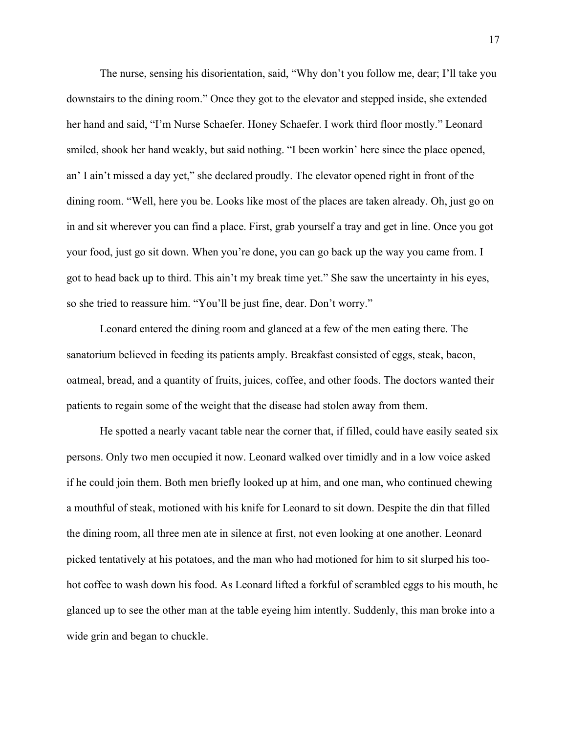The nurse, sensing his disorientation, said, "Why don't you follow me, dear; I'll take you downstairs to the dining room." Once they got to the elevator and stepped inside, she extended her hand and said, "I'm Nurse Schaefer. Honey Schaefer. I work third floor mostly." Leonard smiled, shook her hand weakly, but said nothing. "I been workin' here since the place opened, an' I ain't missed a day yet," she declared proudly. The elevator opened right in front of the dining room. "Well, here you be. Looks like most of the places are taken already. Oh, just go on in and sit wherever you can find a place. First, grab yourself a tray and get in line. Once you got your food, just go sit down. When you're done, you can go back up the way you came from. I got to head back up to third. This ain't my break time yet." She saw the uncertainty in his eyes, so she tried to reassure him. "You'll be just fine, dear. Don't worry."

Leonard entered the dining room and glanced at a few of the men eating there. The sanatorium believed in feeding its patients amply. Breakfast consisted of eggs, steak, bacon, oatmeal, bread, and a quantity of fruits, juices, coffee, and other foods. The doctors wanted their patients to regain some of the weight that the disease had stolen away from them.

He spotted a nearly vacant table near the corner that, if filled, could have easily seated six persons. Only two men occupied it now. Leonard walked over timidly and in a low voice asked if he could join them. Both men briefly looked up at him, and one man, who continued chewing a mouthful of steak, motioned with his knife for Leonard to sit down. Despite the din that filled the dining room, all three men ate in silence at first, not even looking at one another. Leonard picked tentatively at his potatoes, and the man who had motioned for him to sit slurped his too-hot coffee to wash down his food. As Leonard lifted a forkful of scrambled eggs to his mouth, he glanced up to see the other man at the table eyeing him intently. Suddenly, this man broke into a wide grin and began to chuckle.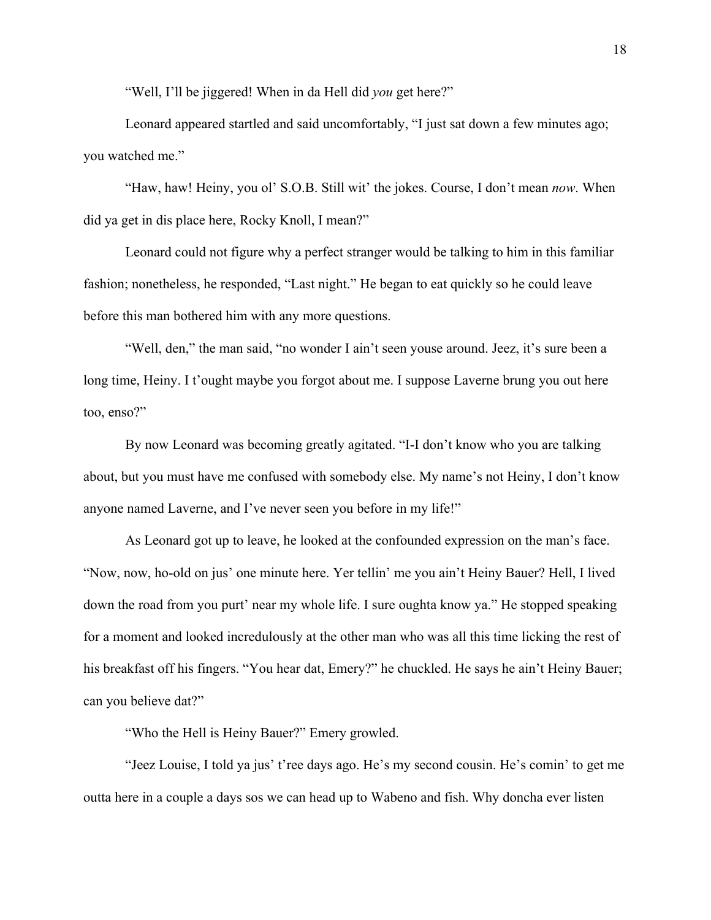"Well, I'll be jiggered! When in da Hell did *you* get here?"

Leonard appeared startled and said uncomfortably, "I just sat down a few minutes ago; you watched me."

"Haw, haw! Heiny, you ol' S.O.B. Still wit' the jokes. Course, I don't mean *now*. When did ya get in dis place here, Rocky Knoll, I mean?"

Leonard could not figure why a perfect stranger would be talking to him in this familiar fashion; nonetheless, he responded, "Last night." He began to eat quickly so he could leave before this man bothered him with any more questions.

"Well, den," the man said, "no wonder I ain't seen youse around. Jeez, it's sure been a long time, Heiny. I t'ought maybe you forgot about me. I suppose Laverne brung you out here too, enso?"

By now Leonard was becoming greatly agitated. "I-I don't know who you are talking about, but you must have me confused with somebody else. My name's not Heiny, I don't know anyone named Laverne, and I've never seen you before in my life!"

As Leonard got up to leave, he looked at the confounded expression on the man's face. "Now, now, ho-old on jus' one minute here. Yer tellin' me you ain't Heiny Bauer? Hell, I lived down the road from you purt' near my whole life. I sure oughta know ya." He stopped speaking for a moment and looked incredulously at the other man who was all this time licking the rest of his breakfast off his fingers. "You hear dat, Emery?" he chuckled. He says he ain't Heiny Bauer; can you believe dat?"

"Who the Hell is Heiny Bauer?" Emery growled.

"Jeez Louise, I told ya jus' t'ree days ago. He's my second cousin. He's comin' to get me outta here in a couple a days sos we can head up to Wabeno and fish. Why doncha ever listen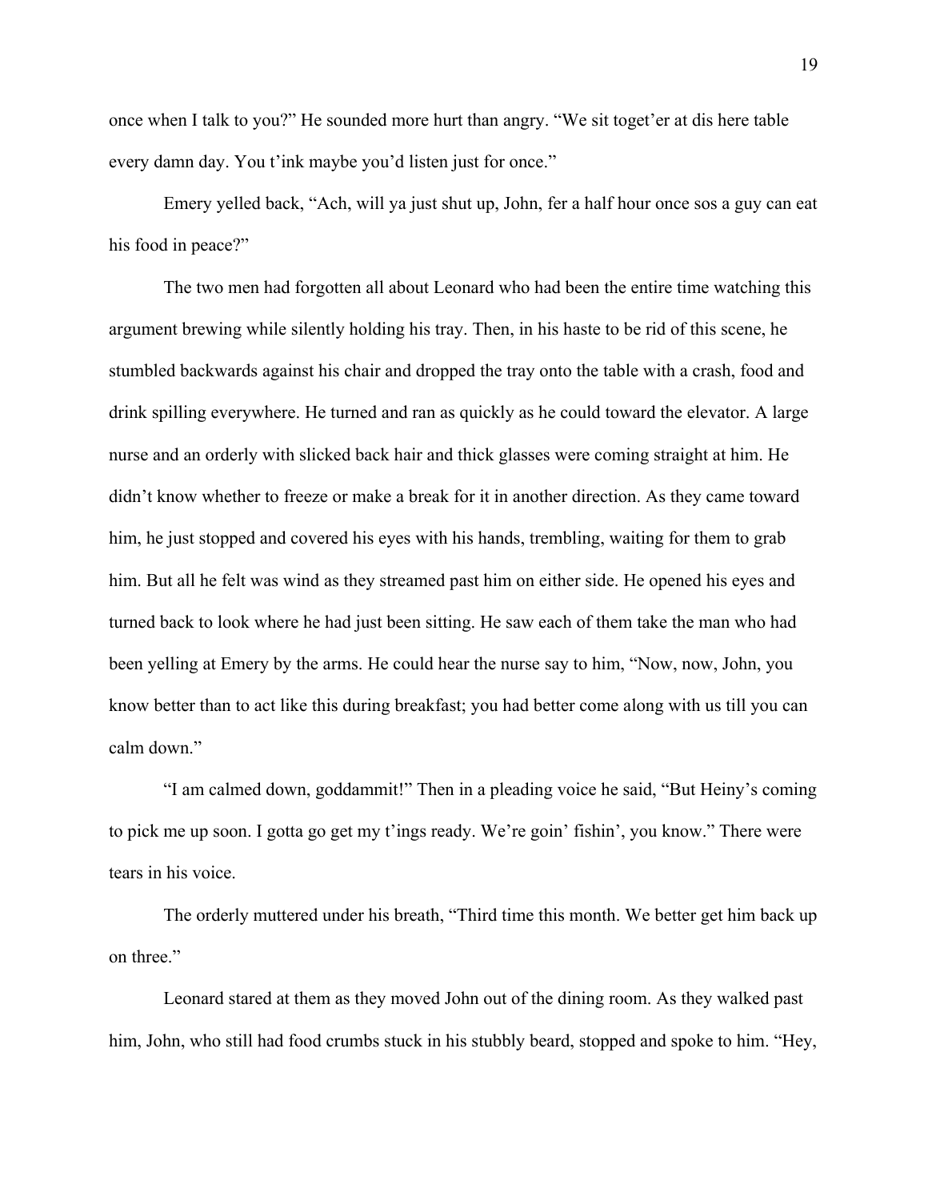once when I talk to you?" He sounded more hurt than angry. "We sit toget'er at dis here table every damn day. You t'ink maybe you'd listen just for once."

Emery yelled back, "Ach, will ya just shut up, John, fer a half hour once sos a guy can eat his food in peace?"

The two men had forgotten all about Leonard who had been the entire time watching this argument brewing while silently holding his tray. Then, in his haste to be rid of this scene, he stumbled backwards against his chair and dropped the tray onto the table with a crash, food and drink spilling everywhere. He turned and ran as quickly as he could toward the elevator. A large nurse and an orderly with slicked back hair and thick glasses were coming straight at him. He didn't know whether to freeze or make a break for it in another direction. As they came toward him, he just stopped and covered his eyes with his hands, trembling, waiting for them to grab him. But all he felt was wind as they streamed past him on either side. He opened his eyes and turned back to look where he had just been sitting. He saw each of them take the man who had been yelling at Emery by the arms. He could hear the nurse say to him, "Now, now, John, you know better than to act like this during breakfast; you had better come along with us till you can calm down."

"I am calmed down, goddammit!" Then in a pleading voice he said, "But Heiny's coming to pick me up soon. I gotta go get my t'ings ready. We're goin' fishin', you know." There were tears in his voice.

The orderly muttered under his breath, "Third time this month. We better get him back up on three."

Leonard stared at them as they moved John out of the dining room. As they walked past him, John, who still had food crumbs stuck in his stubbly beard, stopped and spoke to him. "Hey,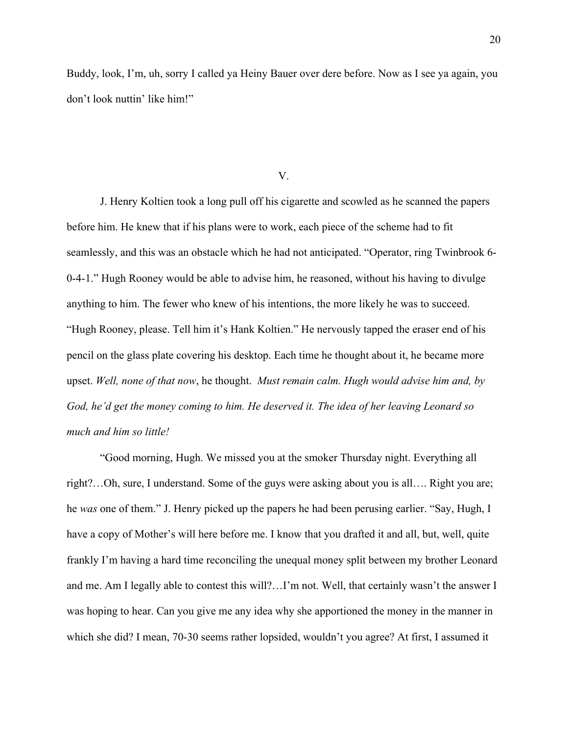Buddy, look, I'm, uh, sorry I called ya Heiny Bauer over dere before. Now as I see ya again, you don't look nuttin' like him!"

V.

J. Henry Koltien took a long pull off his cigarette and scowled as he scanned the papers before him. He knew that if his plans were to work, each piece of the scheme had to fit seamlessly, and this was an obstacle which he had not anticipated. "Operator, ring Twinbrook 6-0-4-1." Hugh Rooney would be able to advise him, he reasoned, without his having to divulge anything to him. The fewer who knew of his intentions, the more likely he was to succeed. "Hugh Rooney, please. Tell him it's Hank Koltien." He nervously tapped the eraser end of his pencil on the glass plate covering his desktop. Each time he thought about it, he became more upset. *Well, none of that now*, he thought. *Must remain calm. Hugh would advise him and, by God, he'd get the money coming to him. He deserved it. The idea of her leaving Leonard so much and him so little!*

"Good morning, Hugh. We missed you at the smoker Thursday night. Everything all right?…Oh, sure, I understand. Some of the guys were asking about you is all…. Right you are; he *was* one of them." J. Henry picked up the papers he had been perusing earlier. "Say, Hugh, I have a copy of Mother's will here before me. I know that you drafted it and all, but, well, quite frankly I'm having a hard time reconciling the unequal money split between my brother Leonard and me. Am I legally able to contest this will?…I'm not. Well, that certainly wasn't the answer I was hoping to hear. Can you give me any idea why she apportioned the money in the manner in which she did? I mean, 70-30 seems rather lopsided, wouldn't you agree? At first, I assumed it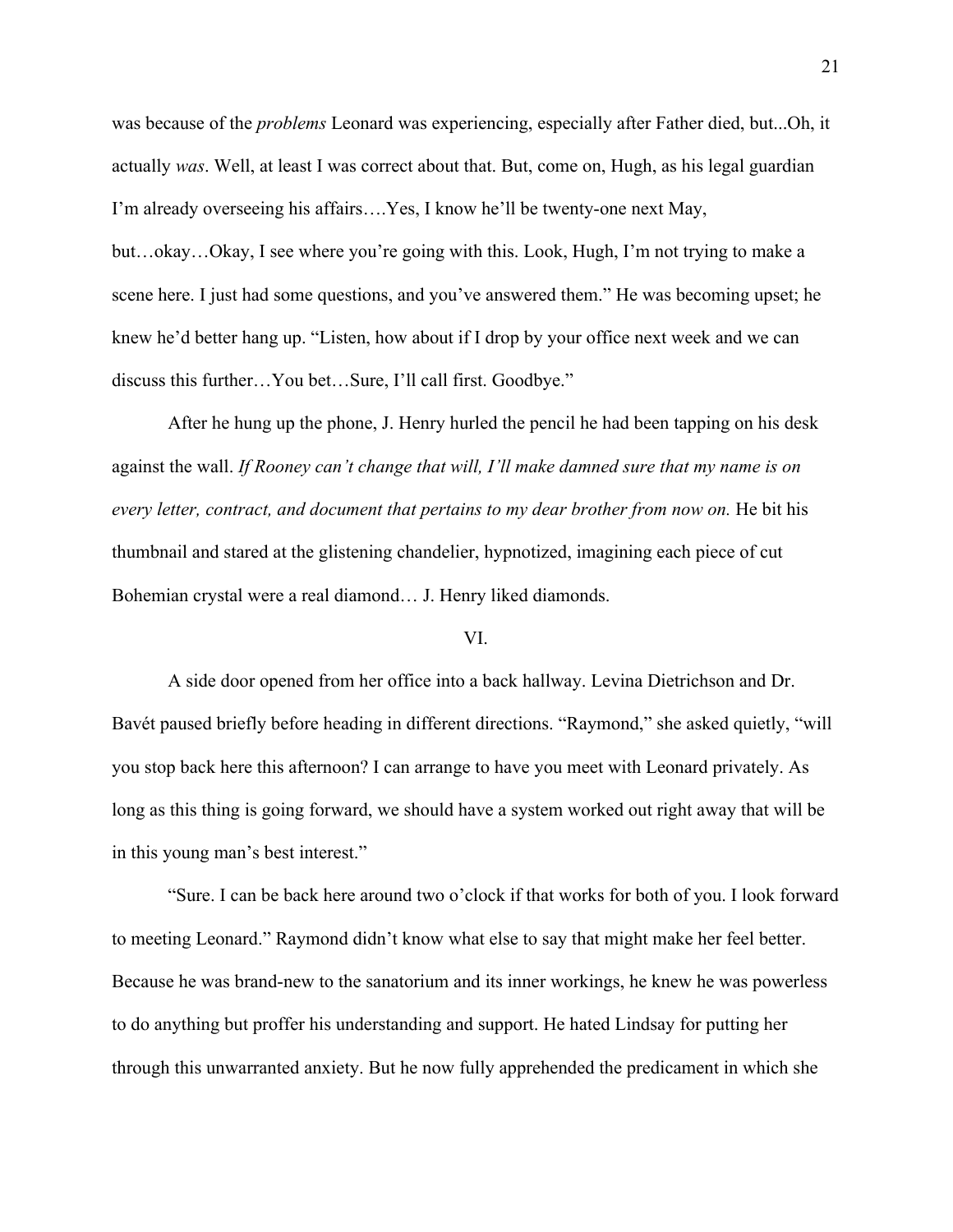was because of the *problems* Leonard was experiencing, especially after Father died, but...Oh, it actually *was*. Well, at least I was correct about that. But, come on, Hugh, as his legal guardian I'm already overseeing his affairs….Yes, I know he'll be twenty-one next May, but…okay…Okay, I see where you're going with this. Look, Hugh, I'm not trying to make a scene here. I just had some questions, and you've answered them." He was becoming upset; he knew he'd better hang up. "Listen, how about if I drop by your office next week and we can discuss this further…You bet…Sure, I'll call first. Goodbye."

After he hung up the phone, J. Henry hurled the pencil he had been tapping on his desk against the wall. *If Rooney can't change that will, I'll make damned sure that my name is on every letter, contract, and document that pertains to my dear brother from now on.* He bit his thumbnail and stared at the glistening chandelier, hypnotized, imagining each piece of cut Bohemian crystal were a real diamond… J. Henry liked diamonds.

VI.

A side door opened from her office into a back hallway. Levina Dietrichson and Dr. Bavét paused briefly before heading in different directions. "Raymond," she asked quietly, "will you stop back here this afternoon? I can arrange to have you meet with Leonard privately. As long as this thing is going forward, we should have a system worked out right away that will be in this young man's best interest."

"Sure. I can be back here around two o'clock if that works for both of you. I look forward to meeting Leonard." Raymond didn't know what else to say that might make her feel better. Because he was brand-new to the sanatorium and its inner workings, he knew he was powerless to do anything but proffer his understanding and support. He hated Lindsay for putting her through this unwarranted anxiety. But he now fully apprehended the predicament in which she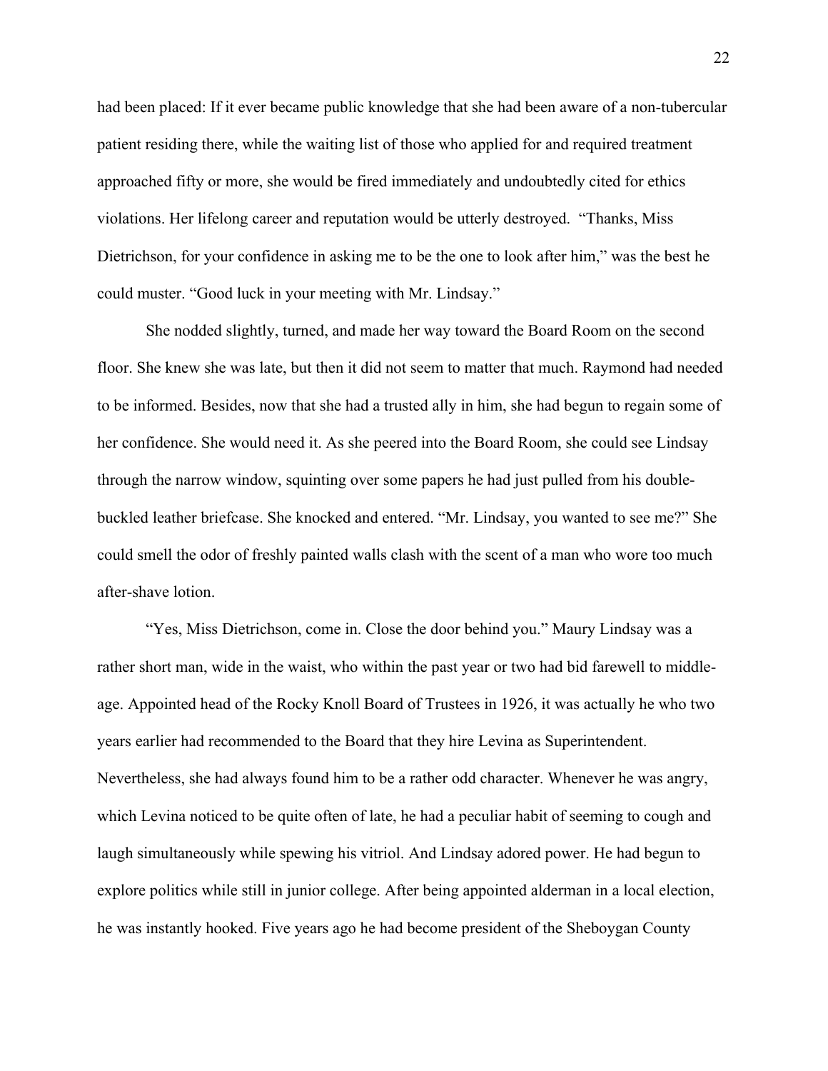had been placed: If it ever became public knowledge that she had been aware of a non-tubercular patient residing there, while the waiting list of those who applied for and required treatment approached fifty or more, she would be fired immediately and undoubtedly cited for ethics violations. Her lifelong career and reputation would be utterly destroyed. "Thanks, Miss Dietrichson, for your confidence in asking me to be the one to look after him," was the best he could muster. "Good luck in your meeting with Mr. Lindsay."

She nodded slightly, turned, and made her way toward the Board Room on the second floor. She knew she was late, but then it did not seem to matter that much. Raymond had needed to be informed. Besides, now that she had a trusted ally in him, she had begun to regain some of her confidence. She would need it. As she peered into the Board Room, she could see Lindsay through the narrow window, squinting over some papers he had just pulled from his double-buckled leather briefcase. She knocked and entered. "Mr. Lindsay, you wanted to see me?" She could smell the odor of freshly painted walls clash with the scent of a man who wore too much after-shave lotion.

"Yes, Miss Dietrichson, come in. Close the door behind you." Maury Lindsay was a rather short man, wide in the waist, who within the past year or two had bid farewell to middle-age. Appointed head of the Rocky Knoll Board of Trustees in 1926, it was actually he who two years earlier had recommended to the Board that they hire Levina as Superintendent. Nevertheless, she had always found him to be a rather odd character. Whenever he was angry, which Levina noticed to be quite often of late, he had a peculiar habit of seeming to cough and laugh simultaneously while spewing his vitriol. And Lindsay adored power. He had begun to explore politics while still in junior college. After being appointed alderman in a local election, he was instantly hooked. Five years ago he had become president of the Sheboygan County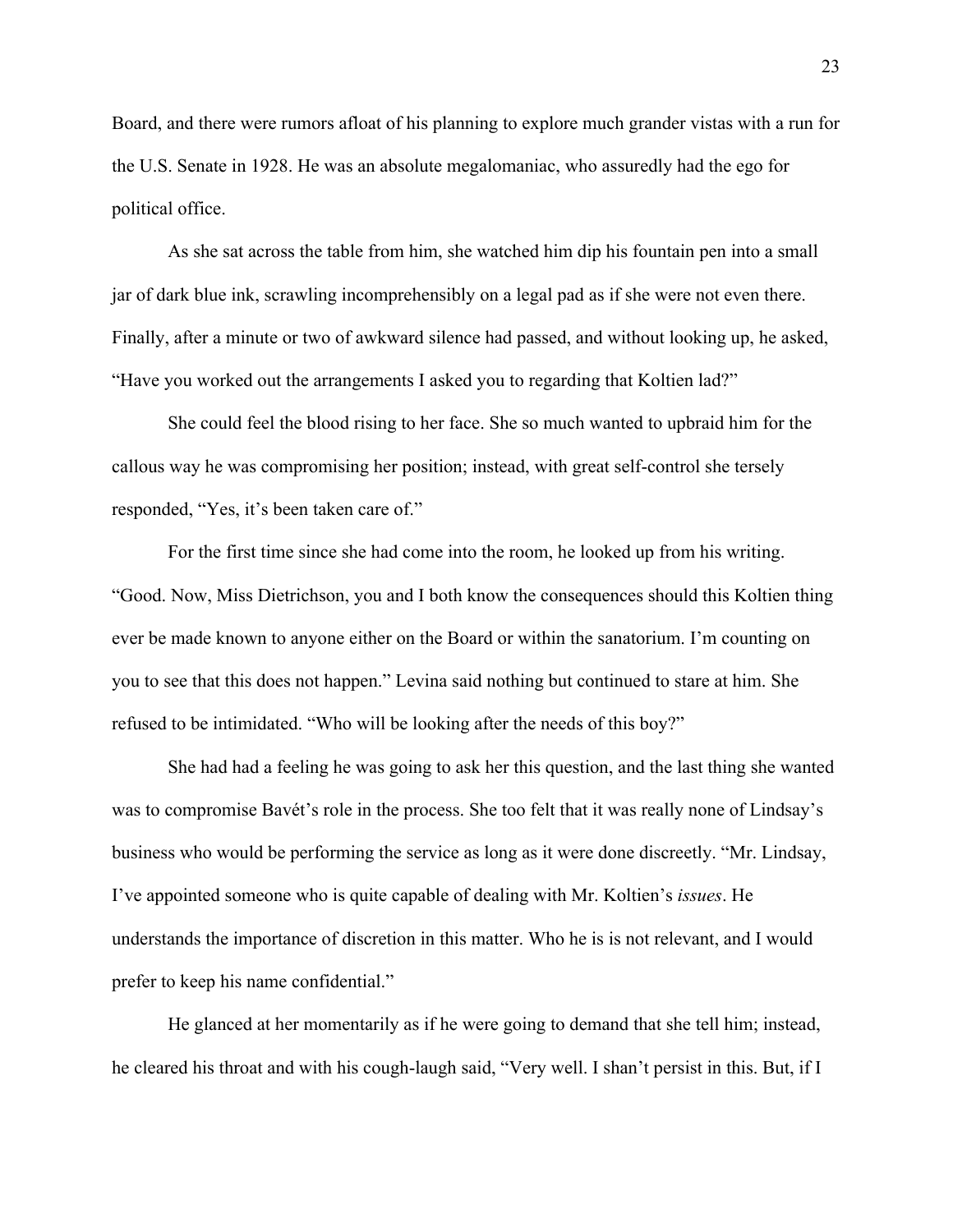Board, and there were rumors afloat of his planning to explore much grander vistas with a run for the U.S. Senate in 1928. He was an absolute megalomaniac, who assuredly had the ego for political office.

As she sat across the table from him, she watched him dip his fountain pen into a small jar of dark blue ink, scrawling incomprehensibly on a legal pad as if she were not even there. Finally, after a minute or two of awkward silence had passed, and without looking up, he asked, “Have you worked out the arrangements I asked you to regarding that Koltien lad?”

She could feel the blood rising to her face. She so much wanted to upbraid him for the callous way he was compromising her position; instead, with great self-control she tersely responded, “Yes, it’s been taken care of.”

For the first time since she had come into the room, he looked up from his writing. “Good. Now, Miss Dietrichson, you and I both know the consequences should this Koltien thing ever be made known to anyone either on the Board or within the sanatorium. I’m counting on you to see that this does not happen.” Levina said nothing but continued to stare at him. She refused to be intimidated. “Who will be looking after the needs of this boy?”

She had had a feeling he was going to ask her this question, and the last thing she wanted was to compromise Bavét’s role in the process. She too felt that it was really none of Lindsay’s business who would be performing the service as long as it were done discreetly. “Mr. Lindsay, I’ve appointed someone who is quite capable of dealing with Mr. Koltien’s *issues*. He understands the importance of discretion in this matter. Who he is is not relevant, and I would prefer to keep his name confidential.”

He glanced at her momentarily as if he were going to demand that she tell him; instead, he cleared his throat and with his cough-laugh said, “Very well. I shan’t persist in this. But, if I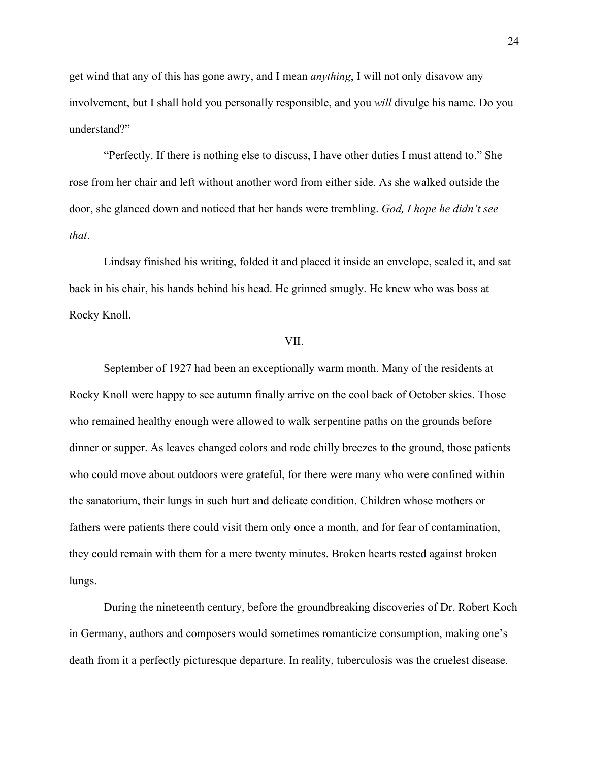get wind that any of this has gone awry, and I mean *anything*, I will not only disavow any involvement, but I shall hold you personally responsible, and you *will* divulge his name. Do you understand?"

"Perfectly. If there is nothing else to discuss, I have other duties I must attend to." She rose from her chair and left without another word from either side. As she walked outside the door, she glanced down and noticed that her hands were trembling. *God, I hope he didn't see that*.

Lindsay finished his writing, folded it and placed it inside an envelope, sealed it, and sat back in his chair, his hands behind his head. He grinned smugly. He knew who was boss at Rocky Knoll.

## VII.

September of 1927 had been an exceptionally warm month. Many of the residents at Rocky Knoll were happy to see autumn finally arrive on the cool back of October skies. Those who remained healthy enough were allowed to walk serpentine paths on the grounds before dinner or supper. As leaves changed colors and rode chilly breezes to the ground, those patients who could move about outdoors were grateful, for there were many who were confined within the sanatorium, their lungs in such hurt and delicate condition. Children whose mothers or fathers were patients there could visit them only once a month, and for fear of contamination, they could remain with them for a mere twenty minutes. Broken hearts rested against broken lungs.

During the nineteenth century, before the groundbreaking discoveries of Dr. Robert Koch in Germany, authors and composers would sometimes romanticize consumption, making one's death from it a perfectly picturesque departure. In reality, tuberculosis was the cruelest disease.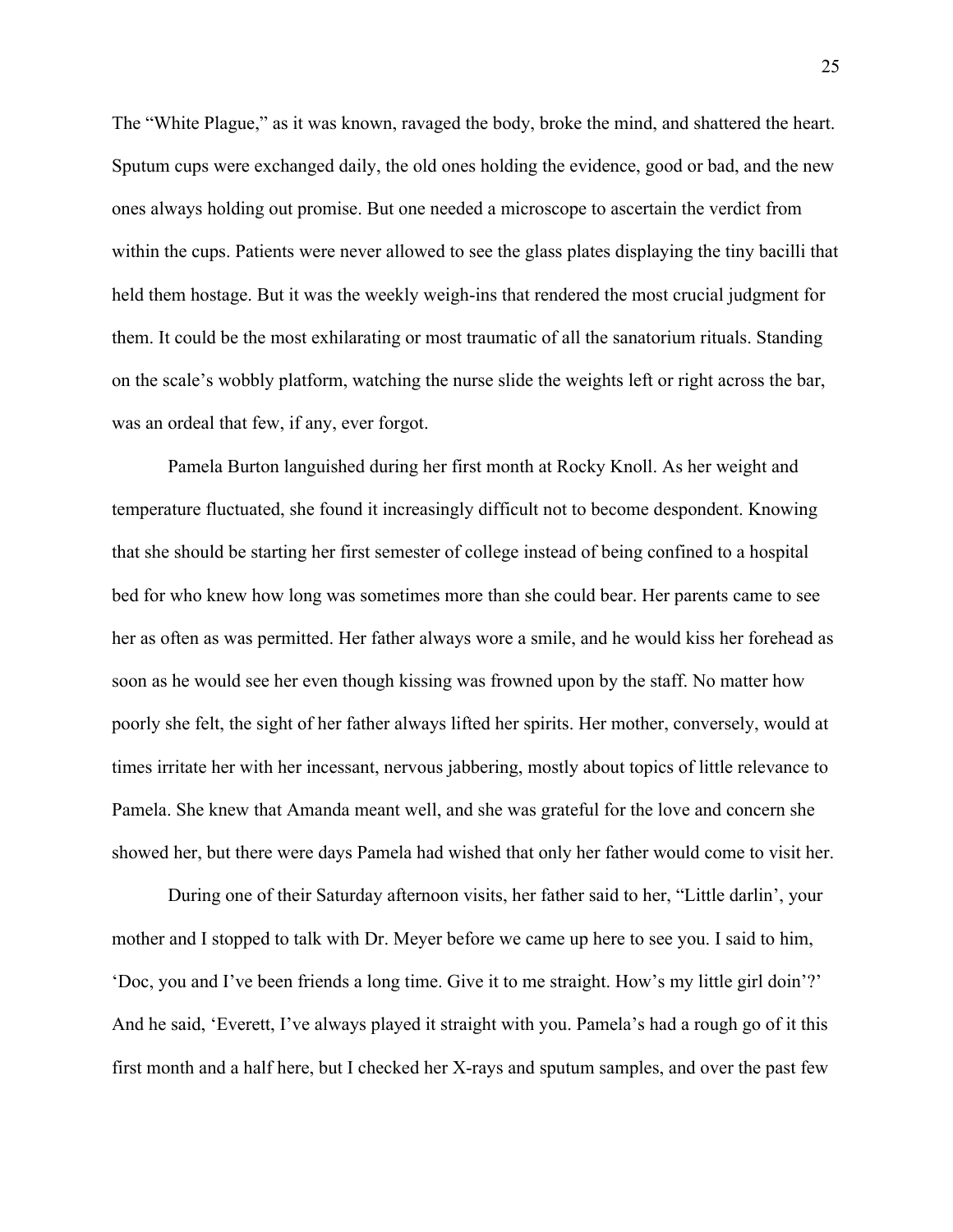The "White Plague," as it was known, ravaged the body, broke the mind, and shattered the heart. Sputum cups were exchanged daily, the old ones holding the evidence, good or bad, and the new ones always holding out promise. But one needed a microscope to ascertain the verdict from within the cups. Patients were never allowed to see the glass plates displaying the tiny bacilli that held them hostage. But it was the weekly weigh-ins that rendered the most crucial judgment for them. It could be the most exhilarating or most traumatic of all the sanatorium rituals. Standing on the scale's wobbly platform, watching the nurse slide the weights left or right across the bar, was an ordeal that few, if any, ever forgot.

Pamela Burton languished during her first month at Rocky Knoll. As her weight and temperature fluctuated, she found it increasingly difficult not to become despondent. Knowing that she should be starting her first semester of college instead of being confined to a hospital bed for who knew how long was sometimes more than she could bear. Her parents came to see her as often as was permitted. Her father always wore a smile, and he would kiss her forehead as soon as he would see her even though kissing was frowned upon by the staff. No matter how poorly she felt, the sight of her father always lifted her spirits. Her mother, conversely, would at times irritate her with her incessant, nervous jabbering, mostly about topics of little relevance to Pamela. She knew that Amanda meant well, and she was grateful for the love and concern she showed her, but there were days Pamela had wished that only her father would come to visit her.

During one of their Saturday afternoon visits, her father said to her, "Little darlin', your mother and I stopped to talk with Dr. Meyer before we came up here to see you. I said to him, 'Doc, you and I've been friends a long time. Give it to me straight. How's my little girl doin'?' And he said, 'Everett, I've always played it straight with you. Pamela's had a rough go of it this first month and a half here, but I checked her X-rays and sputum samples, and over the past few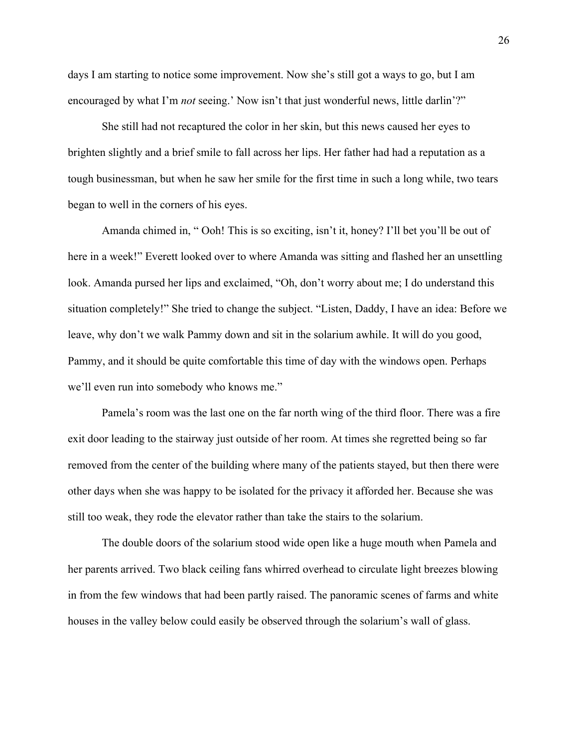days I am starting to notice some improvement. Now she's still got a ways to go, but I am encouraged by what I'm *not* seeing.' Now isn't that just wonderful news, little darlin'?"

She still had not recaptured the color in her skin, but this news caused her eyes to brighten slightly and a brief smile to fall across her lips. Her father had had a reputation as a tough businessman, but when he saw her smile for the first time in such a long while, two tears began to well in the corners of his eyes.

Amanda chimed in, " Ooh! This is so exciting, isn't it, honey? I'll bet you'll be out of here in a week!" Everett looked over to where Amanda was sitting and flashed her an unsettling look. Amanda pursed her lips and exclaimed, "Oh, don't worry about me; I do understand this situation completely!" She tried to change the subject. "Listen, Daddy, I have an idea: Before we leave, why don't we walk Pammy down and sit in the solarium awhile. It will do you good, Pammy, and it should be quite comfortable this time of day with the windows open. Perhaps we'll even run into somebody who knows me."

Pamela's room was the last one on the far north wing of the third floor. There was a fire exit door leading to the stairway just outside of her room. At times she regretted being so far removed from the center of the building where many of the patients stayed, but then there were other days when she was happy to be isolated for the privacy it afforded her. Because she was still too weak, they rode the elevator rather than take the stairs to the solarium.

The double doors of the solarium stood wide open like a huge mouth when Pamela and her parents arrived. Two black ceiling fans whirred overhead to circulate light breezes blowing in from the few windows that had been partly raised. The panoramic scenes of farms and white houses in the valley below could easily be observed through the solarium's wall of glass.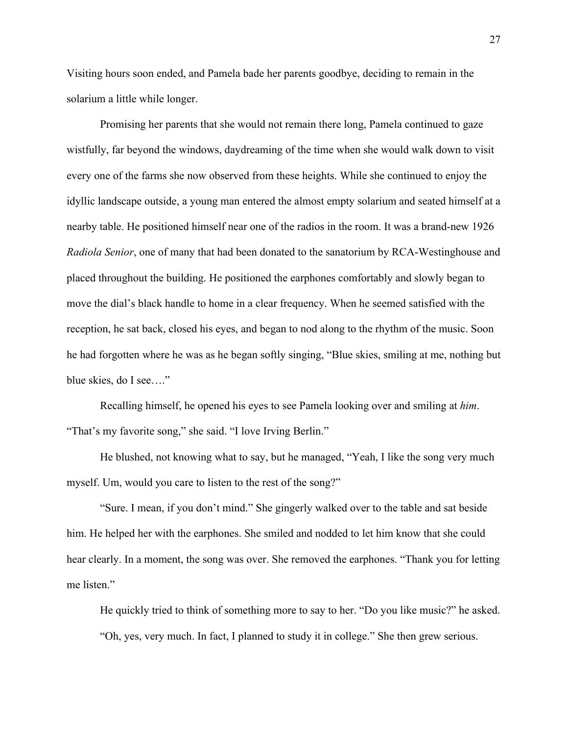Visiting hours soon ended, and Pamela bade her parents goodbye, deciding to remain in the solarium a little while longer.

Promising her parents that she would not remain there long, Pamela continued to gaze wistfully, far beyond the windows, daydreaming of the time when she would walk down to visit every one of the farms she now observed from these heights. While she continued to enjoy the idyllic landscape outside, a young man entered the almost empty solarium and seated himself at a nearby table. He positioned himself near one of the radios in the room. It was a brand-new 1926 *Radiola Senior*, one of many that had been donated to the sanatorium by RCA-Westinghouse and placed throughout the building. He positioned the earphones comfortably and slowly began to move the dial's black handle to home in a clear frequency. When he seemed satisfied with the reception, he sat back, closed his eyes, and began to nod along to the rhythm of the music. Soon he had forgotten where he was as he began softly singing, "Blue skies, smiling at me, nothing but blue skies, do I see…."

Recalling himself, he opened his eyes to see Pamela looking over and smiling at *him*. "That's my favorite song," she said. "I love Irving Berlin."

He blushed, not knowing what to say, but he managed, "Yeah, I like the song very much myself. Um, would you care to listen to the rest of the song?"

"Sure. I mean, if you don't mind." She gingerly walked over to the table and sat beside him. He helped her with the earphones. She smiled and nodded to let him know that she could hear clearly. In a moment, the song was over. She removed the earphones. "Thank you for letting me listen."

He quickly tried to think of something more to say to her. "Do you like music?" he asked.

"Oh, yes, very much. In fact, I planned to study it in college." She then grew serious.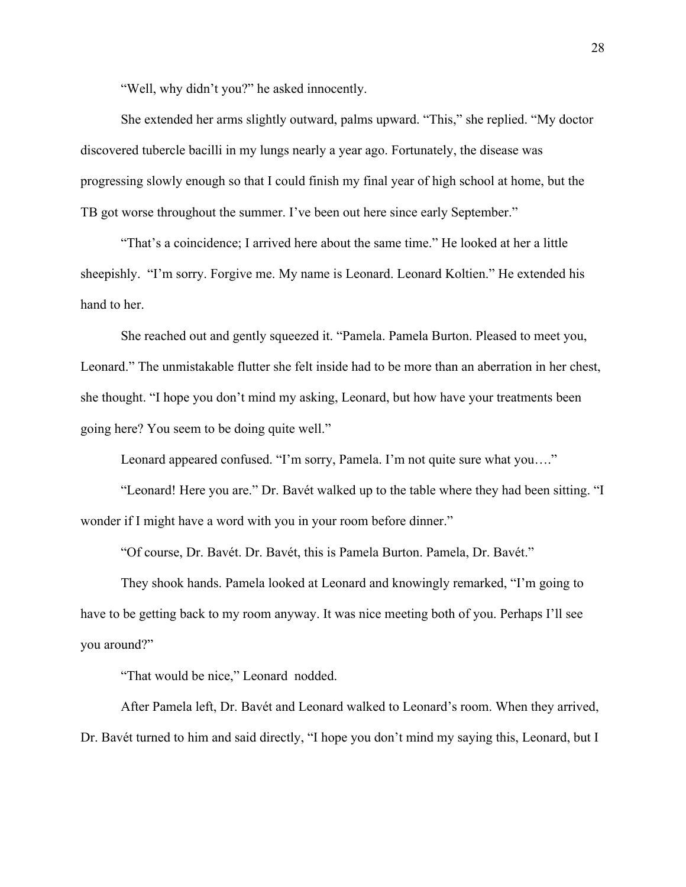"Well, why didn't you?" he asked innocently.

She extended her arms slightly outward, palms upward. "This," she replied. "My doctor discovered tubercle bacilli in my lungs nearly a year ago. Fortunately, the disease was progressing slowly enough so that I could finish my final year of high school at home, but the TB got worse throughout the summer. I've been out here since early September."

"That's a coincidence; I arrived here about the same time." He looked at her a little sheepishly. "I'm sorry. Forgive me. My name is Leonard. Leonard Koltien." He extended his hand to her.

She reached out and gently squeezed it. "Pamela. Pamela Burton. Pleased to meet you, Leonard." The unmistakable flutter she felt inside had to be more than an aberration in her chest, she thought. "I hope you don't mind my asking, Leonard, but how have your treatments been going here? You seem to be doing quite well."

Leonard appeared confused. "I'm sorry, Pamela. I'm not quite sure what you…."

"Leonard! Here you are." Dr. Bavét walked up to the table where they had been sitting. "I wonder if I might have a word with you in your room before dinner."

"Of course, Dr. Bavét. Dr. Bavét, this is Pamela Burton. Pamela, Dr. Bavét."

They shook hands. Pamela looked at Leonard and knowingly remarked, "I'm going to have to be getting back to my room anyway. It was nice meeting both of you. Perhaps I'll see you around?"

"That would be nice," Leonard nodded.

After Pamela left, Dr. Bavét and Leonard walked to Leonard's room. When they arrived, Dr. Bavét turned to him and said directly, "I hope you don't mind my saying this, Leonard, but I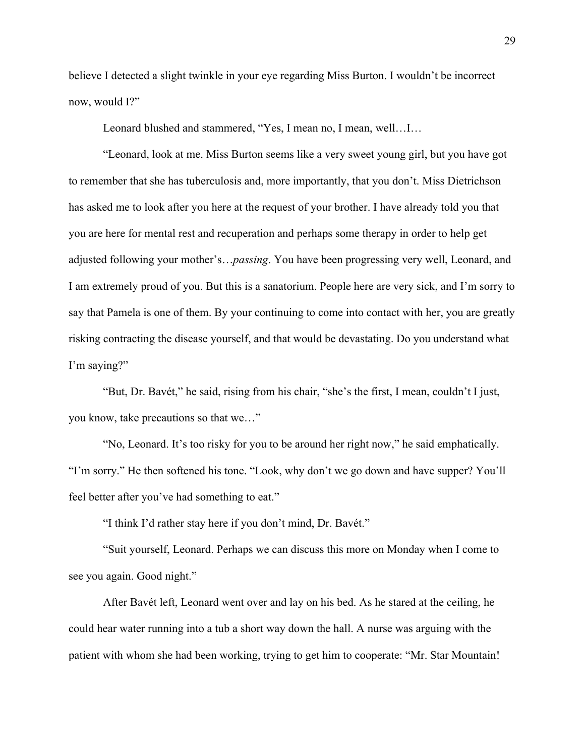believe I detected a slight twinkle in your eye regarding Miss Burton. I wouldn't be incorrect now, would I?"

Leonard blushed and stammered, "Yes, I mean no, I mean, well…I…

"Leonard, look at me. Miss Burton seems like a very sweet young girl, but you have got to remember that she has tuberculosis and, more importantly, that you don't. Miss Dietrichson has asked me to look after you here at the request of your brother. I have already told you that you are here for mental rest and recuperation and perhaps some therapy in order to help get adjusted following your mother's…*passing*. You have been progressing very well, Leonard, and I am extremely proud of you. But this is a sanatorium. People here are very sick, and I'm sorry to say that Pamela is one of them. By your continuing to come into contact with her, you are greatly risking contracting the disease yourself, and that would be devastating. Do you understand what I'm saying?"

"But, Dr. Bavét," he said, rising from his chair, "she's the first, I mean, couldn't I just, you know, take precautions so that we…"

"No, Leonard. It's too risky for you to be around her right now," he said emphatically. "I'm sorry." He then softened his tone. "Look, why don't we go down and have supper? You'll feel better after you've had something to eat."

"I think I'd rather stay here if you don't mind, Dr. Bavét."

"Suit yourself, Leonard. Perhaps we can discuss this more on Monday when I come to see you again. Good night."

After Bavét left, Leonard went over and lay on his bed. As he stared at the ceiling, he could hear water running into a tub a short way down the hall. A nurse was arguing with the patient with whom she had been working, trying to get him to cooperate: "Mr. Star Mountain!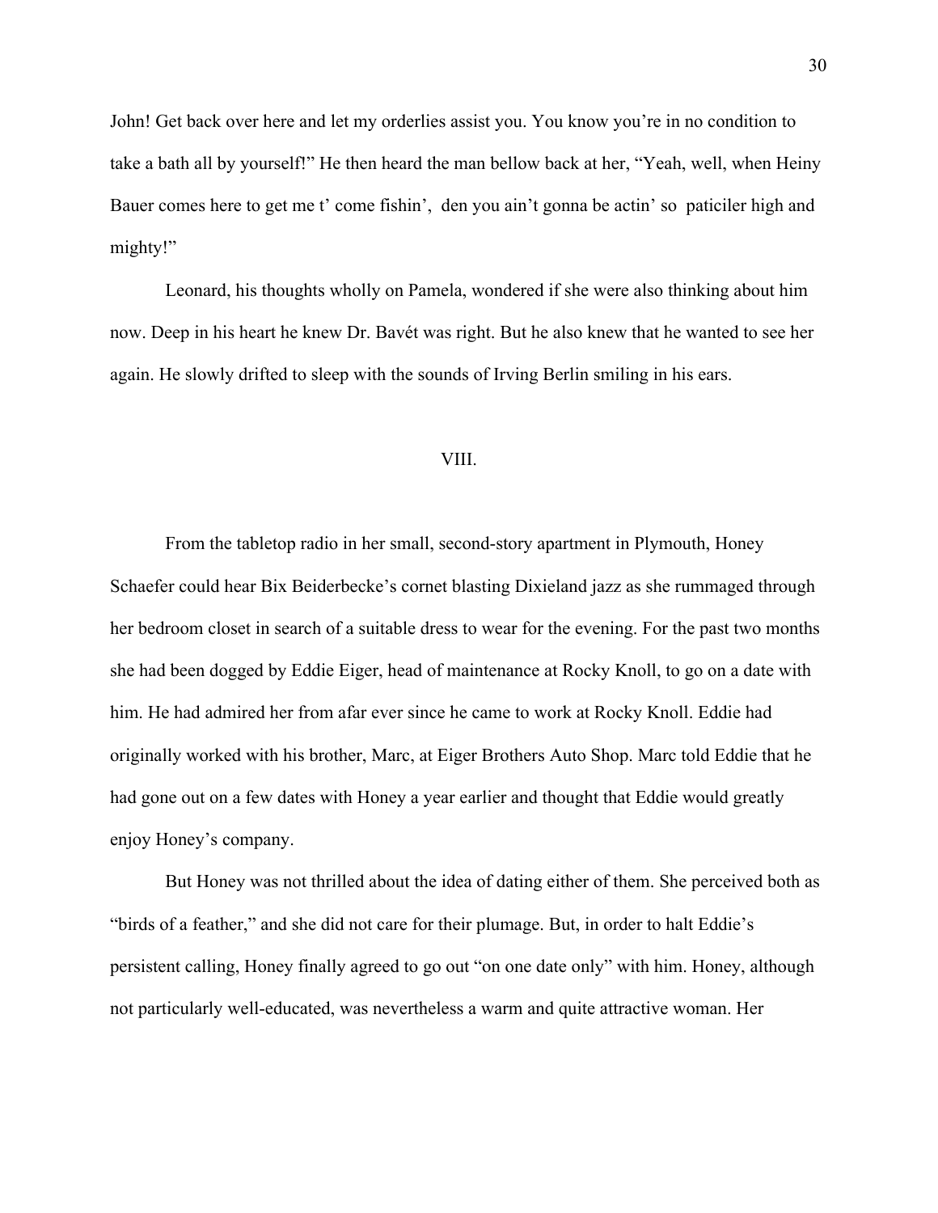John! Get back over here and let my orderlies assist you. You know you're in no condition to take a bath all by yourself!" He then heard the man bellow back at her, "Yeah, well, when Heiny Bauer comes here to get me t' come fishin', den you ain't gonna be actin' so paticiler high and mighty!"

Leonard, his thoughts wholly on Pamela, wondered if she were also thinking about him now. Deep in his heart he knew Dr. Bavét was right. But he also knew that he wanted to see her again. He slowly drifted to sleep with the sounds of Irving Berlin smiling in his ears.

## VIII.

From the tabletop radio in her small, second-story apartment in Plymouth, Honey Schaefer could hear Bix Beiderbecke's cornet blasting Dixieland jazz as she rummaged through her bedroom closet in search of a suitable dress to wear for the evening. For the past two months she had been dogged by Eddie Eiger, head of maintenance at Rocky Knoll, to go on a date with him. He had admired her from afar ever since he came to work at Rocky Knoll. Eddie had originally worked with his brother, Marc, at Eiger Brothers Auto Shop. Marc told Eddie that he had gone out on a few dates with Honey a year earlier and thought that Eddie would greatly enjoy Honey's company.

But Honey was not thrilled about the idea of dating either of them. She perceived both as "birds of a feather," and she did not care for their plumage. But, in order to halt Eddie's persistent calling, Honey finally agreed to go out "on one date only" with him. Honey, although not particularly well-educated, was nevertheless a warm and quite attractive woman. Her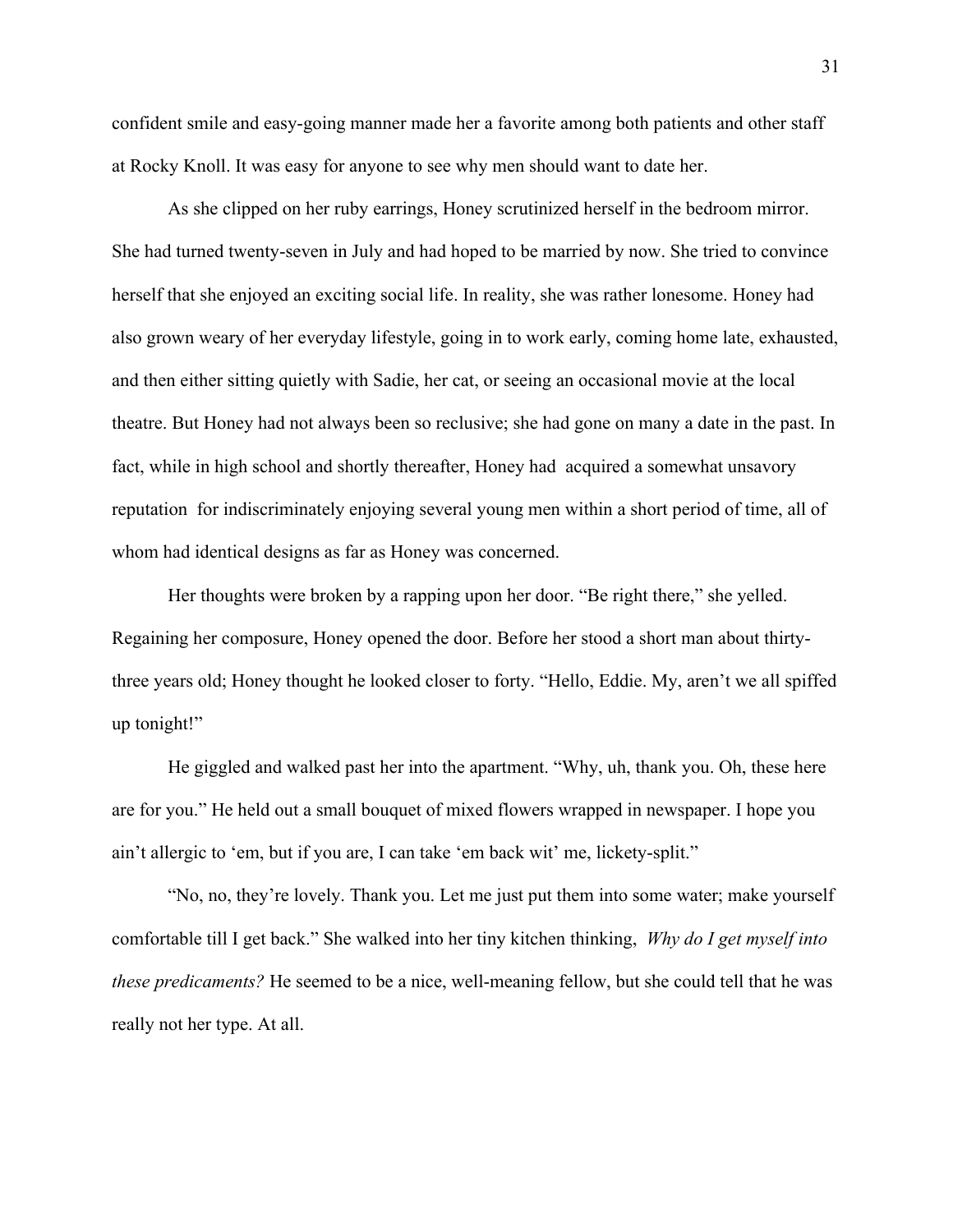confident smile and easy-going manner made her a favorite among both patients and other staff at Rocky Knoll. It was easy for anyone to see why men should want to date her.

As she clipped on her ruby earrings, Honey scrutinized herself in the bedroom mirror. She had turned twenty-seven in July and had hoped to be married by now. She tried to convince herself that she enjoyed an exciting social life. In reality, she was rather lonesome. Honey had also grown weary of her everyday lifestyle, going in to work early, coming home late, exhausted, and then either sitting quietly with Sadie, her cat, or seeing an occasional movie at the local theatre. But Honey had not always been so reclusive; she had gone on many a date in the past. In fact, while in high school and shortly thereafter, Honey had acquired a somewhat unsavory reputation for indiscriminately enjoying several young men within a short period of time, all of whom had identical designs as far as Honey was concerned.

Her thoughts were broken by a rapping upon her door. "Be right there," she yelled. Regaining her composure, Honey opened the door. Before her stood a short man about thirty-three years old; Honey thought he looked closer to forty. "Hello, Eddie. My, aren't we all spiffed up tonight!"

He giggled and walked past her into the apartment. "Why, uh, thank you. Oh, these here are for you." He held out a small bouquet of mixed flowers wrapped in newspaper. I hope you ain't allergic to 'em, but if you are, I can take 'em back wit' me, lickety-split."

"No, no, they're lovely. Thank you. Let me just put them into some water; make yourself comfortable till I get back." She walked into her tiny kitchen thinking, *Why do I get myself into these predicaments?* He seemed to be a nice, well-meaning fellow, but she could tell that he was really not her type. At all.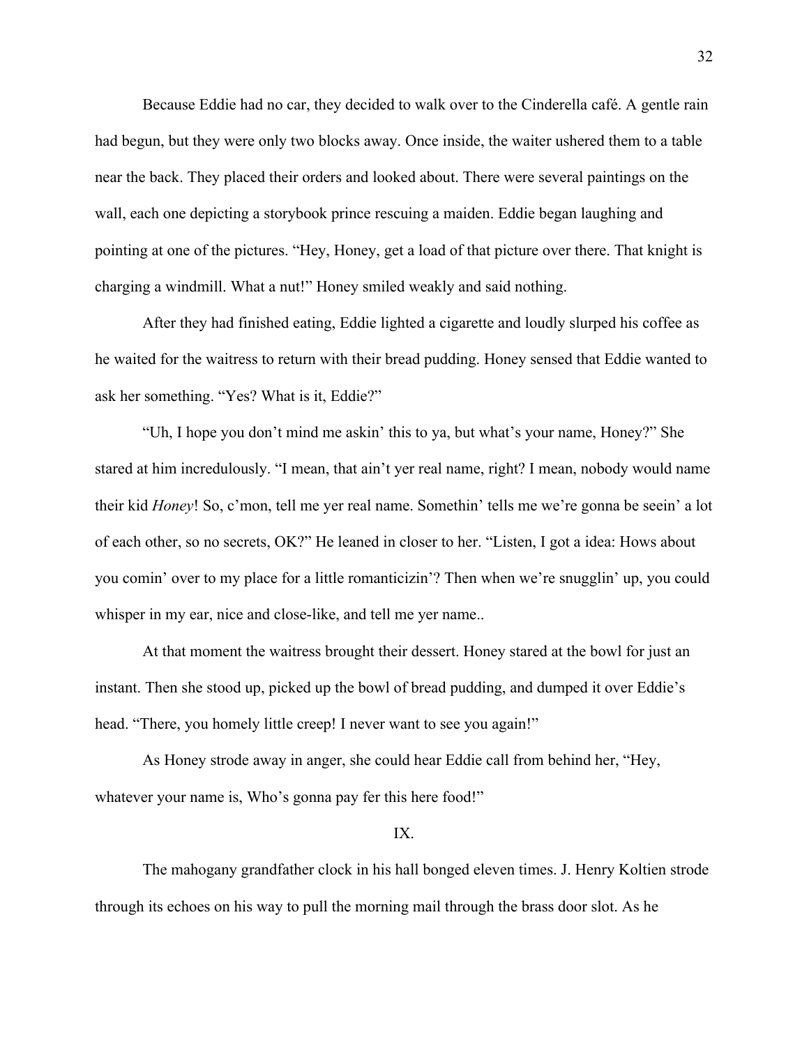Because Eddie had no car, they decided to walk over to the Cinderella café. A gentle rain had begun, but they were only two blocks away. Once inside, the waiter ushered them to a table near the back. They placed their orders and looked about. There were several paintings on the wall, each one depicting a storybook prince rescuing a maiden. Eddie began laughing and pointing at one of the pictures. "Hey, Honey, get a load of that picture over there. That knight is charging a windmill. What a nut!" Honey smiled weakly and said nothing.

After they had finished eating, Eddie lighted a cigarette and loudly slurped his coffee as he waited for the waitress to return with their bread pudding. Honey sensed that Eddie wanted to ask her something. "Yes? What is it, Eddie?"

"Uh, I hope you don't mind me askin' this to ya, but what's your name, Honey?" She stared at him incredulously. "I mean, that ain't yer real name, right? I mean, nobody would name their kid *Honey*! So, c'mon, tell me yer real name. Somethin' tells me we're gonna be seein' a lot of each other, so no secrets, OK?" He leaned in closer to her. "Listen, I got a idea: Hows about you comin' over to my place for a little romanticizin'? Then when we're snugglin' up, you could whisper in my ear, nice and close-like, and tell me yer name..

At that moment the waitress brought their dessert. Honey stared at the bowl for just an instant. Then she stood up, picked up the bowl of bread pudding, and dumped it over Eddie's head. "There, you homely little creep! I never want to see you again!"

As Honey strode away in anger, she could hear Eddie call from behind her, "Hey, whatever your name is, Who's gonna pay fer this here food!"

## IX.

The mahogany grandfather clock in his hall bonged eleven times. J. Henry Koltien strode through its echoes on his way to pull the morning mail through the brass door slot. As he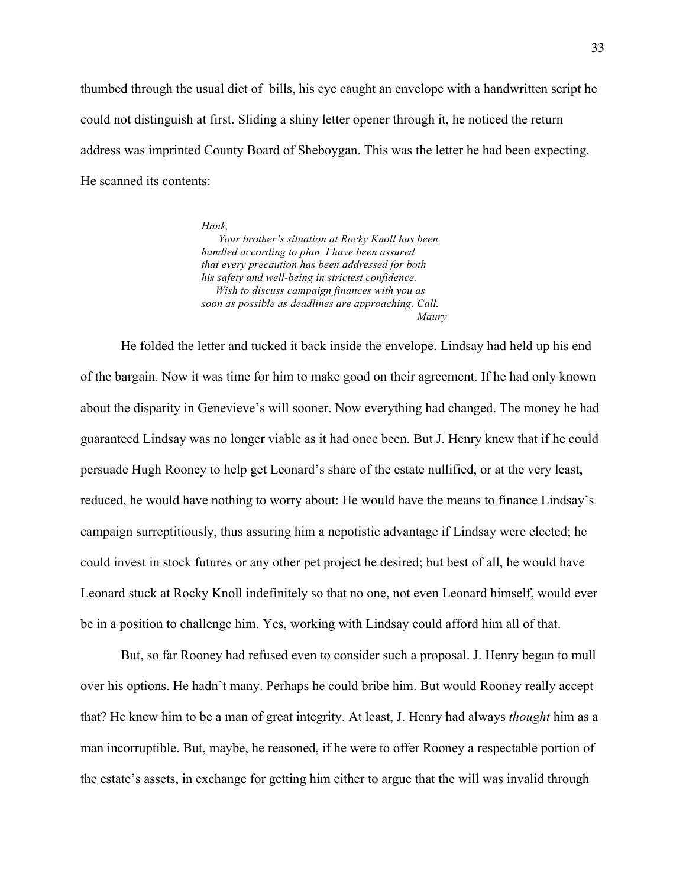thumbed through the usual diet of  bills, his eye caught an envelope with a handwritten script he could not distinguish at first. Sliding a shiny letter opener through it, he noticed the return address was imprinted County Board of Sheboygan. This was the letter he had been expecting. He scanned its contents:

> *Hank,*
> *Your brother's situation at Rocky Knoll has been handled according to plan. I have been assured that every precaution has been addressed for both his safety and well-being in strictest confidence.*
> *Wish to discuss campaign finances with you as soon as possible as deadlines are approaching. Call.*
> *Maury*

He folded the letter and tucked it back inside the envelope. Lindsay had held up his end of the bargain. Now it was time for him to make good on their agreement. If he had only known about the disparity in Genevieve's will sooner. Now everything had changed. The money he had guaranteed Lindsay was no longer viable as it had once been. But J. Henry knew that if he could persuade Hugh Rooney to help get Leonard's share of the estate nullified, or at the very least, reduced, he would have nothing to worry about: He would have the means to finance Lindsay's campaign surreptitiously, thus assuring him a nepotistic advantage if Lindsay were elected; he could invest in stock futures or any other pet project he desired; but best of all, he would have Leonard stuck at Rocky Knoll indefinitely so that no one, not even Leonard himself, would ever be in a position to challenge him. Yes, working with Lindsay could afford him all of that.

But, so far Rooney had refused even to consider such a proposal. J. Henry began to mull over his options. He hadn't many. Perhaps he could bribe him. But would Rooney really accept that? He knew him to be a man of great integrity. At least, J. Henry had always *thought* him as a man incorruptible. But, maybe, he reasoned, if he were to offer Rooney a respectable portion of the estate's assets, in exchange for getting him either to argue that the will was invalid through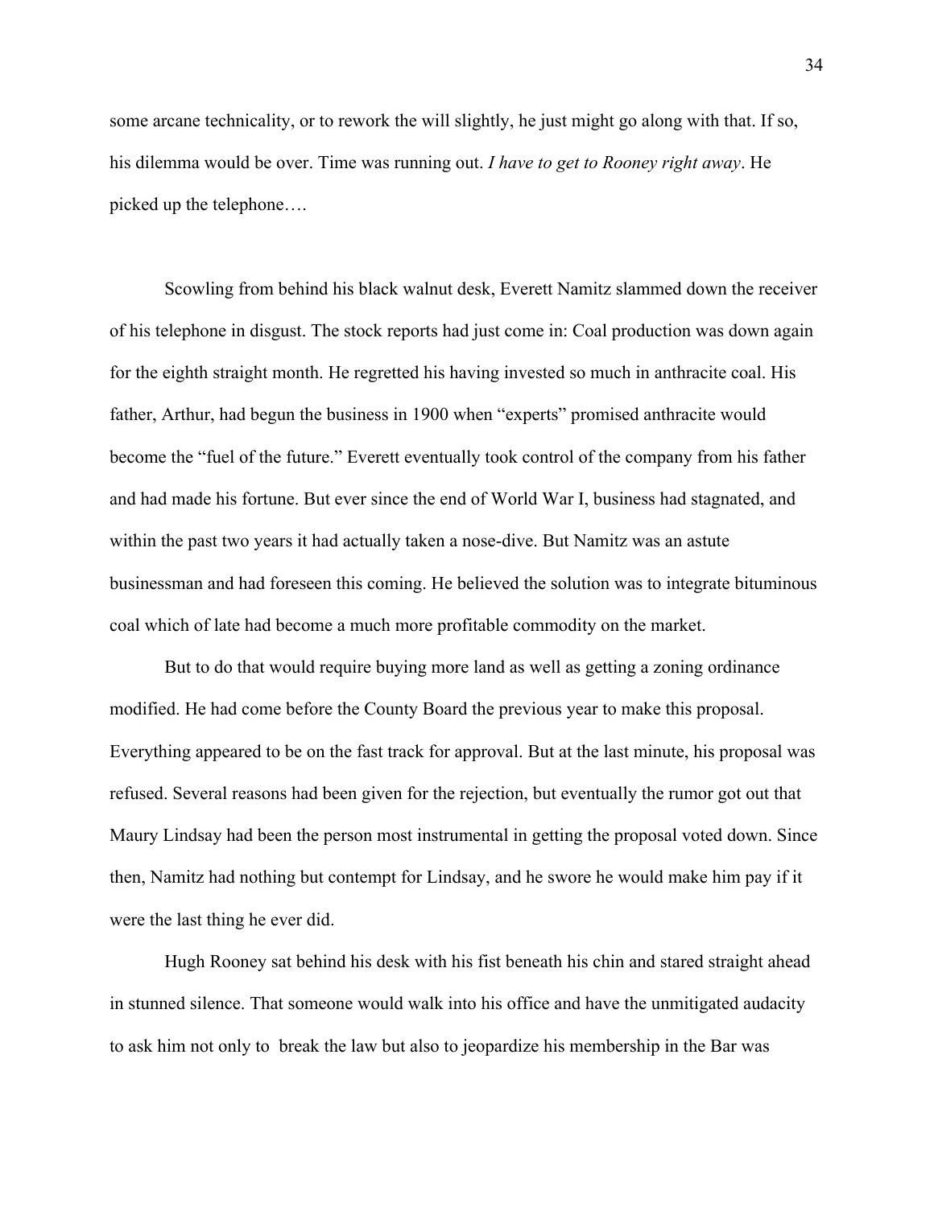some arcane technicality, or to rework the will slightly, he just might go along with that. If so, his dilemma would be over. Time was running out. *I have to get to Rooney right away*. He picked up the telephone….

Scowling from behind his black walnut desk, Everett Namitz slammed down the receiver of his telephone in disgust. The stock reports had just come in: Coal production was down again for the eighth straight month. He regretted his having invested so much in anthracite coal. His father, Arthur, had begun the business in 1900 when "experts" promised anthracite would become the "fuel of the future." Everett eventually took control of the company from his father and had made his fortune. But ever since the end of World War I, business had stagnated, and within the past two years it had actually taken a nose-dive. But Namitz was an astute businessman and had foreseen this coming. He believed the solution was to integrate bituminous coal which of late had become a much more profitable commodity on the market.

But to do that would require buying more land as well as getting a zoning ordinance modified. He had come before the County Board the previous year to make this proposal. Everything appeared to be on the fast track for approval. But at the last minute, his proposal was refused. Several reasons had been given for the rejection, but eventually the rumor got out that Maury Lindsay had been the person most instrumental in getting the proposal voted down. Since then, Namitz had nothing but contempt for Lindsay, and he swore he would make him pay if it were the last thing he ever did.

Hugh Rooney sat behind his desk with his fist beneath his chin and stared straight ahead in stunned silence. That someone would walk into his office and have the unmitigated audacity to ask him not only to break the law but also to jeopardize his membership in the Bar was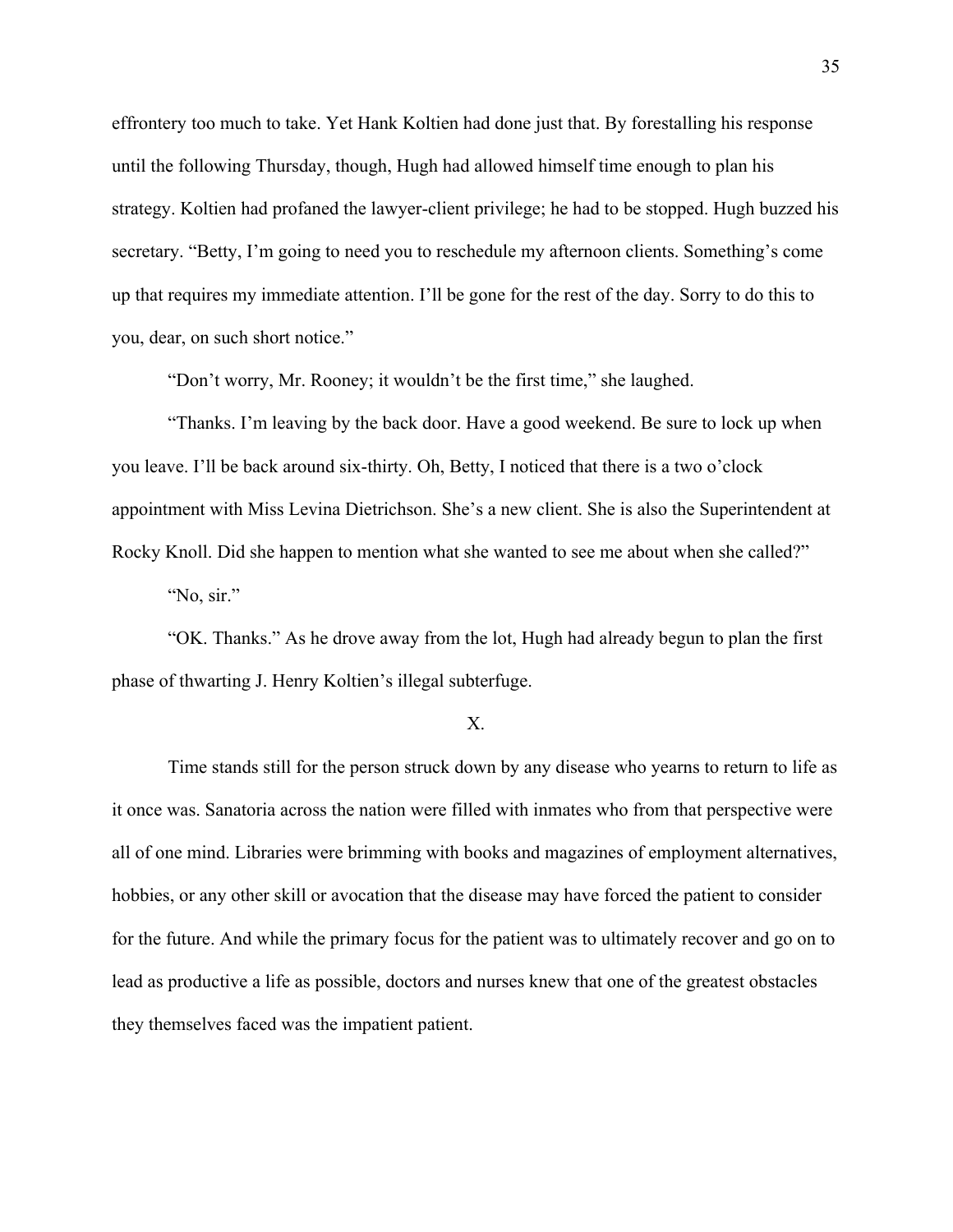effrontery too much to take. Yet Hank Koltien had done just that. By forestalling his response until the following Thursday, though, Hugh had allowed himself time enough to plan his strategy. Koltien had profaned the lawyer-client privilege; he had to be stopped. Hugh buzzed his secretary. "Betty, I'm going to need you to reschedule my afternoon clients. Something's come up that requires my immediate attention. I'll be gone for the rest of the day. Sorry to do this to you, dear, on such short notice."

"Don't worry, Mr. Rooney; it wouldn't be the first time," she laughed.

"Thanks. I'm leaving by the back door. Have a good weekend. Be sure to lock up when you leave. I'll be back around six-thirty. Oh, Betty, I noticed that there is a two o'clock appointment with Miss Levina Dietrichson. She's a new client. She is also the Superintendent at Rocky Knoll. Did she happen to mention what she wanted to see me about when she called?"

"No, sir."

"OK. Thanks." As he drove away from the lot, Hugh had already begun to plan the first phase of thwarting J. Henry Koltien's illegal subterfuge.

## X.

Time stands still for the person struck down by any disease who yearns to return to life as it once was. Sanatoria across the nation were filled with inmates who from that perspective were all of one mind. Libraries were brimming with books and magazines of employment alternatives, hobbies, or any other skill or avocation that the disease may have forced the patient to consider for the future. And while the primary focus for the patient was to ultimately recover and go on to lead as productive a life as possible, doctors and nurses knew that one of the greatest obstacles they themselves faced was the impatient patient.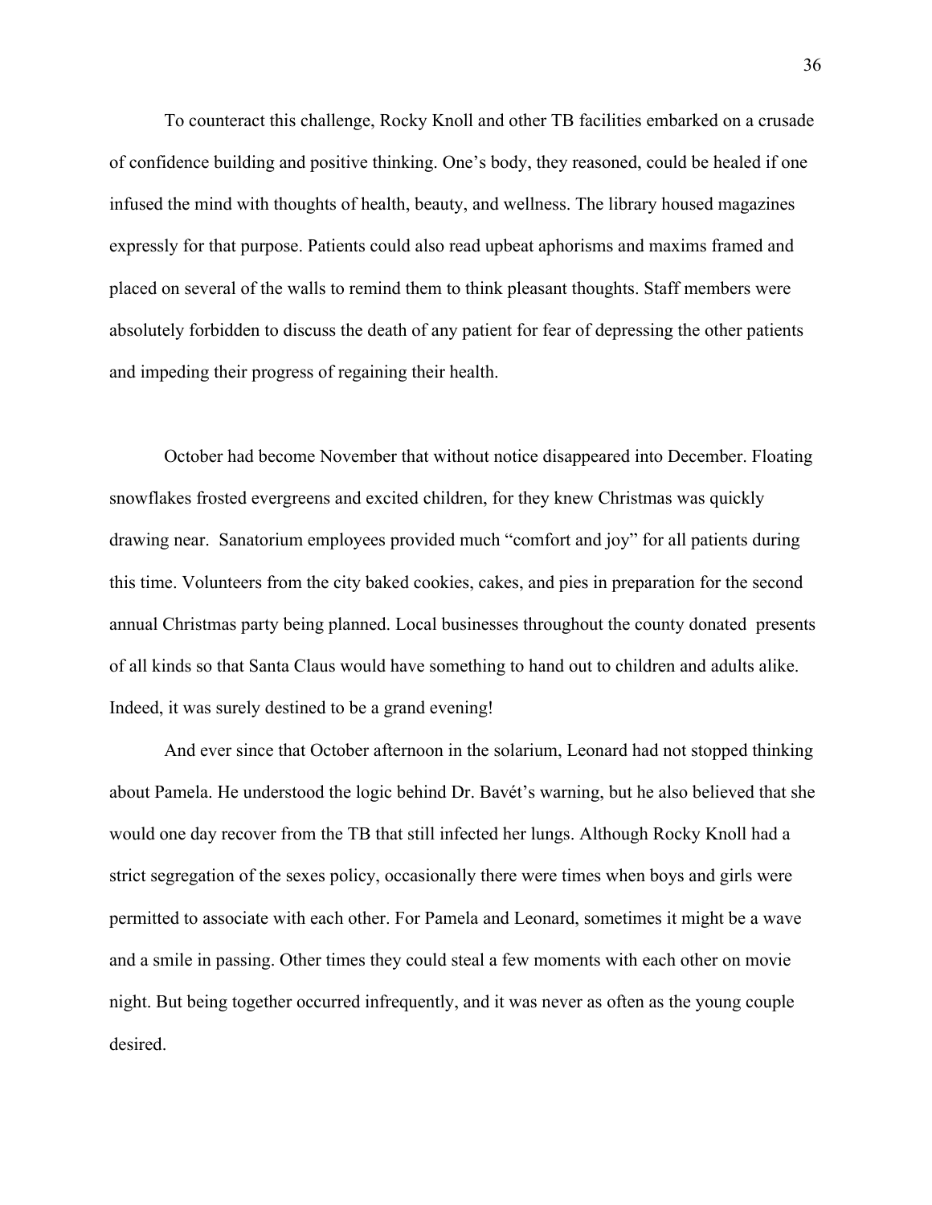To counteract this challenge, Rocky Knoll and other TB facilities embarked on a crusade of confidence building and positive thinking. One's body, they reasoned, could be healed if one infused the mind with thoughts of health, beauty, and wellness. The library housed magazines expressly for that purpose. Patients could also read upbeat aphorisms and maxims framed and placed on several of the walls to remind them to think pleasant thoughts. Staff members were absolutely forbidden to discuss the death of any patient for fear of depressing the other patients and impeding their progress of regaining their health.

October had become November that without notice disappeared into December. Floating snowflakes frosted evergreens and excited children, for they knew Christmas was quickly drawing near. Sanatorium employees provided much "comfort and joy" for all patients during this time. Volunteers from the city baked cookies, cakes, and pies in preparation for the second annual Christmas party being planned. Local businesses throughout the county donated presents of all kinds so that Santa Claus would have something to hand out to children and adults alike. Indeed, it was surely destined to be a grand evening!

And ever since that October afternoon in the solarium, Leonard had not stopped thinking about Pamela. He understood the logic behind Dr. Bavét's warning, but he also believed that she would one day recover from the TB that still infected her lungs. Although Rocky Knoll had a strict segregation of the sexes policy, occasionally there were times when boys and girls were permitted to associate with each other. For Pamela and Leonard, sometimes it might be a wave and a smile in passing. Other times they could steal a few moments with each other on movie night. But being together occurred infrequently, and it was never as often as the young couple desired.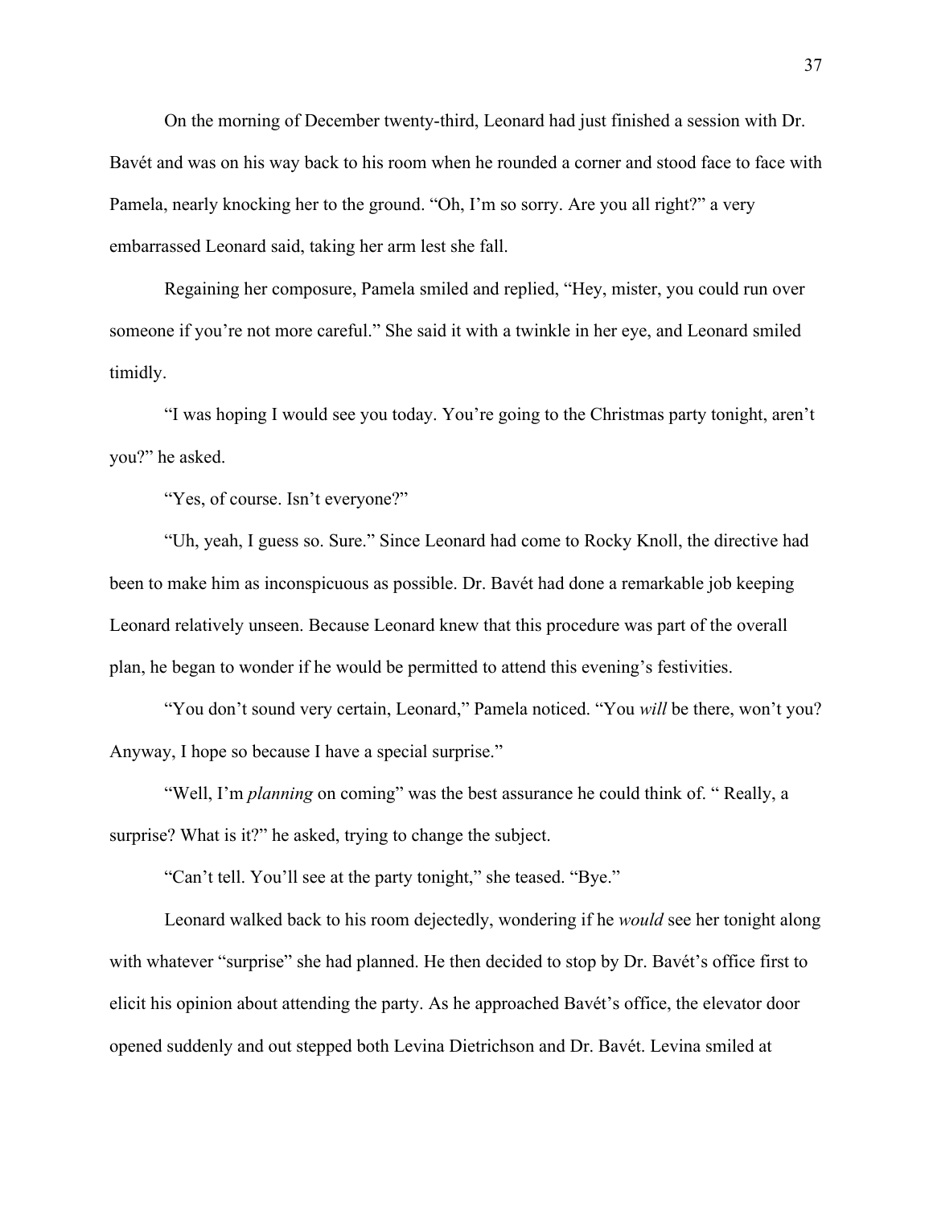On the morning of December twenty-third, Leonard had just finished a session with Dr. Bavét and was on his way back to his room when he rounded a corner and stood face to face with Pamela, nearly knocking her to the ground. "Oh, I'm so sorry. Are you all right?" a very embarrassed Leonard said, taking her arm lest she fall.

Regaining her composure, Pamela smiled and replied, "Hey, mister, you could run over someone if you're not more careful." She said it with a twinkle in her eye, and Leonard smiled timidly.

"I was hoping I would see you today. You're going to the Christmas party tonight, aren't you?" he asked.

"Yes, of course. Isn't everyone?"

"Uh, yeah, I guess so. Sure." Since Leonard had come to Rocky Knoll, the directive had been to make him as inconspicuous as possible. Dr. Bavét had done a remarkable job keeping Leonard relatively unseen. Because Leonard knew that this procedure was part of the overall plan, he began to wonder if he would be permitted to attend this evening's festivities.

"You don't sound very certain, Leonard," Pamela noticed. "You *will* be there, won't you? Anyway, I hope so because I have a special surprise."

"Well, I'm *planning* on coming" was the best assurance he could think of. " Really, a surprise? What is it?" he asked, trying to change the subject.

"Can't tell. You'll see at the party tonight," she teased. "Bye."

Leonard walked back to his room dejectedly, wondering if he *would* see her tonight along with whatever "surprise" she had planned. He then decided to stop by Dr. Bavét's office first to elicit his opinion about attending the party. As he approached Bavét's office, the elevator door opened suddenly and out stepped both Levina Dietrichson and Dr. Bavét. Levina smiled at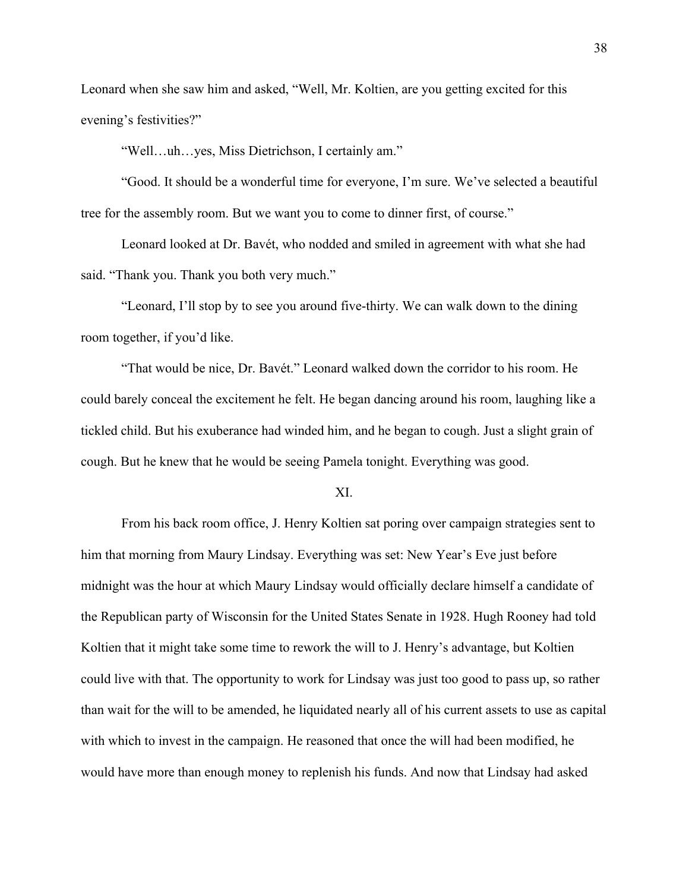Leonard when she saw him and asked, "Well, Mr. Koltien, are you getting excited for this evening's festivities?"

"Well…uh…yes, Miss Dietrichson, I certainly am."

"Good. It should be a wonderful time for everyone, I'm sure. We've selected a beautiful tree for the assembly room. But we want you to come to dinner first, of course."

Leonard looked at Dr. Bavét, who nodded and smiled in agreement with what she had said. "Thank you. Thank you both very much."

"Leonard, I'll stop by to see you around five-thirty. We can walk down to the dining room together, if you'd like.

"That would be nice, Dr. Bavét." Leonard walked down the corridor to his room. He could barely conceal the excitement he felt. He began dancing around his room, laughing like a tickled child. But his exuberance had winded him, and he began to cough. Just a slight grain of cough. But he knew that he would be seeing Pamela tonight. Everything was good.

XI.

From his back room office, J. Henry Koltien sat poring over campaign strategies sent to him that morning from Maury Lindsay. Everything was set: New Year's Eve just before midnight was the hour at which Maury Lindsay would officially declare himself a candidate of the Republican party of Wisconsin for the United States Senate in 1928. Hugh Rooney had told Koltien that it might take some time to rework the will to J. Henry's advantage, but Koltien could live with that. The opportunity to work for Lindsay was just too good to pass up, so rather than wait for the will to be amended, he liquidated nearly all of his current assets to use as capital with which to invest in the campaign. He reasoned that once the will had been modified, he would have more than enough money to replenish his funds. And now that Lindsay had asked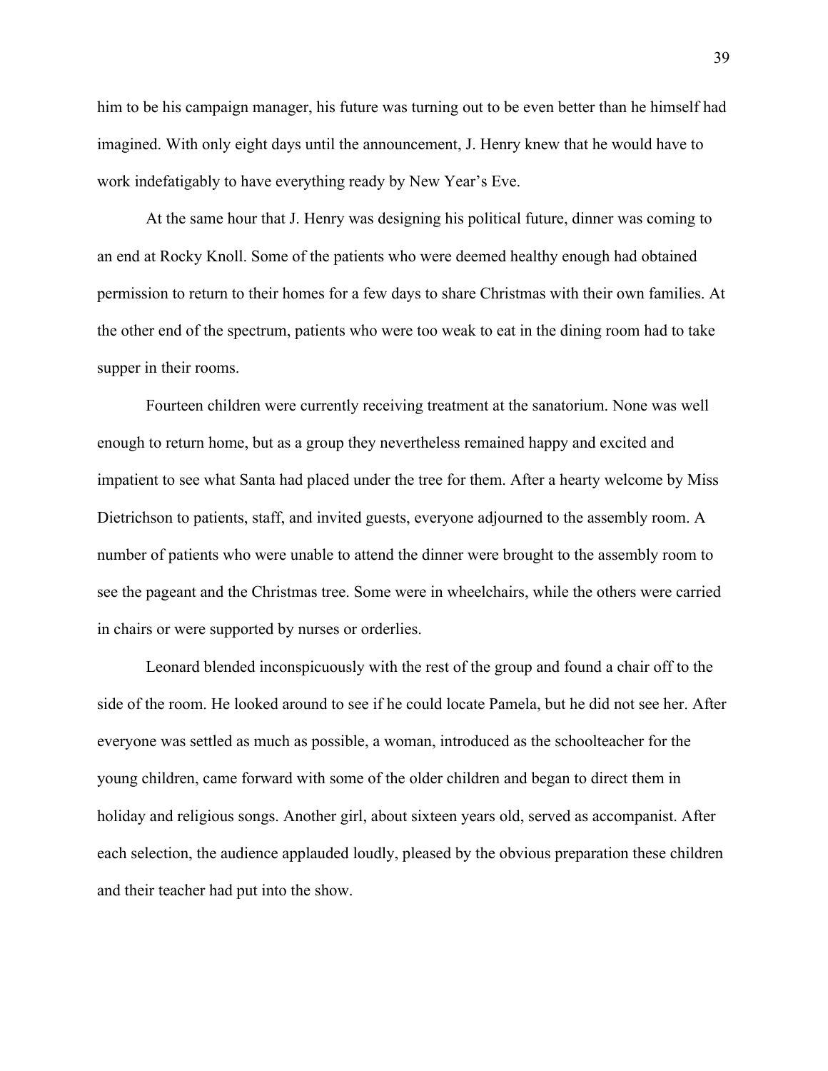him to be his campaign manager, his future was turning out to be even better than he himself had imagined. With only eight days until the announcement, J. Henry knew that he would have to work indefatigably to have everything ready by New Year's Eve.

At the same hour that J. Henry was designing his political future, dinner was coming to an end at Rocky Knoll. Some of the patients who were deemed healthy enough had obtained permission to return to their homes for a few days to share Christmas with their own families. At the other end of the spectrum, patients who were too weak to eat in the dining room had to take supper in their rooms.

Fourteen children were currently receiving treatment at the sanatorium. None was well enough to return home, but as a group they nevertheless remained happy and excited and impatient to see what Santa had placed under the tree for them. After a hearty welcome by Miss Dietrichson to patients, staff, and invited guests, everyone adjourned to the assembly room. A number of patients who were unable to attend the dinner were brought to the assembly room to see the pageant and the Christmas tree. Some were in wheelchairs, while the others were carried in chairs or were supported by nurses or orderlies.

Leonard blended inconspicuously with the rest of the group and found a chair off to the side of the room. He looked around to see if he could locate Pamela, but he did not see her. After everyone was settled as much as possible, a woman, introduced as the schoolteacher for the young children, came forward with some of the older children and began to direct them in holiday and religious songs. Another girl, about sixteen years old, served as accompanist. After each selection, the audience applauded loudly, pleased by the obvious preparation these children and their teacher had put into the show.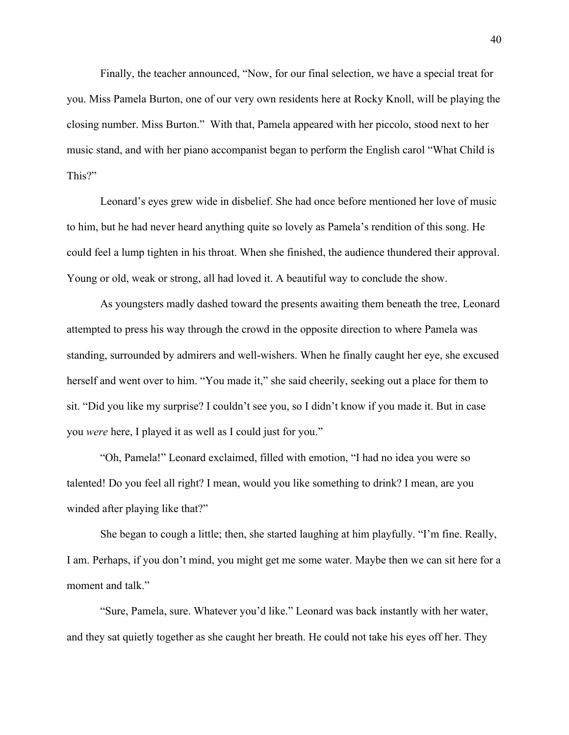Finally, the teacher announced, "Now, for our final selection, we have a special treat for you. Miss Pamela Burton, one of our very own residents here at Rocky Knoll, will be playing the closing number. Miss Burton." With that, Pamela appeared with her piccolo, stood next to her music stand, and with her piano accompanist began to perform the English carol "What Child is This?"

Leonard's eyes grew wide in disbelief. She had once before mentioned her love of music to him, but he had never heard anything quite so lovely as Pamela's rendition of this song. He could feel a lump tighten in his throat. When she finished, the audience thundered their approval. Young or old, weak or strong, all had loved it. A beautiful way to conclude the show.

As youngsters madly dashed toward the presents awaiting them beneath the tree, Leonard attempted to press his way through the crowd in the opposite direction to where Pamela was standing, surrounded by admirers and well-wishers. When he finally caught her eye, she excused herself and went over to him. "You made it," she said cheerily, seeking out a place for them to sit. "Did you like my surprise? I couldn't see you, so I didn't know if you made it. But in case you *were* here, I played it as well as I could just for you."

"Oh, Pamela!" Leonard exclaimed, filled with emotion, "I had no idea you were so talented! Do you feel all right? I mean, would you like something to drink? I mean, are you winded after playing like that?"

She began to cough a little; then, she started laughing at him playfully. "I'm fine. Really, I am. Perhaps, if you don't mind, you might get me some water. Maybe then we can sit here for a moment and talk."

"Sure, Pamela, sure. Whatever you'd like." Leonard was back instantly with her water, and they sat quietly together as she caught her breath. He could not take his eyes off her. They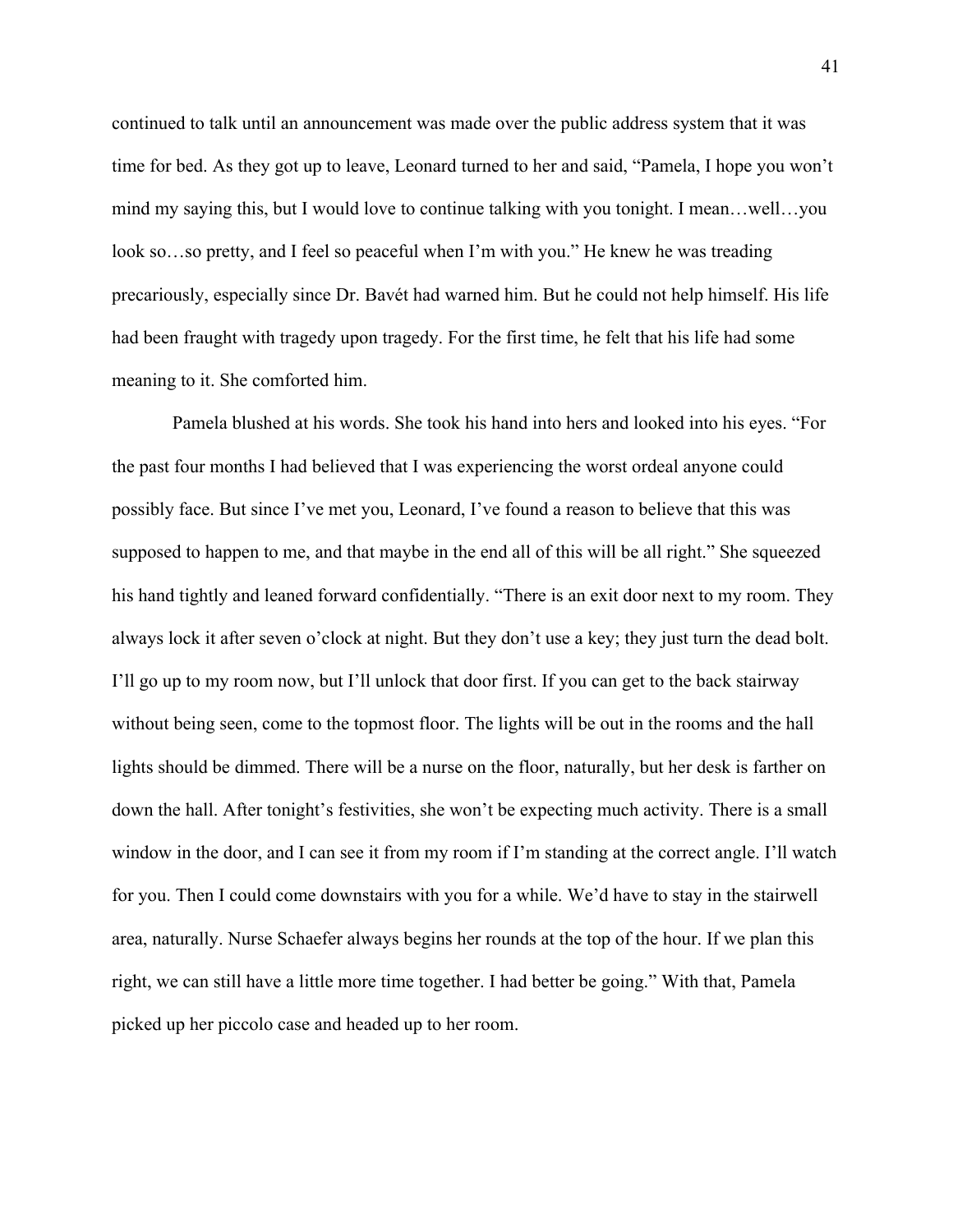continued to talk until an announcement was made over the public address system that it was time for bed. As they got up to leave, Leonard turned to her and said, "Pamela, I hope you won't mind my saying this, but I would love to continue talking with you tonight. I mean…well…you look so…so pretty, and I feel so peaceful when I'm with you." He knew he was treading precariously, especially since Dr. Bavét had warned him. But he could not help himself. His life had been fraught with tragedy upon tragedy. For the first time, he felt that his life had some meaning to it. She comforted him.

Pamela blushed at his words. She took his hand into hers and looked into his eyes. "For the past four months I had believed that I was experiencing the worst ordeal anyone could possibly face. But since I've met you, Leonard, I've found a reason to believe that this was supposed to happen to me, and that maybe in the end all of this will be all right." She squeezed his hand tightly and leaned forward confidentially. "There is an exit door next to my room. They always lock it after seven o'clock at night. But they don't use a key; they just turn the dead bolt. I'll go up to my room now, but I'll unlock that door first. If you can get to the back stairway without being seen, come to the topmost floor. The lights will be out in the rooms and the hall lights should be dimmed. There will be a nurse on the floor, naturally, but her desk is farther on down the hall. After tonight's festivities, she won't be expecting much activity. There is a small window in the door, and I can see it from my room if I'm standing at the correct angle. I'll watch for you. Then I could come downstairs with you for a while. We'd have to stay in the stairwell area, naturally. Nurse Schaefer always begins her rounds at the top of the hour. If we plan this right, we can still have a little more time together. I had better be going." With that, Pamela picked up her piccolo case and headed up to her room.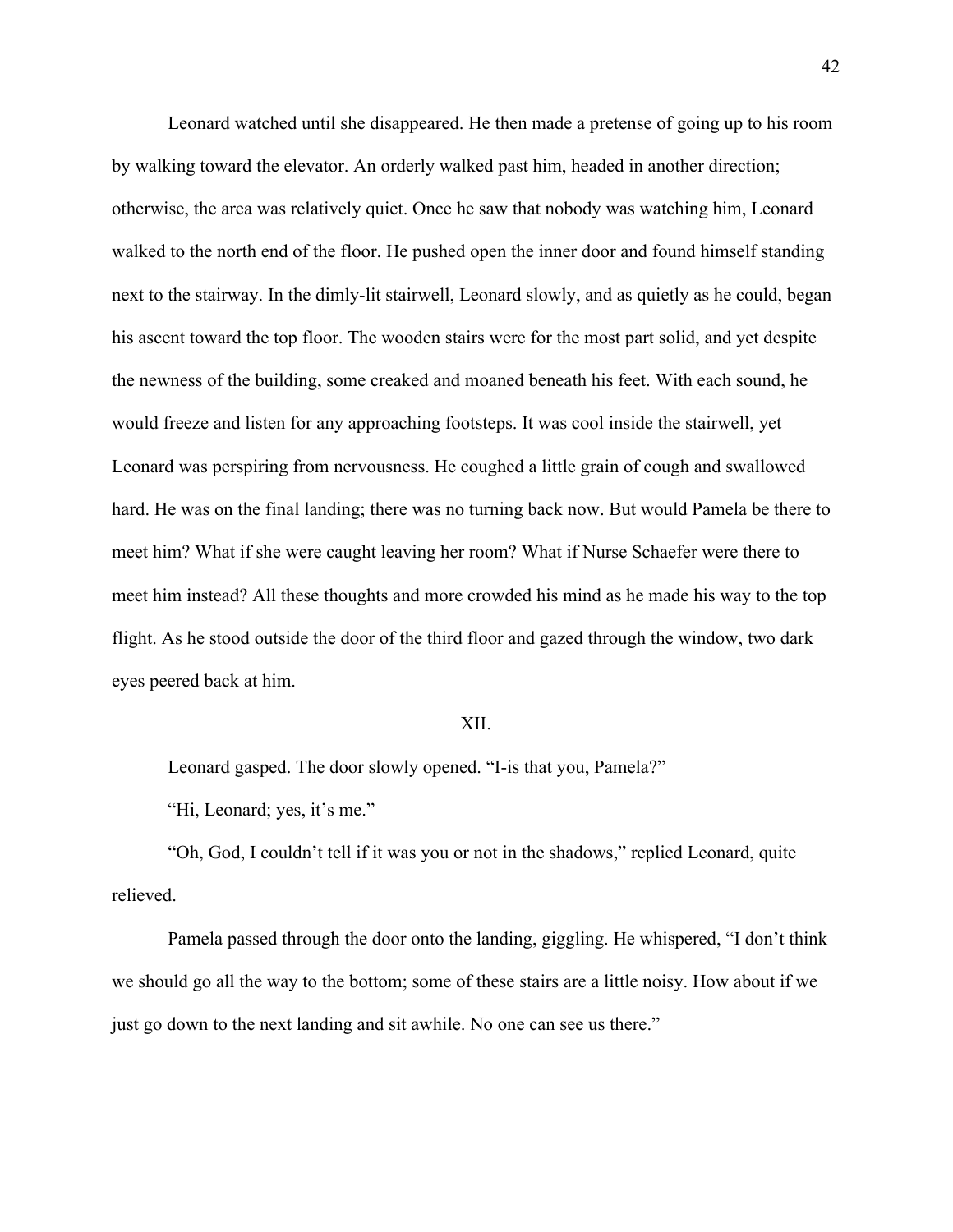Leonard watched until she disappeared. He then made a pretense of going up to his room by walking toward the elevator. An orderly walked past him, headed in another direction; otherwise, the area was relatively quiet. Once he saw that nobody was watching him, Leonard walked to the north end of the floor. He pushed open the inner door and found himself standing next to the stairway. In the dimly-lit stairwell, Leonard slowly, and as quietly as he could, began his ascent toward the top floor. The wooden stairs were for the most part solid, and yet despite the newness of the building, some creaked and moaned beneath his feet. With each sound, he would freeze and listen for any approaching footsteps. It was cool inside the stairwell, yet Leonard was perspiring from nervousness. He coughed a little grain of cough and swallowed hard. He was on the final landing; there was no turning back now. But would Pamela be there to meet him? What if she were caught leaving her room? What if Nurse Schaefer were there to meet him instead? All these thoughts and more crowded his mind as he made his way to the top flight. As he stood outside the door of the third floor and gazed through the window, two dark eyes peered back at him.

## XII.

Leonard gasped. The door slowly opened. “I-is that you, Pamela?”

“Hi, Leonard; yes, it’s me.”

“Oh, God, I couldn’t tell if it was you or not in the shadows,” replied Leonard, quite relieved.

Pamela passed through the door onto the landing, giggling. He whispered, “I don’t think we should go all the way to the bottom; some of these stairs are a little noisy. How about if we just go down to the next landing and sit awhile. No one can see us there.”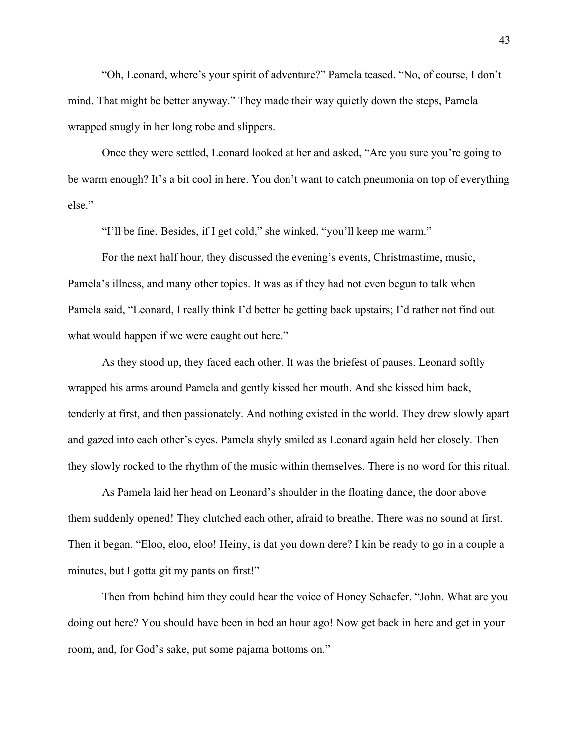"Oh, Leonard, where's your spirit of adventure?" Pamela teased. "No, of course, I don't mind. That might be better anyway." They made their way quietly down the steps, Pamela wrapped snugly in her long robe and slippers.

Once they were settled, Leonard looked at her and asked, "Are you sure you're going to be warm enough? It's a bit cool in here. You don't want to catch pneumonia on top of everything else."

"I'll be fine. Besides, if I get cold," she winked, "you'll keep me warm."

For the next half hour, they discussed the evening's events, Christmastime, music, Pamela's illness, and many other topics. It was as if they had not even begun to talk when Pamela said, "Leonard, I really think I'd better be getting back upstairs; I'd rather not find out what would happen if we were caught out here."

As they stood up, they faced each other. It was the briefest of pauses. Leonard softly wrapped his arms around Pamela and gently kissed her mouth. And she kissed him back, tenderly at first, and then passionately. And nothing existed in the world. They drew slowly apart and gazed into each other's eyes. Pamela shyly smiled as Leonard again held her closely. Then they slowly rocked to the rhythm of the music within themselves. There is no word for this ritual.

As Pamela laid her head on Leonard's shoulder in the floating dance, the door above them suddenly opened! They clutched each other, afraid to breathe. There was no sound at first. Then it began. "Eloo, eloo, eloo! Heiny, is dat you down dere? I kin be ready to go in a couple a minutes, but I gotta git my pants on first!"

Then from behind him they could hear the voice of Honey Schaefer. "John. What are you doing out here? You should have been in bed an hour ago! Now get back in here and get in your room, and, for God's sake, put some pajama bottoms on."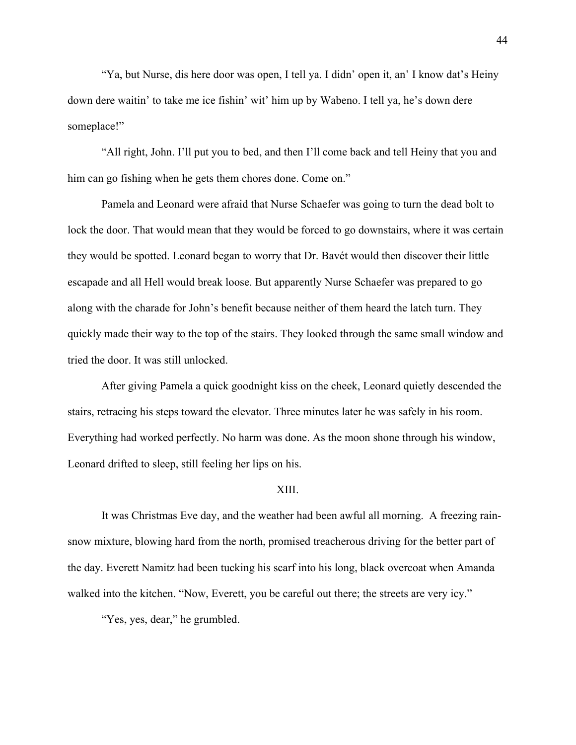"Ya, but Nurse, dis here door was open, I tell ya. I didn' open it, an' I know dat's Heiny down dere waitin' to take me ice fishin' wit' him up by Wabeno. I tell ya, he's down dere someplace!"

"All right, John. I'll put you to bed, and then I'll come back and tell Heiny that you and him can go fishing when he gets them chores done. Come on."

Pamela and Leonard were afraid that Nurse Schaefer was going to turn the dead bolt to lock the door. That would mean that they would be forced to go downstairs, where it was certain they would be spotted. Leonard began to worry that Dr. Bavét would then discover their little escapade and all Hell would break loose. But apparently Nurse Schaefer was prepared to go along with the charade for John's benefit because neither of them heard the latch turn. They quickly made their way to the top of the stairs. They looked through the same small window and tried the door. It was still unlocked.

After giving Pamela a quick goodnight kiss on the cheek, Leonard quietly descended the stairs, retracing his steps toward the elevator. Three minutes later he was safely in his room. Everything had worked perfectly. No harm was done. As the moon shone through his window, Leonard drifted to sleep, still feeling her lips on his.

## XIII.

It was Christmas Eve day, and the weather had been awful all morning. A freezing rain-snow mixture, blowing hard from the north, promised treacherous driving for the better part of the day. Everett Namitz had been tucking his scarf into his long, black overcoat when Amanda walked into the kitchen. "Now, Everett, you be careful out there; the streets are very icy."

"Yes, yes, dear," he grumbled.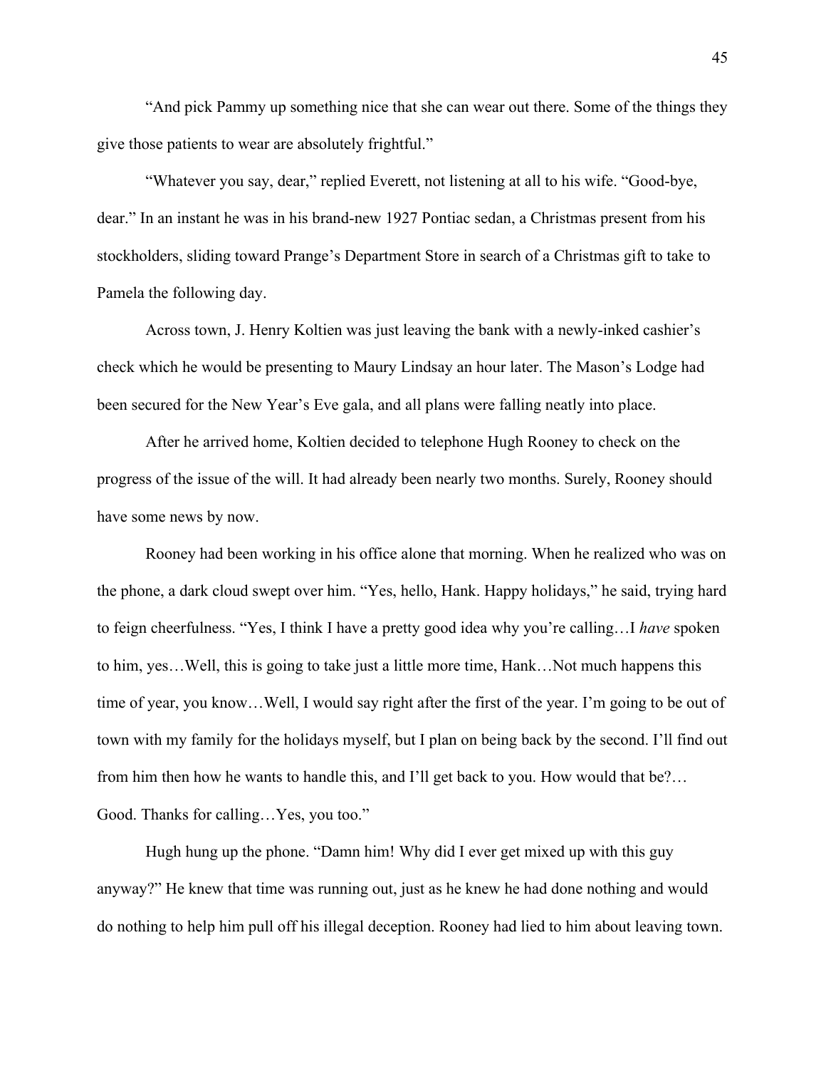"And pick Pammy up something nice that she can wear out there. Some of the things they give those patients to wear are absolutely frightful."

"Whatever you say, dear," replied Everett, not listening at all to his wife. "Good-bye, dear." In an instant he was in his brand-new 1927 Pontiac sedan, a Christmas present from his stockholders, sliding toward Prange's Department Store in search of a Christmas gift to take to Pamela the following day.

Across town, J. Henry Koltien was just leaving the bank with a newly-inked cashier's check which he would be presenting to Maury Lindsay an hour later. The Mason's Lodge had been secured for the New Year's Eve gala, and all plans were falling neatly into place.

After he arrived home, Koltien decided to telephone Hugh Rooney to check on the progress of the issue of the will. It had already been nearly two months. Surely, Rooney should have some news by now.

Rooney had been working in his office alone that morning. When he realized who was on the phone, a dark cloud swept over him. "Yes, hello, Hank. Happy holidays," he said, trying hard to feign cheerfulness. "Yes, I think I have a pretty good idea why you're calling…I *have* spoken to him, yes…Well, this is going to take just a little more time, Hank…Not much happens this time of year, you know…Well, I would say right after the first of the year. I'm going to be out of town with my family for the holidays myself, but I plan on being back by the second. I'll find out from him then how he wants to handle this, and I'll get back to you. How would that be?… Good. Thanks for calling…Yes, you too."

Hugh hung up the phone. "Damn him! Why did I ever get mixed up with this guy anyway?" He knew that time was running out, just as he knew he had done nothing and would do nothing to help him pull off his illegal deception. Rooney had lied to him about leaving town.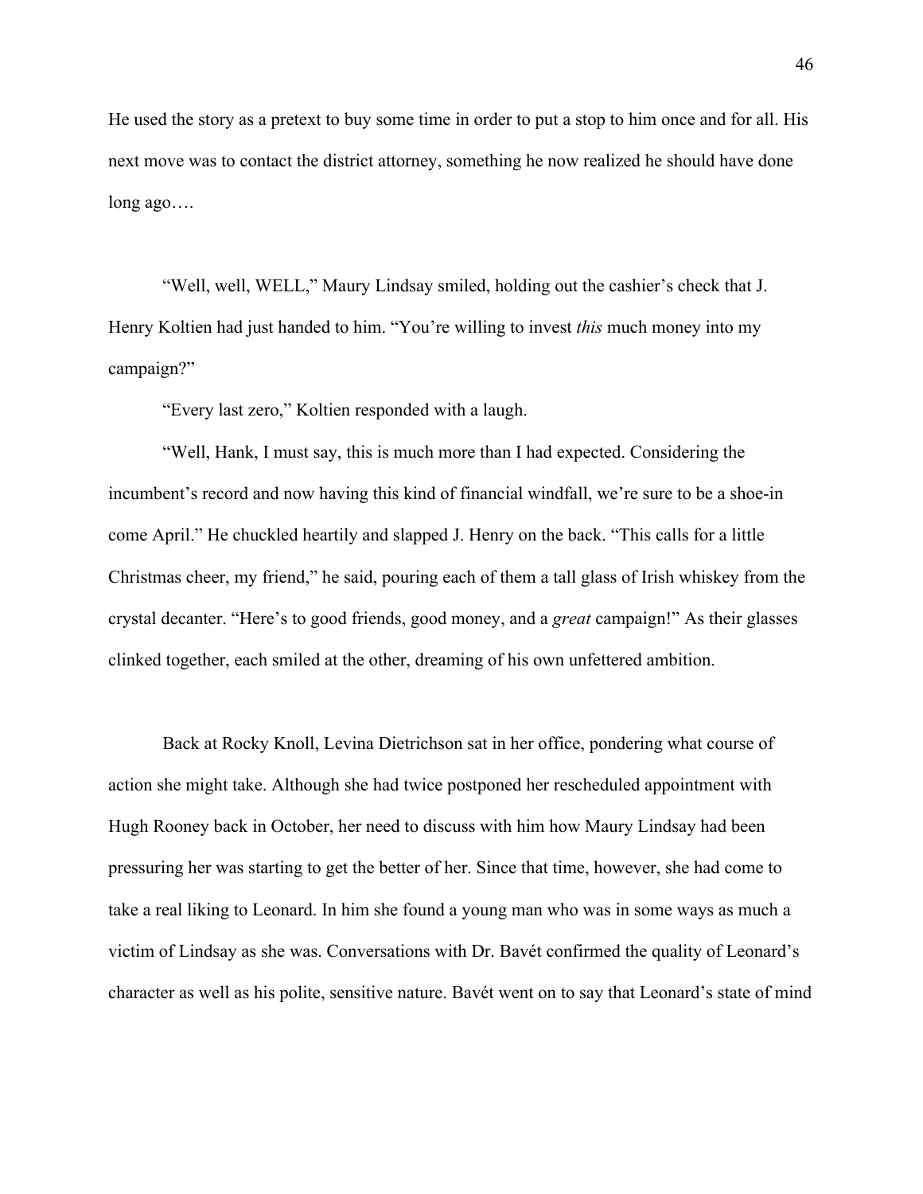He used the story as a pretext to buy some time in order to put a stop to him once and for all. His next move was to contact the district attorney, something he now realized he should have done long ago….

"Well, well, WELL," Maury Lindsay smiled, holding out the cashier's check that J. Henry Koltien had just handed to him. "You're willing to invest *this* much money into my campaign?"

"Every last zero," Koltien responded with a laugh.

"Well, Hank, I must say, this is much more than I had expected. Considering the incumbent's record and now having this kind of financial windfall, we're sure to be a shoe-in come April." He chuckled heartily and slapped J. Henry on the back. "This calls for a little Christmas cheer, my friend," he said, pouring each of them a tall glass of Irish whiskey from the crystal decanter. "Here's to good friends, good money, and a *great* campaign!" As their glasses clinked together, each smiled at the other, dreaming of his own unfettered ambition.

Back at Rocky Knoll, Levina Dietrichson sat in her office, pondering what course of action she might take. Although she had twice postponed her rescheduled appointment with Hugh Rooney back in October, her need to discuss with him how Maury Lindsay had been pressuring her was starting to get the better of her. Since that time, however, she had come to take a real liking to Leonard. In him she found a young man who was in some ways as much a victim of Lindsay as she was. Conversations with Dr. Bavét confirmed the quality of Leonard's character as well as his polite, sensitive nature. Bavét went on to say that Leonard's state of mind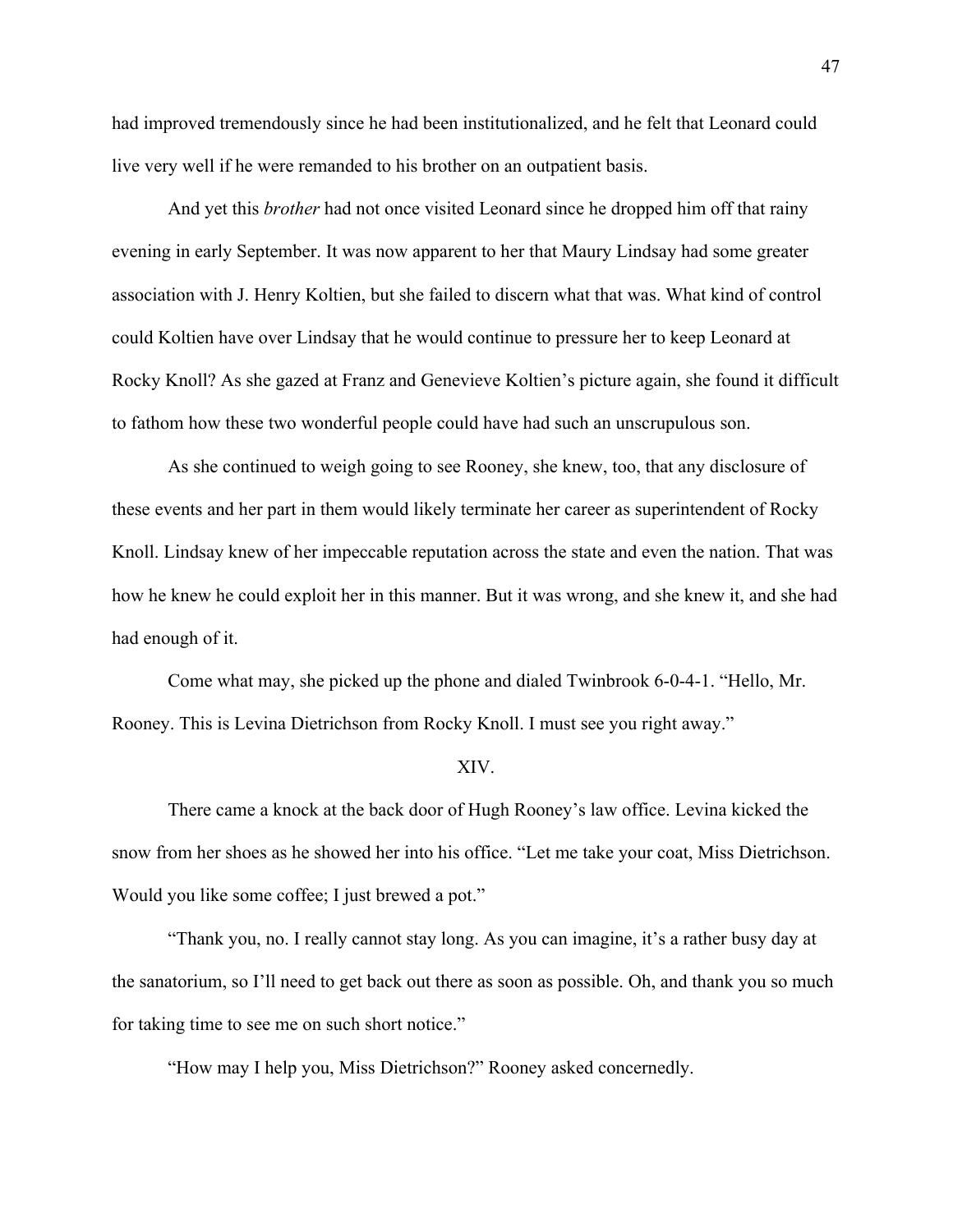had improved tremendously since he had been institutionalized, and he felt that Leonard could live very well if he were remanded to his brother on an outpatient basis.

And yet this *brother* had not once visited Leonard since he dropped him off that rainy evening in early September. It was now apparent to her that Maury Lindsay had some greater association with J. Henry Koltien, but she failed to discern what that was. What kind of control could Koltien have over Lindsay that he would continue to pressure her to keep Leonard at Rocky Knoll? As she gazed at Franz and Genevieve Koltien's picture again, she found it difficult to fathom how these two wonderful people could have had such an unscrupulous son.

As she continued to weigh going to see Rooney, she knew, too, that any disclosure of these events and her part in them would likely terminate her career as superintendent of Rocky Knoll. Lindsay knew of her impeccable reputation across the state and even the nation. That was how he knew he could exploit her in this manner. But it was wrong, and she knew it, and she had had enough of it.

Come what may, she picked up the phone and dialed Twinbrook 6-0-4-1. "Hello, Mr. Rooney. This is Levina Dietrichson from Rocky Knoll. I must see you right away."

## XIV.

There came a knock at the back door of Hugh Rooney's law office. Levina kicked the snow from her shoes as he showed her into his office. "Let me take your coat, Miss Dietrichson. Would you like some coffee; I just brewed a pot."

"Thank you, no. I really cannot stay long. As you can imagine, it's a rather busy day at the sanatorium, so I'll need to get back out there as soon as possible. Oh, and thank you so much for taking time to see me on such short notice."

"How may I help you, Miss Dietrichson?" Rooney asked concernedly.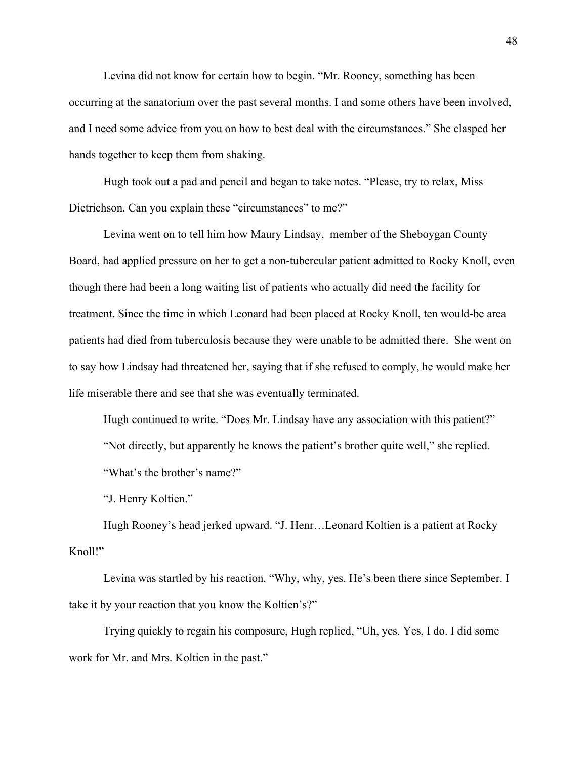Levina did not know for certain how to begin. “Mr. Rooney, something has been occurring at the sanatorium over the past several months. I and some others have been involved, and I need some advice from you on how to best deal with the circumstances.” She clasped her hands together to keep them from shaking.

Hugh took out a pad and pencil and began to take notes. “Please, try to relax, Miss Dietrichson. Can you explain these “circumstances” to me?”

Levina went on to tell him how Maury Lindsay,  member of the Sheboygan County Board, had applied pressure on her to get a non-tubercular patient admitted to Rocky Knoll, even though there had been a long waiting list of patients who actually did need the facility for treatment. Since the time in which Leonard had been placed at Rocky Knoll, ten would-be area patients had died from tuberculosis because they were unable to be admitted there.  She went on to say how Lindsay had threatened her, saying that if she refused to comply, he would make her life miserable there and see that she was eventually terminated.

Hugh continued to write. “Does Mr. Lindsay have any association with this patient?”

“Not directly, but apparently he knows the patient’s brother quite well,” she replied.

“What’s the brother’s name?”

“J. Henry Koltien.”

Hugh Rooney’s head jerked upward. “J. Henr…Leonard Koltien is a patient at Rocky Knoll!”

Levina was startled by his reaction. “Why, why, yes. He’s been there since September. I take it by your reaction that you know the Koltien’s?”

Trying quickly to regain his composure, Hugh replied, “Uh, yes. Yes, I do. I did some work for Mr. and Mrs. Koltien in the past.”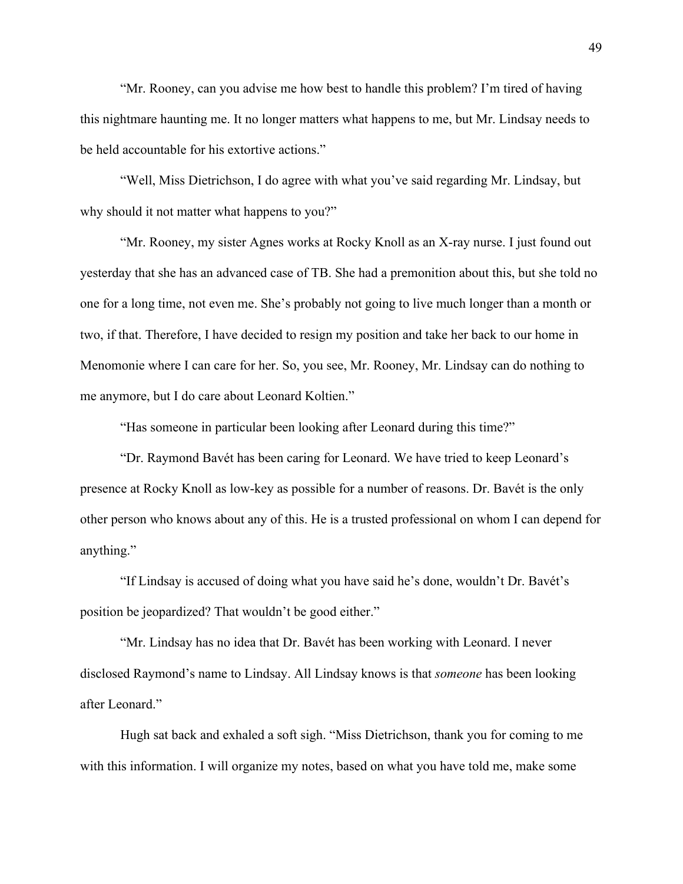"Mr. Rooney, can you advise me how best to handle this problem? I'm tired of having this nightmare haunting me. It no longer matters what happens to me, but Mr. Lindsay needs to be held accountable for his extortive actions."

"Well, Miss Dietrichson, I do agree with what you've said regarding Mr. Lindsay, but why should it not matter what happens to you?"

"Mr. Rooney, my sister Agnes works at Rocky Knoll as an X-ray nurse. I just found out yesterday that she has an advanced case of TB. She had a premonition about this, but she told no one for a long time, not even me. She's probably not going to live much longer than a month or two, if that. Therefore, I have decided to resign my position and take her back to our home in Menomonie where I can care for her. So, you see, Mr. Rooney, Mr. Lindsay can do nothing to me anymore, but I do care about Leonard Koltien."

"Has someone in particular been looking after Leonard during this time?"

"Dr. Raymond Bavét has been caring for Leonard. We have tried to keep Leonard's presence at Rocky Knoll as low-key as possible for a number of reasons. Dr. Bavét is the only other person who knows about any of this. He is a trusted professional on whom I can depend for anything."

"If Lindsay is accused of doing what you have said he's done, wouldn't Dr. Bavét's position be jeopardized? That wouldn't be good either."

"Mr. Lindsay has no idea that Dr. Bavét has been working with Leonard. I never disclosed Raymond's name to Lindsay. All Lindsay knows is that *someone* has been looking after Leonard."

Hugh sat back and exhaled a soft sigh. "Miss Dietrichson, thank you for coming to me with this information. I will organize my notes, based on what you have told me, make some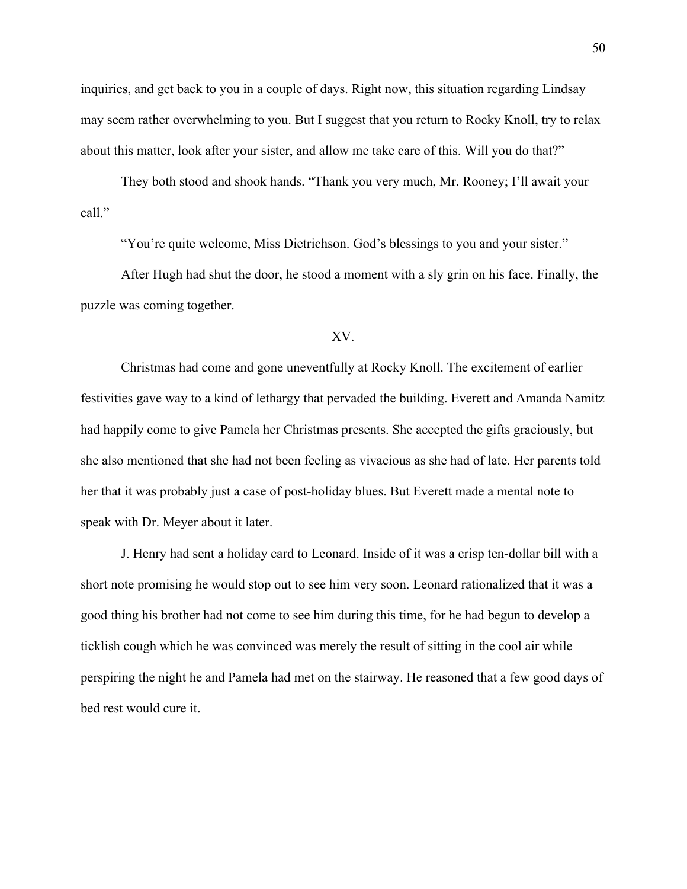inquiries, and get back to you in a couple of days. Right now, this situation regarding Lindsay may seem rather overwhelming to you. But I suggest that you return to Rocky Knoll, try to relax about this matter, look after your sister, and allow me take care of this. Will you do that?"

They both stood and shook hands. "Thank you very much, Mr. Rooney; I'll await your call."

"You're quite welcome, Miss Dietrichson. God's blessings to you and your sister."

After Hugh had shut the door, he stood a moment with a sly grin on his face. Finally, the puzzle was coming together.

## XV.

Christmas had come and gone uneventfully at Rocky Knoll. The excitement of earlier festivities gave way to a kind of lethargy that pervaded the building. Everett and Amanda Namitz had happily come to give Pamela her Christmas presents. She accepted the gifts graciously, but she also mentioned that she had not been feeling as vivacious as she had of late. Her parents told her that it was probably just a case of post-holiday blues. But Everett made a mental note to speak with Dr. Meyer about it later.

J. Henry had sent a holiday card to Leonard. Inside of it was a crisp ten-dollar bill with a short note promising he would stop out to see him very soon. Leonard rationalized that it was a good thing his brother had not come to see him during this time, for he had begun to develop a ticklish cough which he was convinced was merely the result of sitting in the cool air while perspiring the night he and Pamela had met on the stairway. He reasoned that a few good days of bed rest would cure it.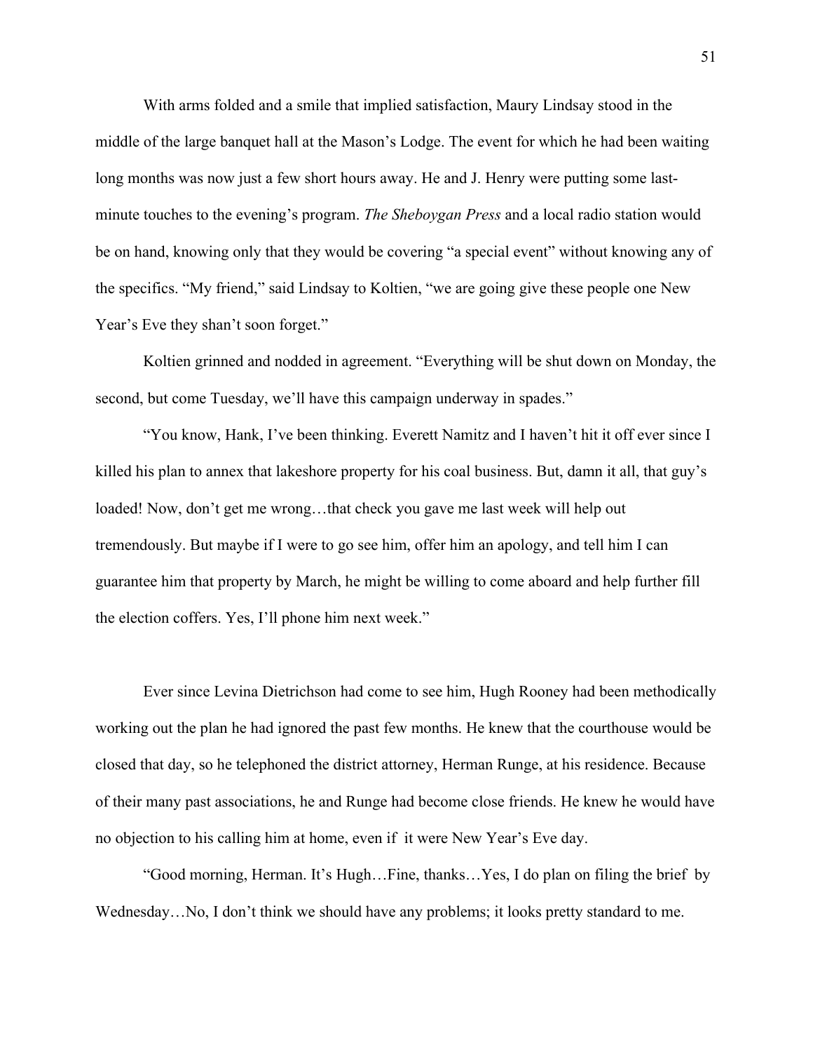With arms folded and a smile that implied satisfaction, Maury Lindsay stood in the middle of the large banquet hall at the Mason's Lodge. The event for which he had been waiting long months was now just a few short hours away. He and J. Henry were putting some last-minute touches to the evening's program. *The Sheboygan Press* and a local radio station would be on hand, knowing only that they would be covering "a special event" without knowing any of the specifics. "My friend," said Lindsay to Koltien, "we are going give these people one New Year's Eve they shan't soon forget."

Koltien grinned and nodded in agreement. "Everything will be shut down on Monday, the second, but come Tuesday, we'll have this campaign underway in spades."

"You know, Hank, I've been thinking. Everett Namitz and I haven't hit it off ever since I killed his plan to annex that lakeshore property for his coal business. But, damn it all, that guy's loaded! Now, don't get me wrong…that check you gave me last week will help out tremendously. But maybe if I were to go see him, offer him an apology, and tell him I can guarantee him that property by March, he might be willing to come aboard and help further fill the election coffers. Yes, I'll phone him next week."

Ever since Levina Dietrichson had come to see him, Hugh Rooney had been methodically working out the plan he had ignored the past few months. He knew that the courthouse would be closed that day, so he telephoned the district attorney, Herman Runge, at his residence. Because of their many past associations, he and Runge had become close friends. He knew he would have no objection to his calling him at home, even if it were New Year's Eve day.

"Good morning, Herman. It's Hugh…Fine, thanks…Yes, I do plan on filing the brief by Wednesday…No, I don't think we should have any problems; it looks pretty standard to me.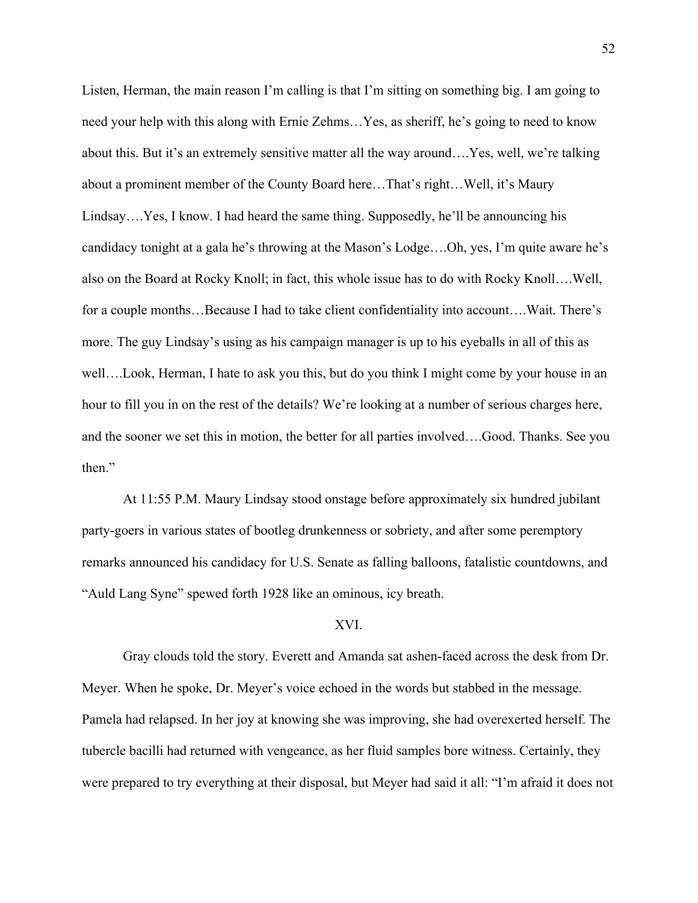Listen, Herman, the main reason I'm calling is that I'm sitting on something big. I am going to need your help with this along with Ernie Zehms…Yes, as sheriff, he's going to need to know about this. But it's an extremely sensitive matter all the way around….Yes, well, we're talking about a prominent member of the County Board here…That's right…Well, it's Maury Lindsay….Yes, I know. I had heard the same thing. Supposedly, he'll be announcing his candidacy tonight at a gala he's throwing at the Mason's Lodge….Oh, yes, I'm quite aware he's also on the Board at Rocky Knoll; in fact, this whole issue has to do with Rocky Knoll….Well, for a couple months…Because I had to take client confidentiality into account….Wait. There's more. The guy Lindsay's using as his campaign manager is up to his eyeballs in all of this as well….Look, Herman, I hate to ask you this, but do you think I might come by your house in an hour to fill you in on the rest of the details? We're looking at a number of serious charges here, and the sooner we set this in motion, the better for all parties involved….Good. Thanks. See you then."

At 11:55 P.M. Maury Lindsay stood onstage before approximately six hundred jubilant party-goers in various states of bootleg drunkenness or sobriety, and after some peremptory remarks announced his candidacy for U.S. Senate as falling balloons, fatalistic countdowns, and "Auld Lang Syne" spewed forth 1928 like an ominous, icy breath.

## XVI.

Gray clouds told the story. Everett and Amanda sat ashen-faced across the desk from Dr. Meyer. When he spoke, Dr. Meyer's voice echoed in the words but stabbed in the message. Pamela had relapsed. In her joy at knowing she was improving, she had overexerted herself. The tubercle bacilli had returned with vengeance, as her fluid samples bore witness. Certainly, they were prepared to try everything at their disposal, but Meyer had said it all: "I'm afraid it does not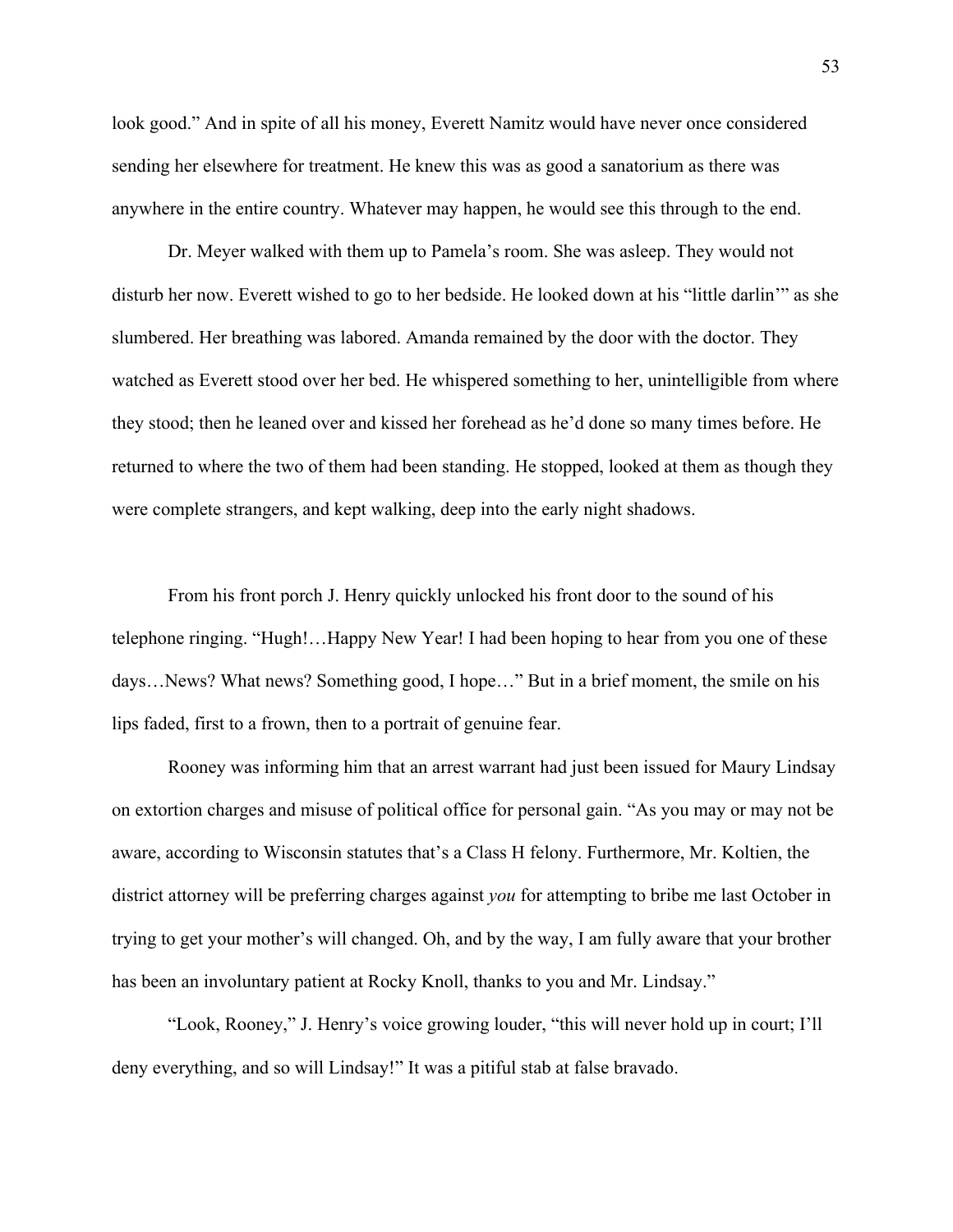look good." And in spite of all his money, Everett Namitz would have never once considered sending her elsewhere for treatment. He knew this was as good a sanatorium as there was anywhere in the entire country. Whatever may happen, he would see this through to the end.

Dr. Meyer walked with them up to Pamela's room. She was asleep. They would not disturb her now. Everett wished to go to her bedside. He looked down at his "little darlin'" as she slumbered. Her breathing was labored. Amanda remained by the door with the doctor. They watched as Everett stood over her bed. He whispered something to her, unintelligible from where they stood; then he leaned over and kissed her forehead as he'd done so many times before. He returned to where the two of them had been standing. He stopped, looked at them as though they were complete strangers, and kept walking, deep into the early night shadows.

From his front porch J. Henry quickly unlocked his front door to the sound of his telephone ringing. "Hugh!…Happy New Year! I had been hoping to hear from you one of these days…News? What news? Something good, I hope…" But in a brief moment, the smile on his lips faded, first to a frown, then to a portrait of genuine fear.

Rooney was informing him that an arrest warrant had just been issued for Maury Lindsay on extortion charges and misuse of political office for personal gain. "As you may or may not be aware, according to Wisconsin statutes that's a Class H felony. Furthermore, Mr. Koltien, the district attorney will be preferring charges against *you* for attempting to bribe me last October in trying to get your mother's will changed. Oh, and by the way, I am fully aware that your brother has been an involuntary patient at Rocky Knoll, thanks to you and Mr. Lindsay."

"Look, Rooney," J. Henry's voice growing louder, "this will never hold up in court; I'll deny everything, and so will Lindsay!" It was a pitiful stab at false bravado.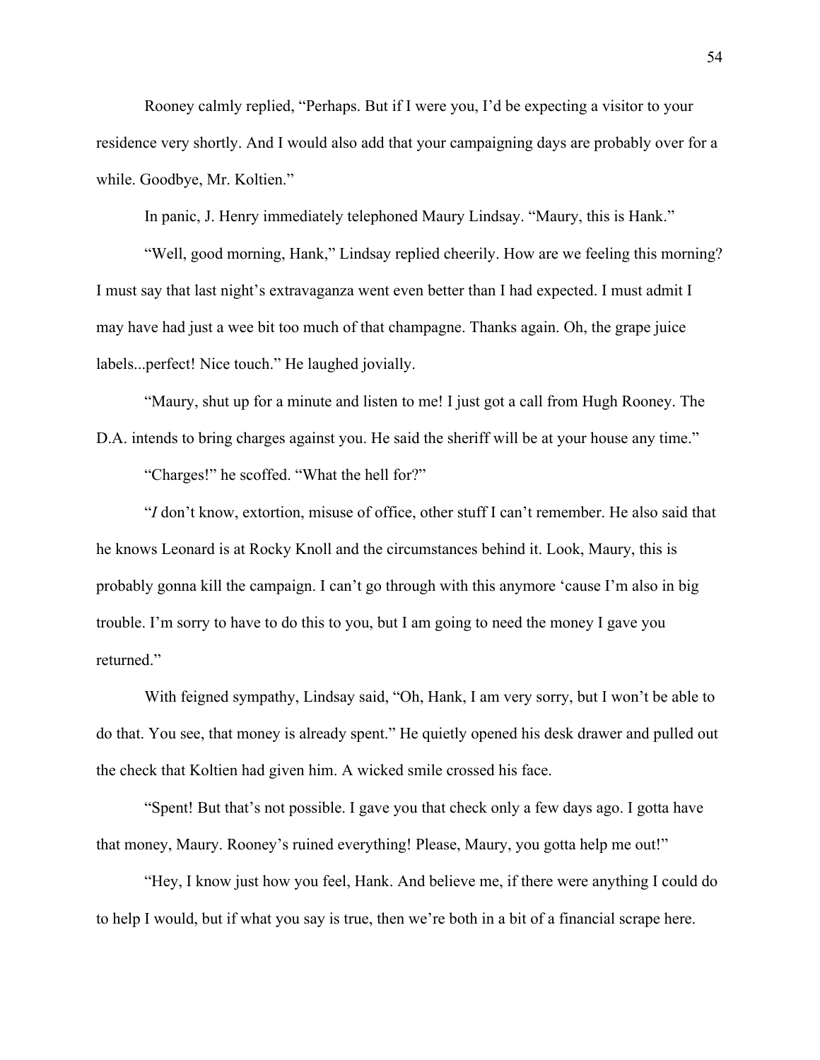Rooney calmly replied, “Perhaps. But if I were you, I’d be expecting a visitor to your residence very shortly. And I would also add that your campaigning days are probably over for a while. Goodbye, Mr. Koltien.”

In panic, J. Henry immediately telephoned Maury Lindsay. “Maury, this is Hank.”

“Well, good morning, Hank,” Lindsay replied cheerily. How are we feeling this morning? I must say that last night’s extravaganza went even better than I had expected. I must admit I may have had just a wee bit too much of that champagne. Thanks again. Oh, the grape juice labels...perfect! Nice touch.” He laughed jovially.

“Maury, shut up for a minute and listen to me! I just got a call from Hugh Rooney. The D.A. intends to bring charges against you. He said the sheriff will be at your house any time.”

“Charges!” he scoffed. “What the hell for?”

“*I* don’t know, extortion, misuse of office, other stuff I can’t remember. He also said that he knows Leonard is at Rocky Knoll and the circumstances behind it. Look, Maury, this is probably gonna kill the campaign. I can’t go through with this anymore ‘cause I’m also in big trouble. I’m sorry to have to do this to you, but I am going to need the money I gave you returned.”

With feigned sympathy, Lindsay said, “Oh, Hank, I am very sorry, but I won’t be able to do that. You see, that money is already spent.” He quietly opened his desk drawer and pulled out the check that Koltien had given him. A wicked smile crossed his face.

“Spent! But that’s not possible. I gave you that check only a few days ago. I gotta have that money, Maury. Rooney’s ruined everything! Please, Maury, you gotta help me out!”

“Hey, I know just how you feel, Hank. And believe me, if there were anything I could do to help I would, but if what you say is true, then we’re both in a bit of a financial scrape here.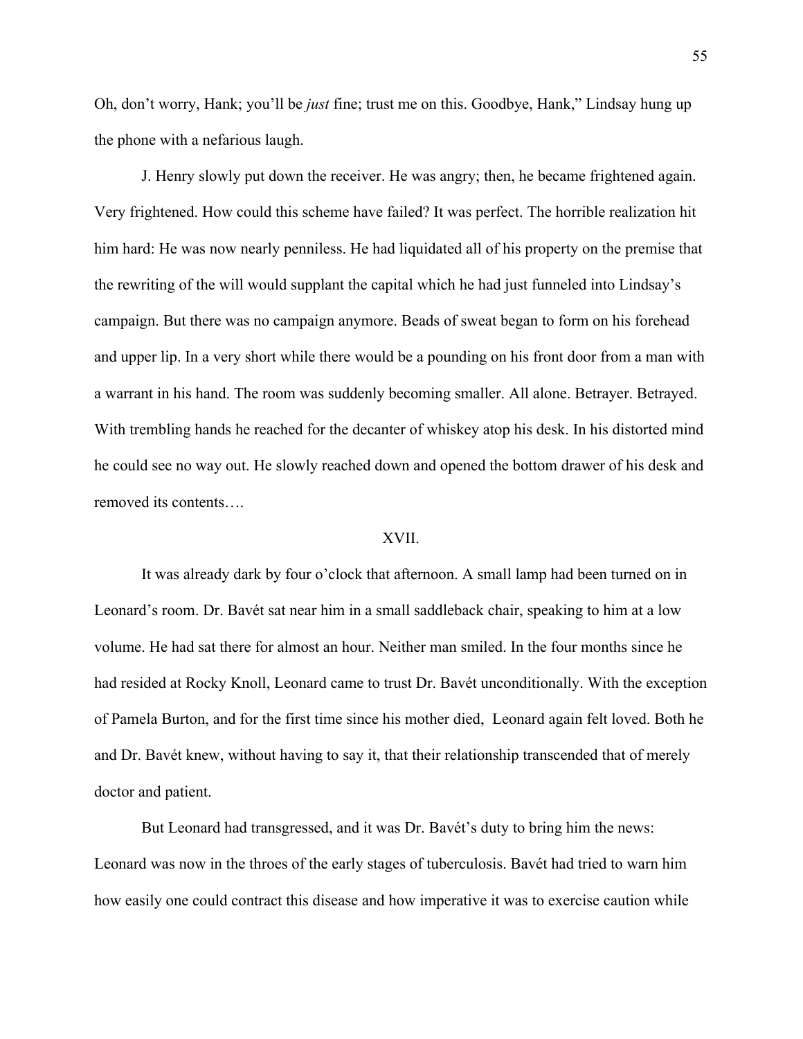Oh, don't worry, Hank; you'll be *just* fine; trust me on this. Goodbye, Hank," Lindsay hung up the phone with a nefarious laugh.

J. Henry slowly put down the receiver. He was angry; then, he became frightened again. Very frightened. How could this scheme have failed? It was perfect. The horrible realization hit him hard: He was now nearly penniless. He had liquidated all of his property on the premise that the rewriting of the will would supplant the capital which he had just funneled into Lindsay's campaign. But there was no campaign anymore. Beads of sweat began to form on his forehead and upper lip. In a very short while there would be a pounding on his front door from a man with a warrant in his hand. The room was suddenly becoming smaller. All alone. Betrayer. Betrayed. With trembling hands he reached for the decanter of whiskey atop his desk. In his distorted mind he could see no way out. He slowly reached down and opened the bottom drawer of his desk and removed its contents….

## XVII.

It was already dark by four o'clock that afternoon. A small lamp had been turned on in Leonard's room. Dr. Bavét sat near him in a small saddleback chair, speaking to him at a low volume. He had sat there for almost an hour. Neither man smiled. In the four months since he had resided at Rocky Knoll, Leonard came to trust Dr. Bavét unconditionally. With the exception of Pamela Burton, and for the first time since his mother died, Leonard again felt loved. Both he and Dr. Bavét knew, without having to say it, that their relationship transcended that of merely doctor and patient.

But Leonard had transgressed, and it was Dr. Bavét's duty to bring him the news: Leonard was now in the throes of the early stages of tuberculosis. Bavét had tried to warn him how easily one could contract this disease and how imperative it was to exercise caution while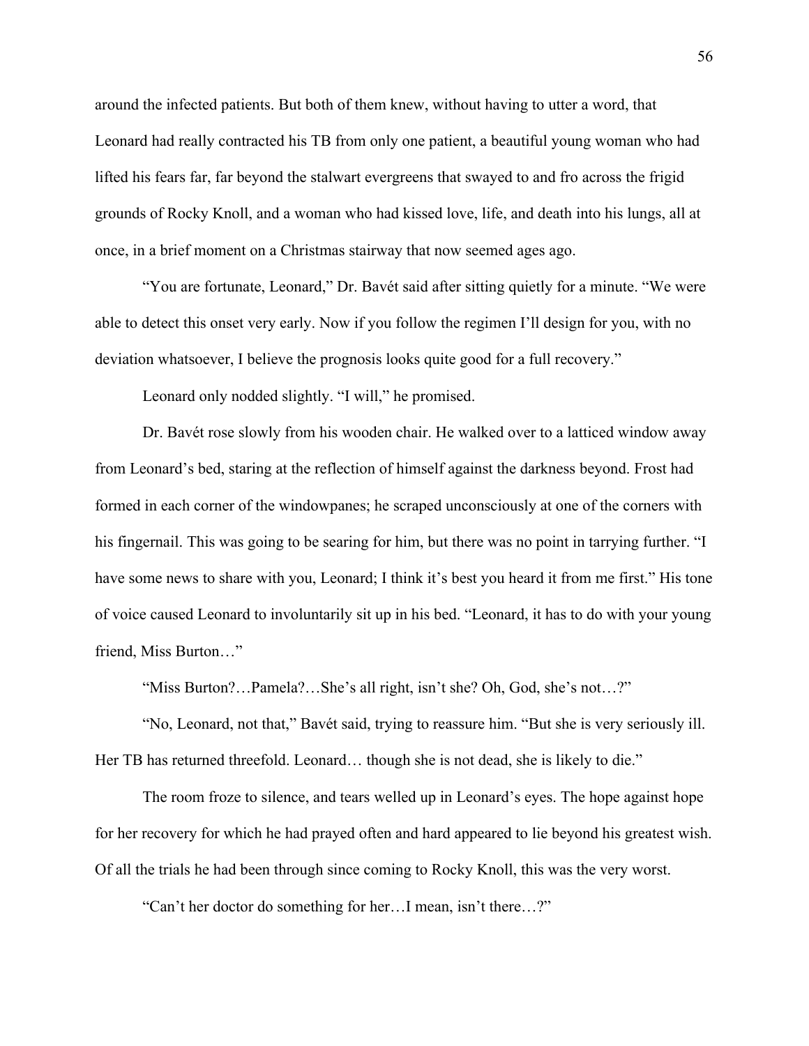around the infected patients. But both of them knew, without having to utter a word, that Leonard had really contracted his TB from only one patient, a beautiful young woman who had lifted his fears far, far beyond the stalwart evergreens that swayed to and fro across the frigid grounds of Rocky Knoll, and a woman who had kissed love, life, and death into his lungs, all at once, in a brief moment on a Christmas stairway that now seemed ages ago.

"You are fortunate, Leonard," Dr. Bavét said after sitting quietly for a minute. "We were able to detect this onset very early. Now if you follow the regimen I'll design for you, with no deviation whatsoever, I believe the prognosis looks quite good for a full recovery."

Leonard only nodded slightly. "I will," he promised.

Dr. Bavét rose slowly from his wooden chair. He walked over to a latticed window away from Leonard's bed, staring at the reflection of himself against the darkness beyond. Frost had formed in each corner of the windowpanes; he scraped unconsciously at one of the corners with his fingernail. This was going to be searing for him, but there was no point in tarrying further. "I have some news to share with you, Leonard; I think it's best you heard it from me first." His tone of voice caused Leonard to involuntarily sit up in his bed. "Leonard, it has to do with your young friend, Miss Burton…"

"Miss Burton?…Pamela?…She's all right, isn't she? Oh, God, she's not…?"

"No, Leonard, not that," Bavét said, trying to reassure him. "But she is very seriously ill. Her TB has returned threefold. Leonard… though she is not dead, she is likely to die."

The room froze to silence, and tears welled up in Leonard's eyes. The hope against hope for her recovery for which he had prayed often and hard appeared to lie beyond his greatest wish. Of all the trials he had been through since coming to Rocky Knoll, this was the very worst.

"Can't her doctor do something for her…I mean, isn't there…?"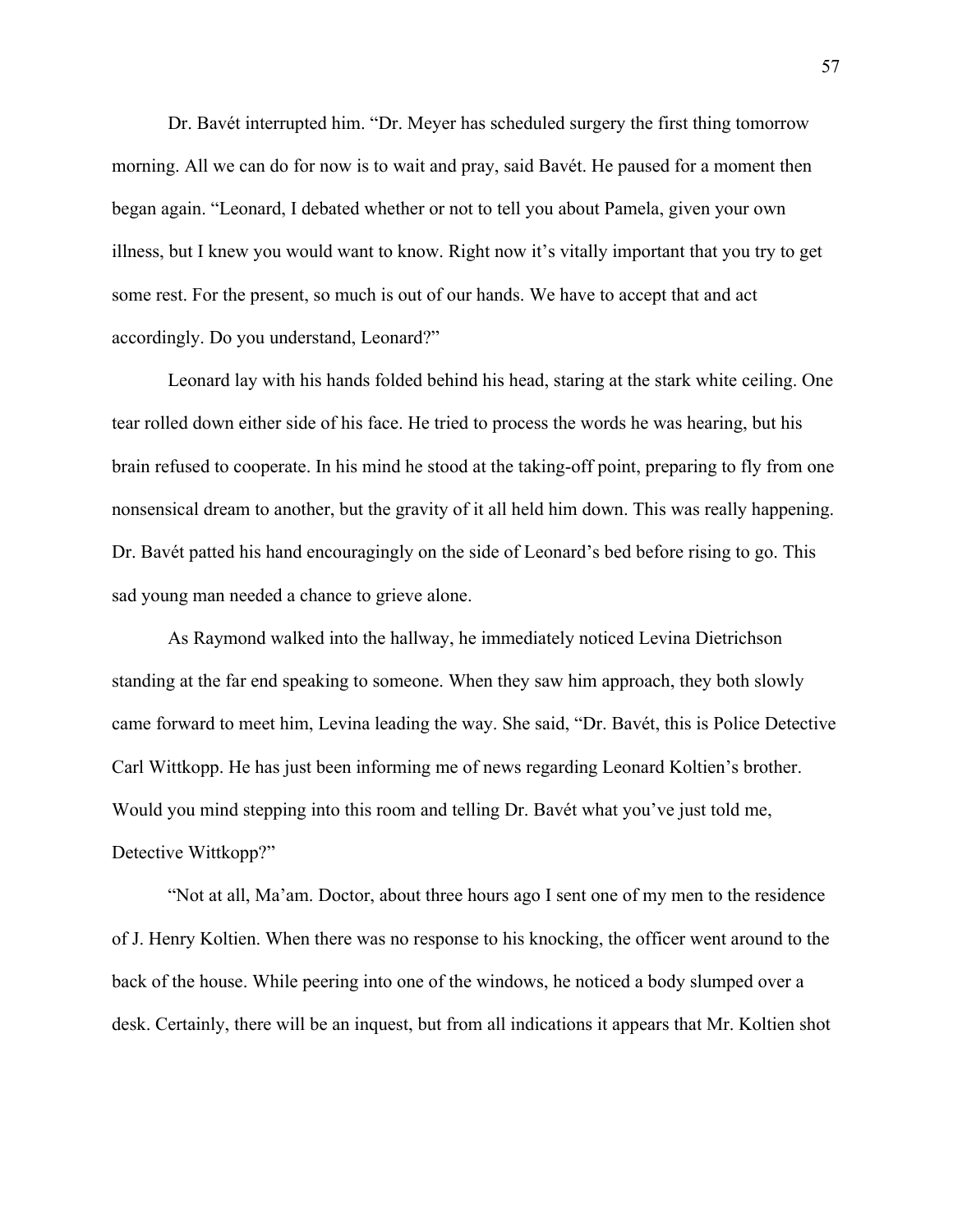Dr. Bavét interrupted him. "Dr. Meyer has scheduled surgery the first thing tomorrow morning. All we can do for now is to wait and pray, said Bavét. He paused for a moment then began again. "Leonard, I debated whether or not to tell you about Pamela, given your own illness, but I knew you would want to know. Right now it's vitally important that you try to get some rest. For the present, so much is out of our hands. We have to accept that and act accordingly. Do you understand, Leonard?"

Leonard lay with his hands folded behind his head, staring at the stark white ceiling. One tear rolled down either side of his face. He tried to process the words he was hearing, but his brain refused to cooperate. In his mind he stood at the taking-off point, preparing to fly from one nonsensical dream to another, but the gravity of it all held him down. This was really happening. Dr. Bavét patted his hand encouragingly on the side of Leonard's bed before rising to go. This sad young man needed a chance to grieve alone.

As Raymond walked into the hallway, he immediately noticed Levina Dietrichson standing at the far end speaking to someone. When they saw him approach, they both slowly came forward to meet him, Levina leading the way. She said, "Dr. Bavét, this is Police Detective Carl Wittkopp. He has just been informing me of news regarding Leonard Koltien's brother. Would you mind stepping into this room and telling Dr. Bavét what you've just told me, Detective Wittkopp?"

"Not at all, Ma'am. Doctor, about three hours ago I sent one of my men to the residence of J. Henry Koltien. When there was no response to his knocking, the officer went around to the back of the house. While peering into one of the windows, he noticed a body slumped over a desk. Certainly, there will be an inquest, but from all indications it appears that Mr. Koltien shot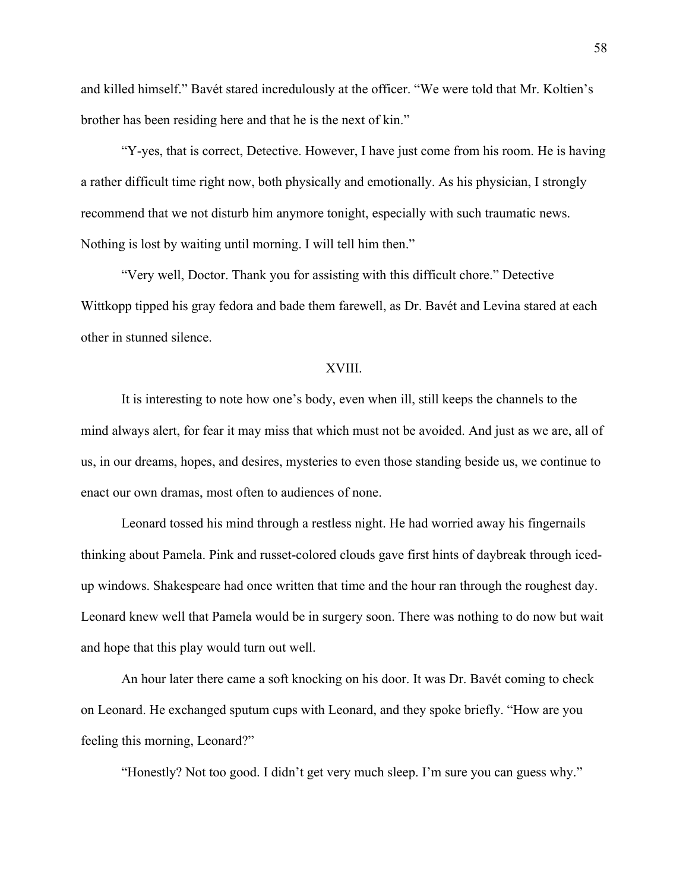and killed himself." Bavét stared incredulously at the officer. "We were told that Mr. Koltien's brother has been residing here and that he is the next of kin."

"Y-yes, that is correct, Detective. However, I have just come from his room. He is having a rather difficult time right now, both physically and emotionally. As his physician, I strongly recommend that we not disturb him anymore tonight, especially with such traumatic news. Nothing is lost by waiting until morning. I will tell him then."

"Very well, Doctor. Thank you for assisting with this difficult chore." Detective Wittkopp tipped his gray fedora and bade them farewell, as Dr. Bavét and Levina stared at each other in stunned silence.

## XVIII.

It is interesting to note how one's body, even when ill, still keeps the channels to the mind always alert, for fear it may miss that which must not be avoided. And just as we are, all of us, in our dreams, hopes, and desires, mysteries to even those standing beside us, we continue to enact our own dramas, most often to audiences of none.

Leonard tossed his mind through a restless night. He had worried away his fingernails thinking about Pamela. Pink and russet-colored clouds gave first hints of daybreak through iced-up windows. Shakespeare had once written that time and the hour ran through the roughest day. Leonard knew well that Pamela would be in surgery soon. There was nothing to do now but wait and hope that this play would turn out well.

An hour later there came a soft knocking on his door. It was Dr. Bavét coming to check on Leonard. He exchanged sputum cups with Leonard, and they spoke briefly. "How are you feeling this morning, Leonard?"

"Honestly? Not too good. I didn't get very much sleep. I'm sure you can guess why."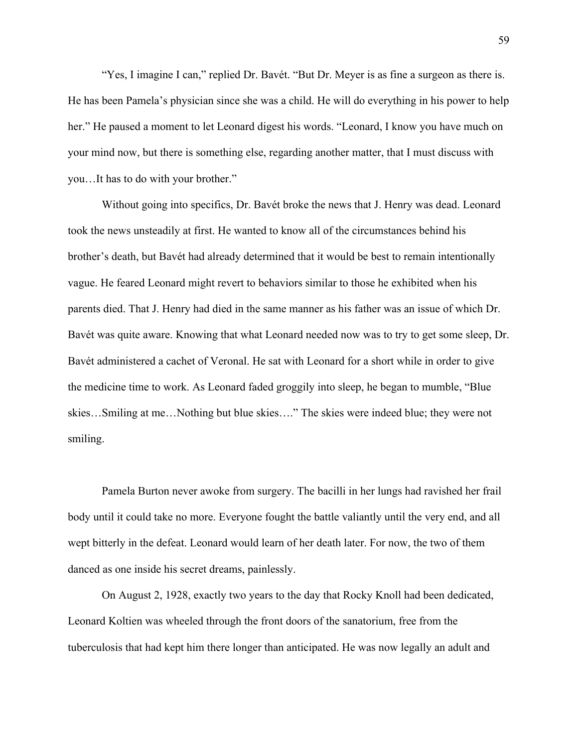"Yes, I imagine I can," replied Dr. Bavét. "But Dr. Meyer is as fine a surgeon as there is. He has been Pamela's physician since she was a child. He will do everything in his power to help her." He paused a moment to let Leonard digest his words. "Leonard, I know you have much on your mind now, but there is something else, regarding another matter, that I must discuss with you…It has to do with your brother."

Without going into specifics, Dr. Bavét broke the news that J. Henry was dead. Leonard took the news unsteadily at first. He wanted to know all of the circumstances behind his brother's death, but Bavét had already determined that it would be best to remain intentionally vague. He feared Leonard might revert to behaviors similar to those he exhibited when his parents died. That J. Henry had died in the same manner as his father was an issue of which Dr. Bavét was quite aware. Knowing that what Leonard needed now was to try to get some sleep, Dr. Bavét administered a cachet of Veronal. He sat with Leonard for a short while in order to give the medicine time to work. As Leonard faded groggily into sleep, he began to mumble, "Blue skies…Smiling at me…Nothing but blue skies…." The skies were indeed blue; they were not smiling.

Pamela Burton never awoke from surgery. The bacilli in her lungs had ravished her frail body until it could take no more. Everyone fought the battle valiantly until the very end, and all wept bitterly in the defeat. Leonard would learn of her death later. For now, the two of them danced as one inside his secret dreams, painlessly.

On August 2, 1928, exactly two years to the day that Rocky Knoll had been dedicated, Leonard Koltien was wheeled through the front doors of the sanatorium, free from the tuberculosis that had kept him there longer than anticipated. He was now legally an adult and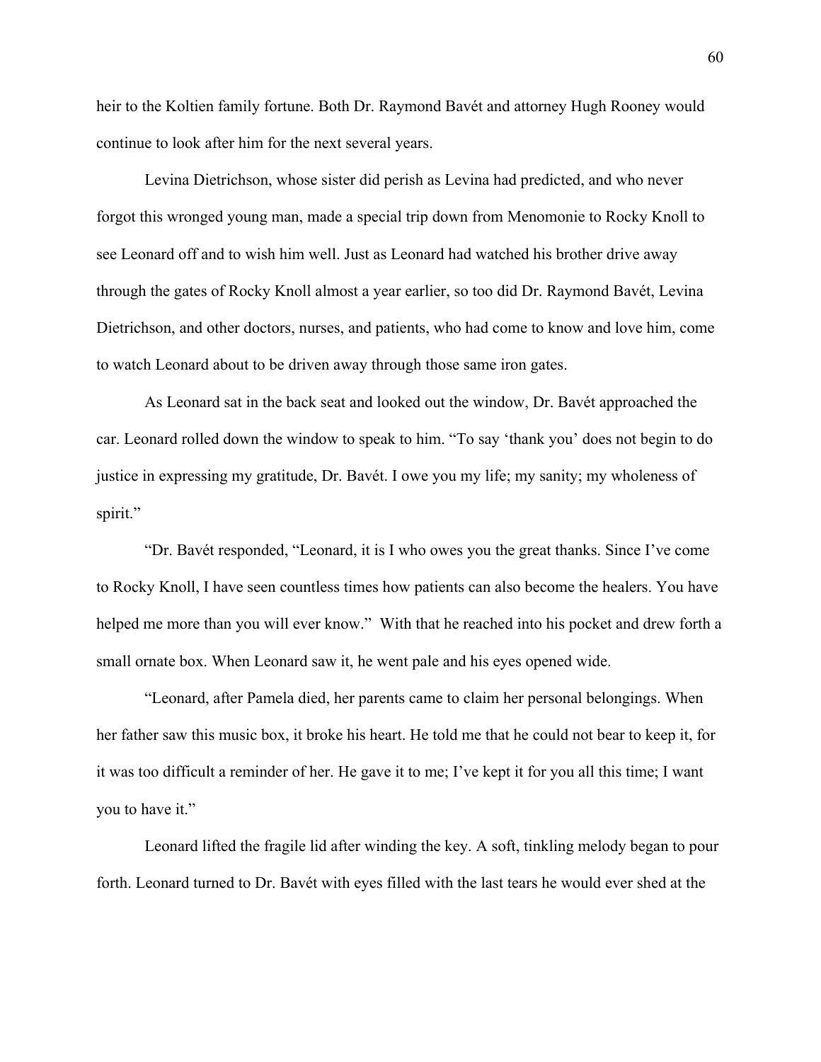heir to the Koltien family fortune. Both Dr. Raymond Bavét and attorney Hugh Rooney would continue to look after him for the next several years.

Levina Dietrichson, whose sister did perish as Levina had predicted, and who never forgot this wronged young man, made a special trip down from Menomonie to Rocky Knoll to see Leonard off and to wish him well. Just as Leonard had watched his brother drive away through the gates of Rocky Knoll almost a year earlier, so too did Dr. Raymond Bavét, Levina Dietrichson, and other doctors, nurses, and patients, who had come to know and love him, come to watch Leonard about to be driven away through those same iron gates.

As Leonard sat in the back seat and looked out the window, Dr. Bavét approached the car. Leonard rolled down the window to speak to him. "To say 'thank you' does not begin to do justice in expressing my gratitude, Dr. Bavét. I owe you my life; my sanity; my wholeness of spirit."

"Dr. Bavét responded, "Leonard, it is I who owes you the great thanks. Since I've come to Rocky Knoll, I have seen countless times how patients can also become the healers. You have helped me more than you will ever know." With that he reached into his pocket and drew forth a small ornate box. When Leonard saw it, he went pale and his eyes opened wide.

"Leonard, after Pamela died, her parents came to claim her personal belongings. When her father saw this music box, it broke his heart. He told me that he could not bear to keep it, for it was too difficult a reminder of her. He gave it to me; I've kept it for you all this time; I want you to have it."

Leonard lifted the fragile lid after winding the key. A soft, tinkling melody began to pour forth. Leonard turned to Dr. Bavét with eyes filled with the last tears he would ever shed at the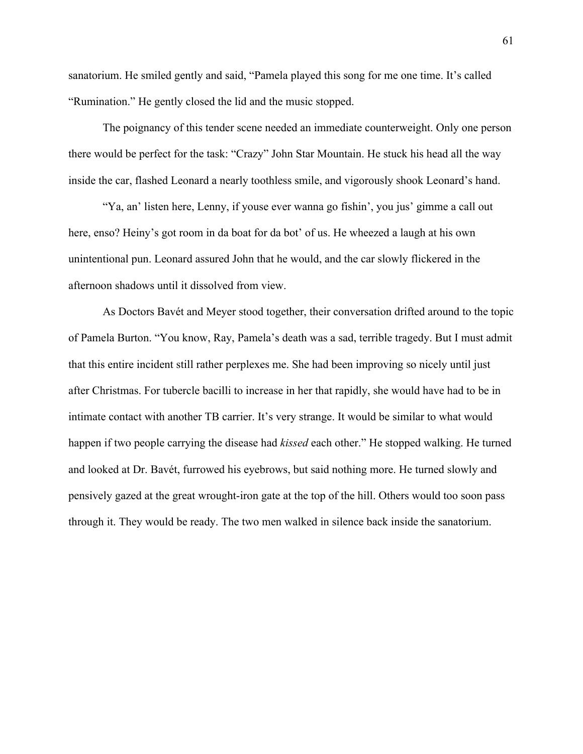sanatorium. He smiled gently and said, "Pamela played this song for me one time. It's called "Rumination." He gently closed the lid and the music stopped.

The poignancy of this tender scene needed an immediate counterweight. Only one person there would be perfect for the task: "Crazy" John Star Mountain. He stuck his head all the way inside the car, flashed Leonard a nearly toothless smile, and vigorously shook Leonard's hand.

"Ya, an' listen here, Lenny, if youse ever wanna go fishin', you jus' gimme a call out here, enso? Heiny's got room in da boat for da bot' of us. He wheezed a laugh at his own unintentional pun. Leonard assured John that he would, and the car slowly flickered in the afternoon shadows until it dissolved from view.

As Doctors Bavét and Meyer stood together, their conversation drifted around to the topic of Pamela Burton. "You know, Ray, Pamela's death was a sad, terrible tragedy. But I must admit that this entire incident still rather perplexes me. She had been improving so nicely until just after Christmas. For tubercle bacilli to increase in her that rapidly, she would have had to be in intimate contact with another TB carrier. It's very strange. It would be similar to what would happen if two people carrying the disease had *kissed* each other." He stopped walking. He turned and looked at Dr. Bavét, furrowed his eyebrows, but said nothing more. He turned slowly and pensively gazed at the great wrought-iron gate at the top of the hill. Others would too soon pass through it. They would be ready. The two men walked in silence back inside the sanatorium.